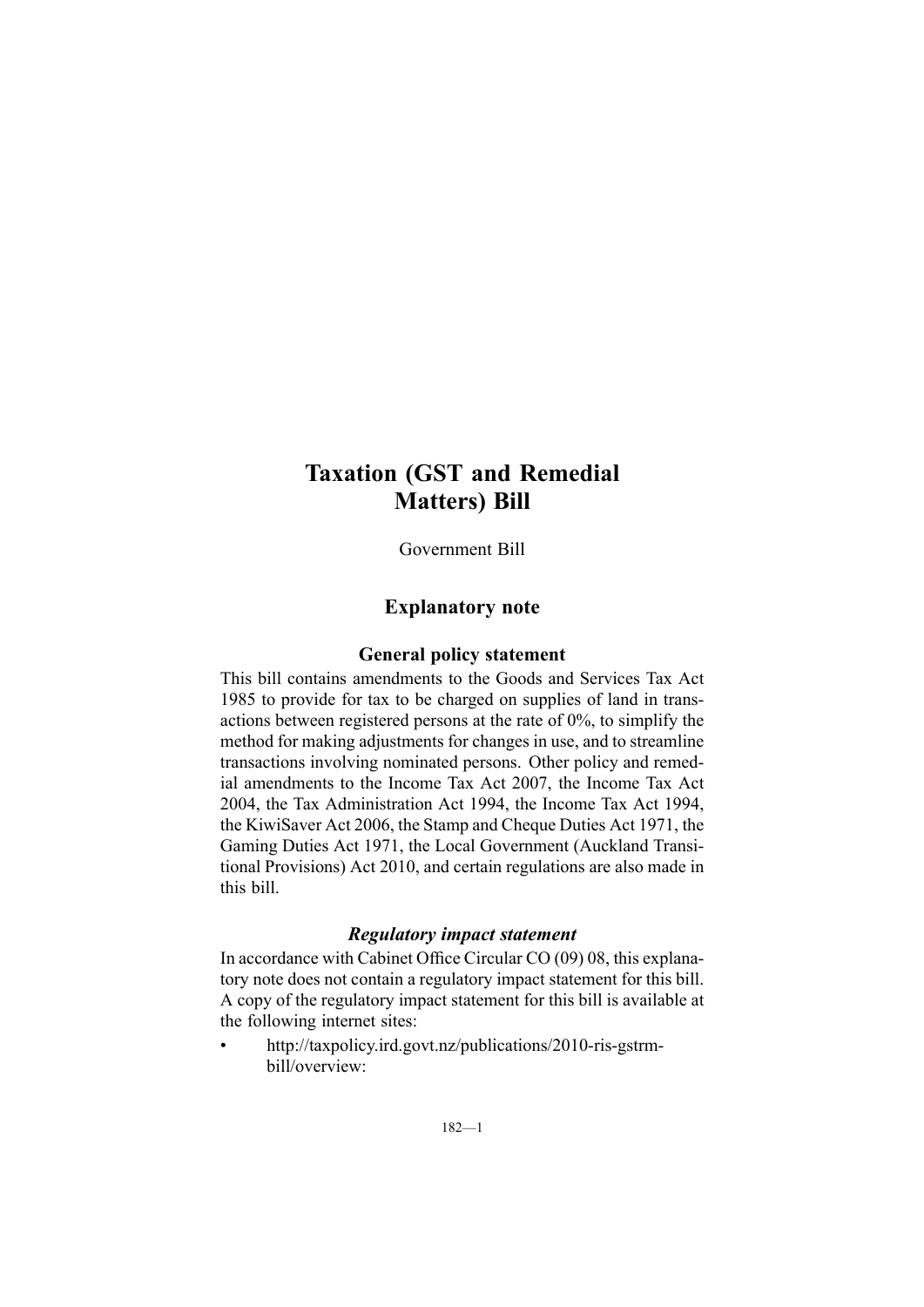# Taxation (GST and Remedial Matters) Bill

Government Bill

## Explanatory note

### General policy statement

This bill contains amendments to the Goods and Services Tax Act 1985 to provide for tax to be charged on supplies of land in transactions between registered persons at the rate of 0%, to simplify the method for making adjustments for changes in use, and to streamline transactions involving nominated persons. Other policy and remedial amendments to the Income Tax Act 2007, the Income Tax Act 2004, the Tax Administration Act 1994, the Income Tax Act 1994, the KiwiSaver Act 2006, the Stamp and Cheque Duties Act 1971, the Gaming Duties Act 1971, the Local Government (Auckland Transitional Provisions) Act 2010, and certain regulations are also made in this bill.

### *Regulatory impact statement*

In accordance with Cabinet Office Circular CO (09) 08, this explanatory note does not contain a regulatory impact statement for this bill. A copy of the regulatory impact statement for this bill is available at the following internet sites:

- http://taxpolicy.ird.govt.nz/publications/2010-ris-gstrm-bill/overview: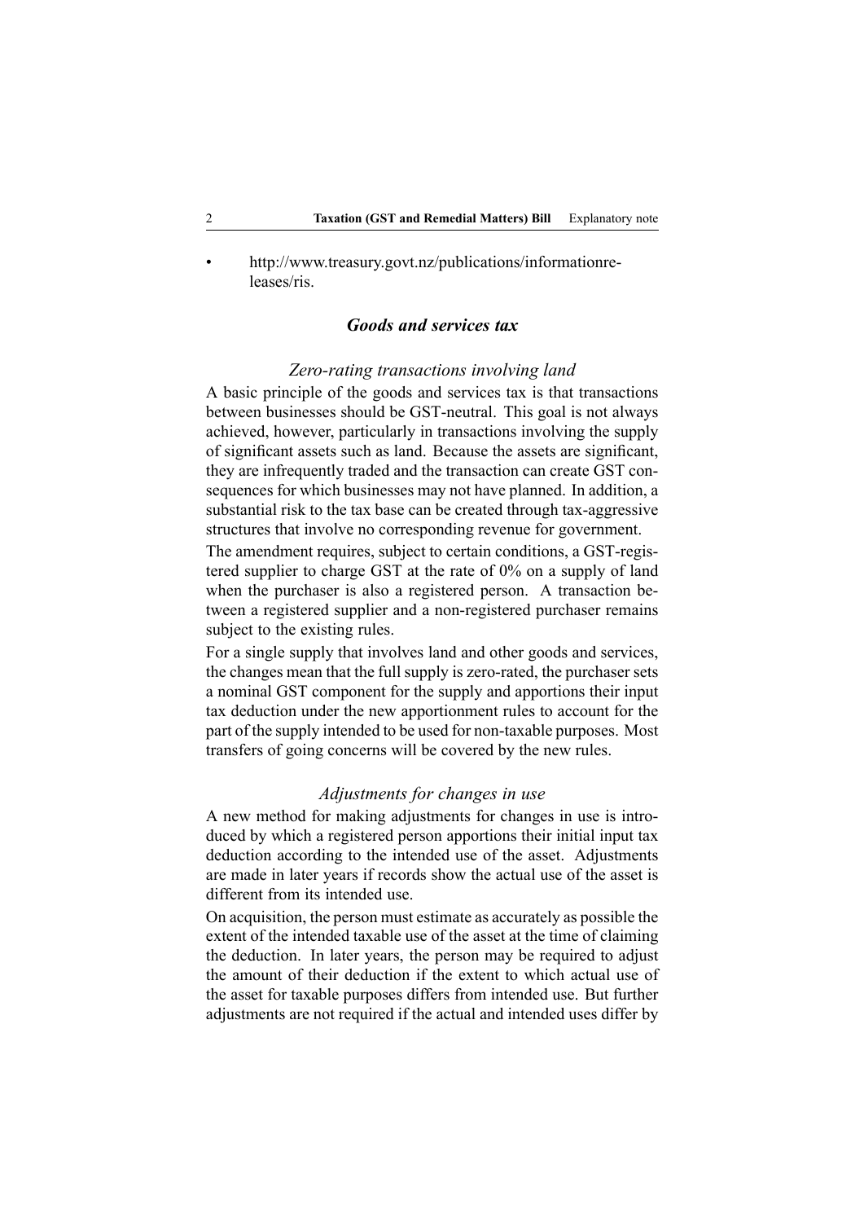- http://www.treasury.govt.nz/publications/informationreleases/ris.

## *Goods and services tax*

### *Zero-rating transactions involving land*

A basic principle of the goods and services tax is that transactions between businesses should be GST-neutral. This goal is not always achieved, however, particularly in transactions involving the supply of significant assets such as land. Because the assets are significant, they are infrequently traded and the transaction can create GST consequences for which businesses may not have planned. In addition, a substantial risk to the tax base can be created through tax-aggressive structures that involve no corresponding revenue for government.

The amendment requires, subject to certain conditions, a GST-registered supplier to charge GST at the rate of 0% on a supply of land when the purchaser is also a registered person. A transaction between a registered supplier and a non-registered purchaser remains subject to the existing rules.

For a single supply that involves land and other goods and services, the changes mean that the full supply is zero-rated, the purchaser sets a nominal GST component for the supply and apportions their input tax deduction under the new apportionment rules to account for the part of the supply intended to be used for non-taxable purposes. Most transfers of going concerns will be covered by the new rules.

### *Adjustments for changes in use*

A new method for making adjustments for changes in use is introduced by which a registered person apportions their initial input tax deduction according to the intended use of the asset. Adjustments are made in later years if records show the actual use of the asset is different from its intended use.

On acquisition, the person must estimate as accurately as possible the extent of the intended taxable use of the asset at the time of claiming the deduction. In later years, the person may be required to adjust the amount of their deduction if the extent to which actual use of the asset for taxable purposes differs from intended use. But further adjustments are not required if the actual and intended uses differ by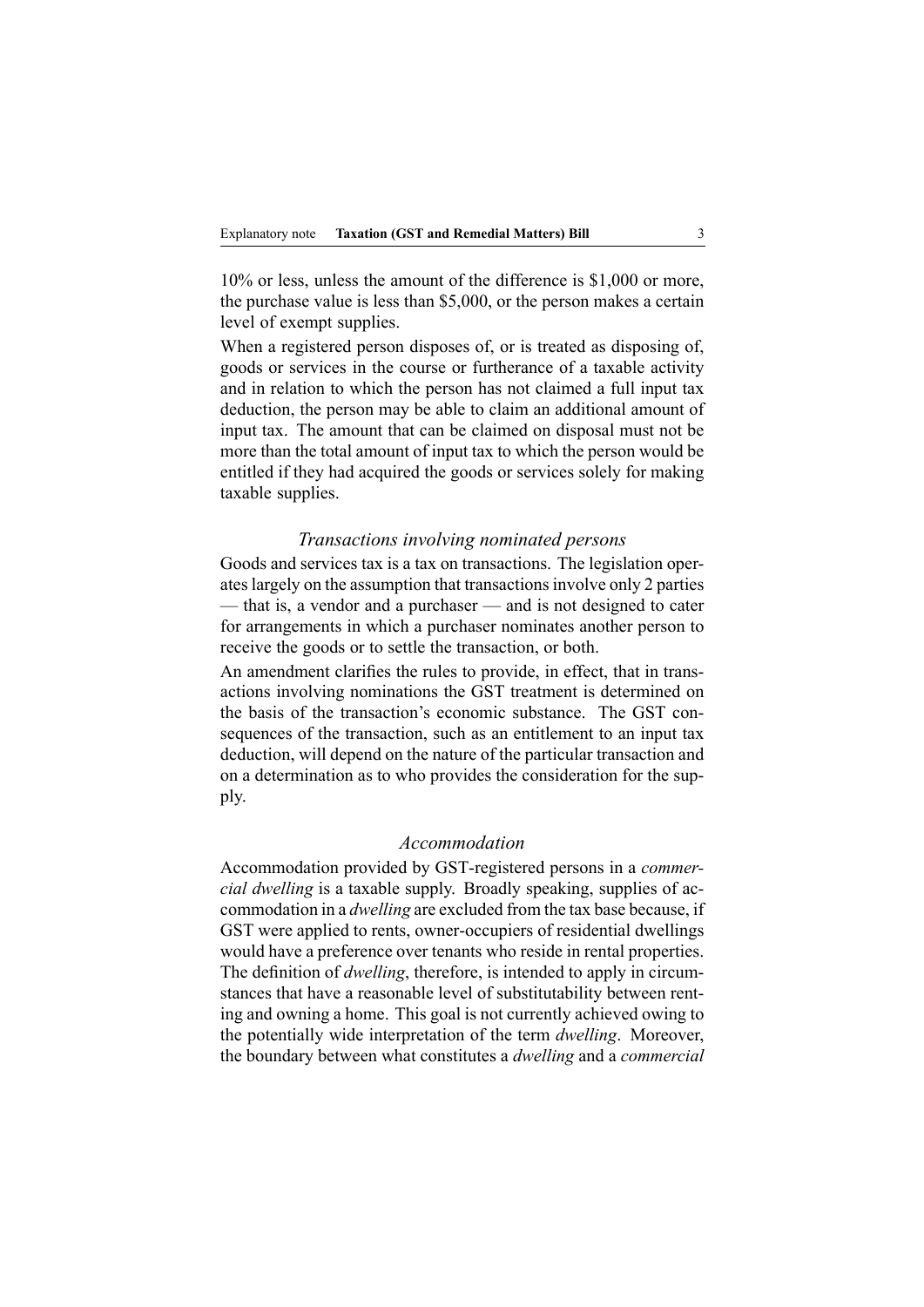10% or less, unless the amount of the difference is $1,000 or more, the purchase value is less than $5,000, or the person makes a certain level of exempt supplies.

When a registered person disposes of, or is treated as disposing of, goods or services in the course or furtherance of a taxable activity and in relation to which the person has not claimed a full input tax deduction, the person may be able to claim an additional amount of input tax. The amount that can be claimed on disposal must not be more than the total amount of input tax to which the person would be entitled if they had acquired the goods or services solely for making taxable supplies.

### *Transactions involving nominated persons*

Goods and services tax is a tax on transactions. The legislation operates largely on the assumption that transactions involve only 2 parties — that is, a vendor and a purchaser — and is not designed to cater for arrangements in which a purchaser nominates another person to receive the goods or to settle the transaction, or both.

An amendment clarifies the rules to provide, in effect, that in transactions involving nominations the GST treatment is determined on the basis of the transaction's economic substance. The GST consequences of the transaction, such as an entitlement to an input tax deduction, will depend on the nature of the particular transaction and on a determination as to who provides the consideration for the supply.

### *Accommodation*

Accommodation provided by GST-registered persons in a *commercial dwelling* is a taxable supply. Broadly speaking, supplies of accommodation in a *dwelling* are excluded from the tax base because, if GST were applied to rents, owner-occupiers of residential dwellings would have a preference over tenants who reside in rental properties. The definition of *dwelling*, therefore, is intended to apply in circumstances that have a reasonable level of substitutability between renting and owning a home. This goal is not currently achieved owing to the potentially wide interpretation of the term *dwelling*. Moreover, the boundary between what constitutes a *dwelling* and a *commercial*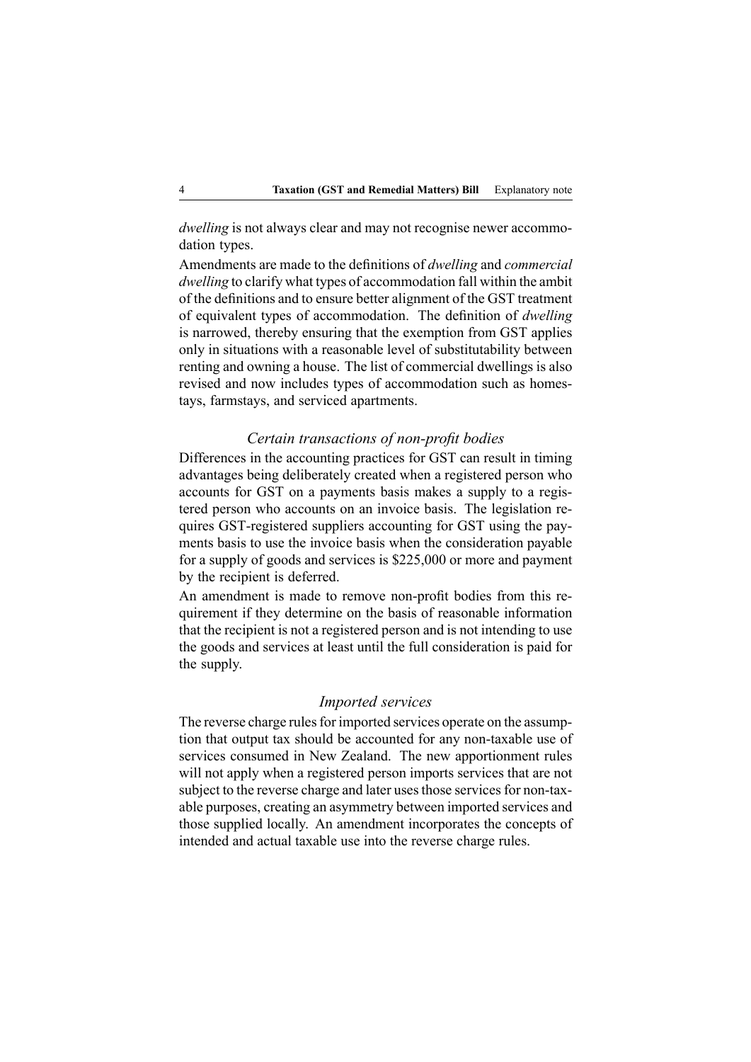*dwelling* is not always clear and may not recognise newer accommodation types.

Amendments are made to the definitions of *dwelling* and *commercial dwelling* to clarify what types of accommodation fall within the ambit of the definitions and to ensure better alignment of the GST treatment of equivalent types of accommodation. The definition of *dwelling* is narrowed, thereby ensuring that the exemption from GST applies only in situations with a reasonable level of substitutability between renting and owning a house. The list of commercial dwellings is also revised and now includes types of accommodation such as homestays, farmstays, and serviced apartments.

### *Certain transactions of non-profit bodies*

Differences in the accounting practices for GST can result in timing advantages being deliberately created when a registered person who accounts for GST on a payments basis makes a supply to a registered person who accounts on an invoice basis. The legislation requires GST-registered suppliers accounting for GST using the payments basis to use the invoice basis when the consideration payable for a supply of goods and services is $225,000 or more and payment by the recipient is deferred.

An amendment is made to remove non-profit bodies from this requirement if they determine on the basis of reasonable information that the recipient is not a registered person and is not intending to use the goods and services at least until the full consideration is paid for the supply.

### *Imported services*

The reverse charge rules for imported services operate on the assumption that output tax should be accounted for any non-taxable use of services consumed in New Zealand. The new apportionment rules will not apply when a registered person imports services that are not subject to the reverse charge and later uses those services for non-taxable purposes, creating an asymmetry between imported services and those supplied locally. An amendment incorporates the concepts of intended and actual taxable use into the reverse charge rules.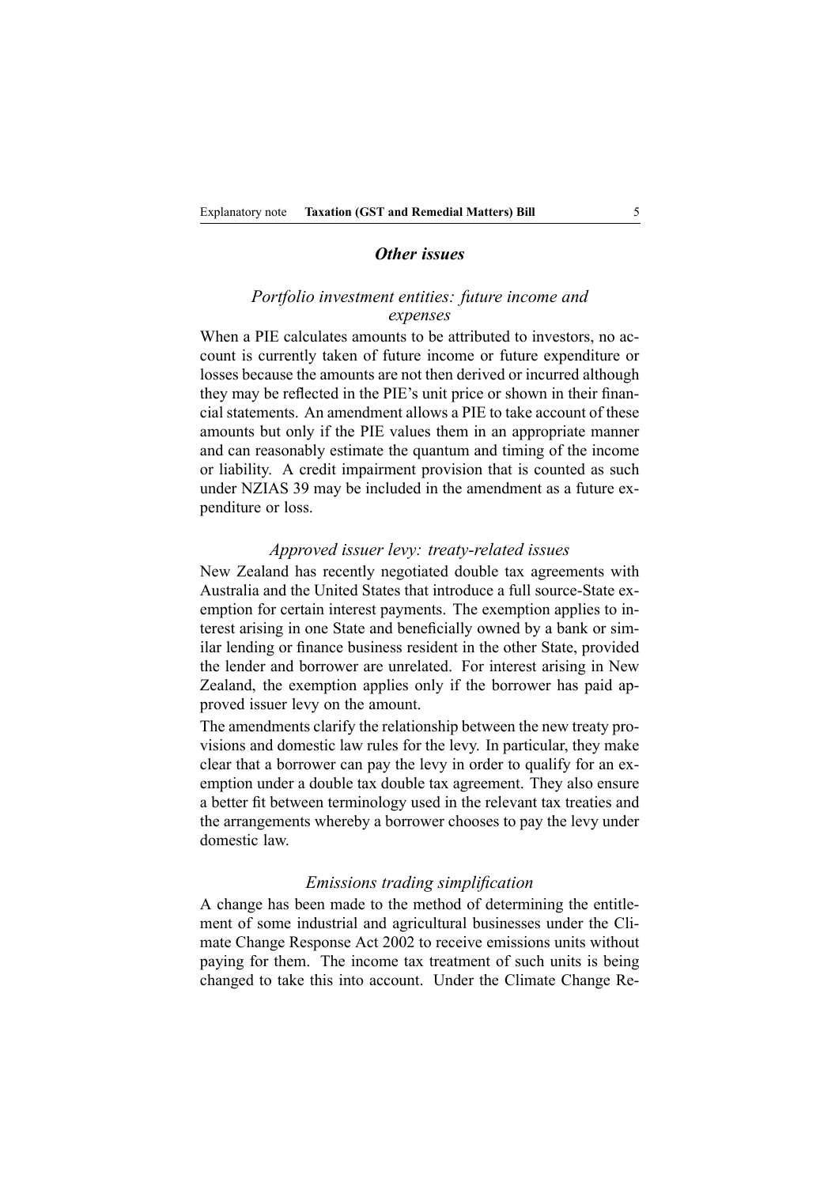## *Other issues*

### *Portfolio investment entities: future income and expenses*

When a PIE calculates amounts to be attributed to investors, no account is currently taken of future income or future expenditure or losses because the amounts are not then derived or incurred although they may be reflected in the PIE's unit price or shown in their financial statements. An amendment allows a PIE to take account of these amounts but only if the PIE values them in an appropriate manner and can reasonably estimate the quantum and timing of the income or liability. A credit impairment provision that is counted as such under NZIAS 39 may be included in the amendment as a future expenditure or loss.

### *Approved issuer levy: treaty-related issues*

New Zealand has recently negotiated double tax agreements with Australia and the United States that introduce a full source-State exemption for certain interest payments. The exemption applies to interest arising in one State and beneficially owned by a bank or similar lending or finance business resident in the other State, provided the lender and borrower are unrelated. For interest arising in New Zealand, the exemption applies only if the borrower has paid approved issuer levy on the amount.

The amendments clarify the relationship between the new treaty provisions and domestic law rules for the levy. In particular, they make clear that a borrower can pay the levy in order to qualify for an exemption under a double tax double tax agreement. They also ensure a better fit between terminology used in the relevant tax treaties and the arrangements whereby a borrower chooses to pay the levy under domestic law.

### *Emissions trading simplification*

A change has been made to the method of determining the entitlement of some industrial and agricultural businesses under the Climate Change Response Act 2002 to receive emissions units without paying for them. The income tax treatment of such units is being changed to take this into account. Under the Climate Change Re-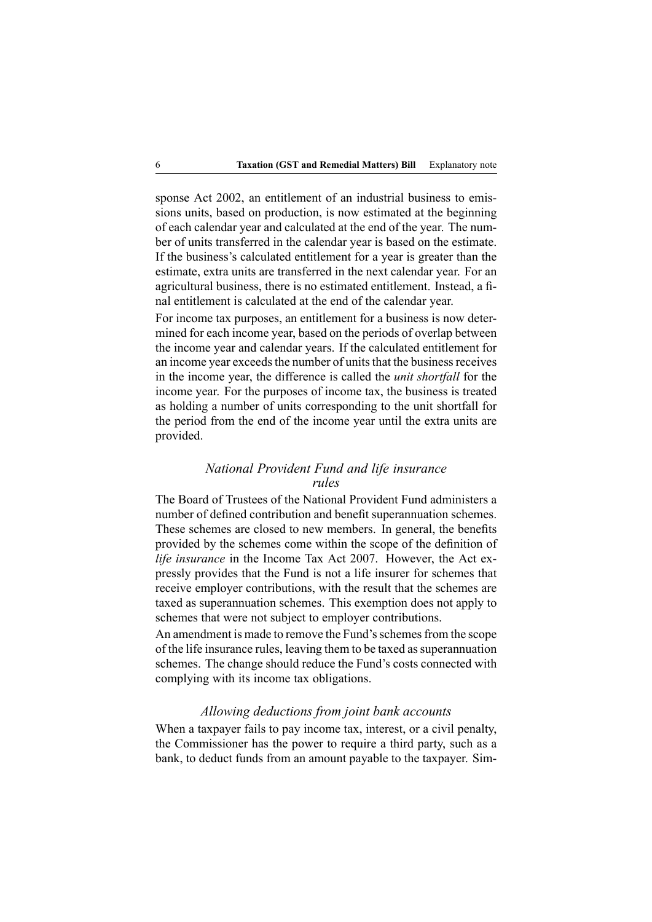sponse Act 2002, an entitlement of an industrial business to emissions units, based on production, is now estimated at the beginning of each calendar year and calculated at the end of the year. The number of units transferred in the calendar year is based on the estimate. If the business's calculated entitlement for a year is greater than the estimate, extra units are transferred in the next calendar year. For an agricultural business, there is no estimated entitlement. Instead, a final entitlement is calculated at the end of the calendar year.

For income tax purposes, an entitlement for a business is now determined for each income year, based on the periods of overlap between the income year and calendar years. If the calculated entitlement for an income year exceeds the number of units that the business receives in the income year, the difference is called the *unit shortfall* for the income year. For the purposes of income tax, the business is treated as holding a number of units corresponding to the unit shortfall for the period from the end of the income year until the extra units are provided.

### *National Provident Fund and life insurance rules*

The Board of Trustees of the National Provident Fund administers a number of defined contribution and benefit superannuation schemes. These schemes are closed to new members. In general, the benefits provided by the schemes come within the scope of the definition of *life insurance* in the Income Tax Act 2007. However, the Act expressly provides that the Fund is not a life insurer for schemes that receive employer contributions, with the result that the schemes are taxed as superannuation schemes. This exemption does not apply to schemes that were not subject to employer contributions.

An amendment is made to remove the Fund's schemes from the scope of the life insurance rules, leaving them to be taxed as superannuation schemes. The change should reduce the Fund's costs connected with complying with its income tax obligations.

### *Allowing deductions from joint bank accounts*

When a taxpayer fails to pay income tax, interest, or a civil penalty, the Commissioner has the power to require a third party, such as a bank, to deduct funds from an amount payable to the taxpayer. Sim-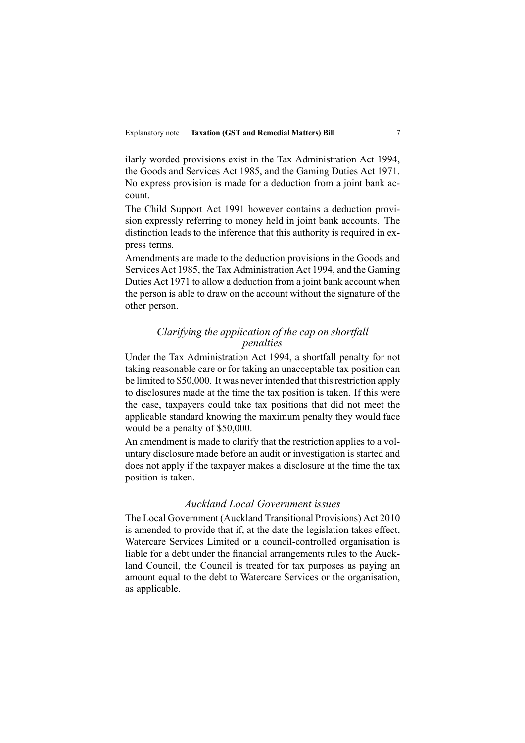ilarly worded provisions exist in the Tax Administration Act 1994, the Goods and Services Act 1985, and the Gaming Duties Act 1971. No express provision is made for a deduction from a joint bank account.

The Child Support Act 1991 however contains a deduction provision expressly referring to money held in joint bank accounts. The distinction leads to the inference that this authority is required in express terms.

Amendments are made to the deduction provisions in the Goods and Services Act 1985, the Tax Administration Act 1994, and the Gaming Duties Act 1971 to allow a deduction from a joint bank account when the person is able to draw on the account without the signature of the other person.

### *Clarifying the application of the cap on shortfall penalties*

Under the Tax Administration Act 1994, a shortfall penalty for not taking reasonable care or for taking an unacceptable tax position can be limited to $50,000. It was never intended that this restriction apply to disclosures made at the time the tax position is taken. If this were the case, taxpayers could take tax positions that did not meet the applicable standard knowing the maximum penalty they would face would be a penalty of $50,000.

An amendment is made to clarify that the restriction applies to a voluntary disclosure made before an audit or investigation is started and does not apply if the taxpayer makes a disclosure at the time the tax position is taken.

### *Auckland Local Government issues*

The Local Government (Auckland Transitional Provisions) Act 2010 is amended to provide that if, at the date the legislation takes effect, Watercare Services Limited or a council-controlled organisation is liable for a debt under the financial arrangements rules to the Auckland Council, the Council is treated for tax purposes as paying an amount equal to the debt to Watercare Services or the organisation, as applicable.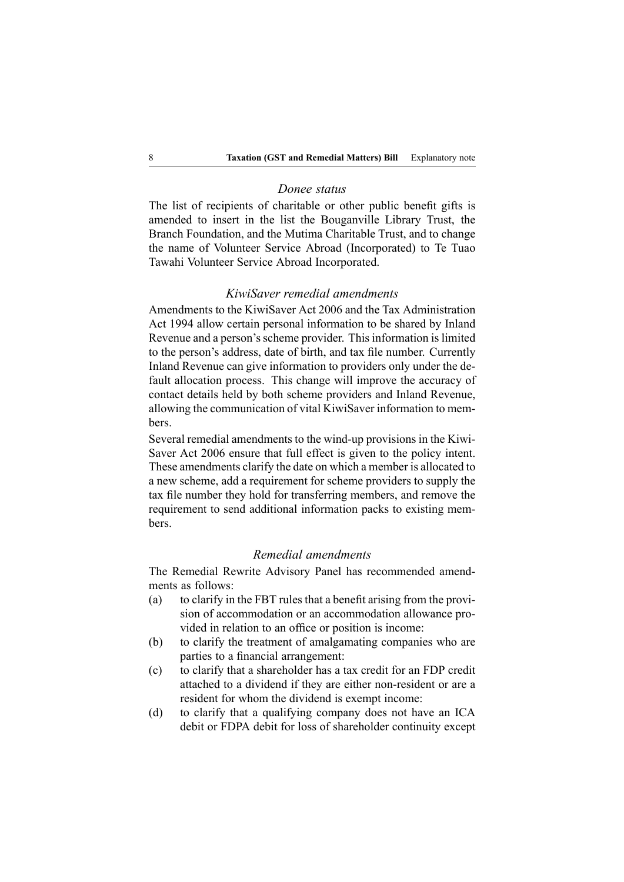### *Donee status*

The list of recipients of charitable or other public benefit gifts is amended to insert in the list the Bouganville Library Trust, the Branch Foundation, and the Mutima Charitable Trust, and to change the name of Volunteer Service Abroad (Incorporated) to Te Tuao Tawahi Volunteer Service Abroad Incorporated.

### *KiwiSaver remedial amendments*

Amendments to the KiwiSaver Act 2006 and the Tax Administration Act 1994 allow certain personal information to be shared by Inland Revenue and a person's scheme provider. This information is limited to the person's address, date of birth, and tax file number. Currently Inland Revenue can give information to providers only under the default allocation process. This change will improve the accuracy of contact details held by both scheme providers and Inland Revenue, allowing the communication of vital KiwiSaver information to members.

Several remedial amendments to the wind-up provisions in the KiwiSaver Act 2006 ensure that full effect is given to the policy intent. These amendments clarify the date on which a member is allocated to a new scheme, add a requirement for scheme providers to supply the tax file number they hold for transferring members, and remove the requirement to send additional information packs to existing members.

### *Remedial amendments*

The Remedial Rewrite Advisory Panel has recommended amendments as follows:

(a) to clarify in the FBT rules that a benefit arising from the provision of accommodation or an accommodation allowance provided in relation to an office or position is income:

(b) to clarify the treatment of amalgamating companies who are parties to a financial arrangement:

(c) to clarify that a shareholder has a tax credit for an FDP credit attached to a dividend if they are either non-resident or are a resident for whom the dividend is exempt income:

(d) to clarify that a qualifying company does not have an ICA debit or FDPA debit for loss of shareholder continuity except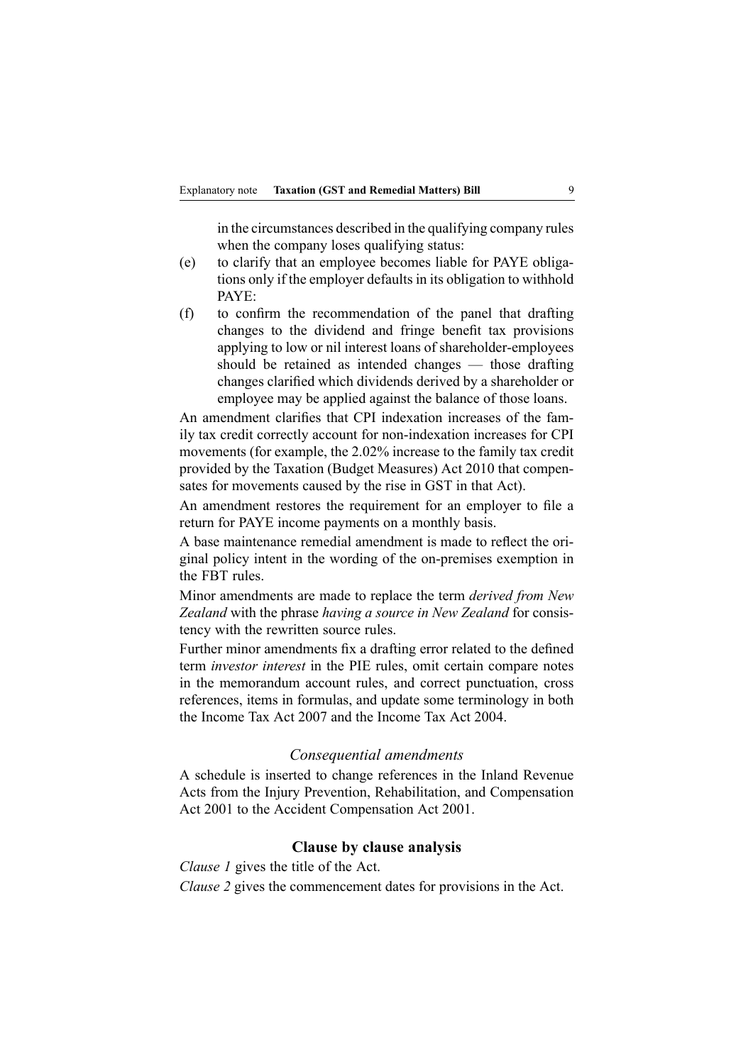in the circumstances described in the qualifying company rules when the company loses qualifying status:

(e) to clarify that an employee becomes liable for PAYE obligations only if the employer defaults in its obligation to withhold PAYE:

(f) to confirm the recommendation of the panel that drafting changes to the dividend and fringe benefit tax provisions applying to low or nil interest loans of shareholder-employees should be retained as intended changes — those drafting changes clarified which dividends derived by a shareholder or employee may be applied against the balance of those loans.

An amendment clarifies that CPI indexation increases of the family tax credit correctly account for non-indexation increases for CPI movements (for example, the 2.02% increase to the family tax credit provided by the Taxation (Budget Measures) Act 2010 that compensates for movements caused by the rise in GST in that Act).

An amendment restores the requirement for an employer to file a return for PAYE income payments on a monthly basis.

A base maintenance remedial amendment is made to reflect the original policy intent in the wording of the on-premises exemption in the FBT rules.

Minor amendments are made to replace the term *derived from New Zealand* with the phrase *having a source in New Zealand* for consistency with the rewritten source rules.

Further minor amendments fix a drafting error related to the defined term *investor interest* in the PIE rules, omit certain compare notes in the memorandum account rules, and correct punctuation, cross references, items in formulas, and update some terminology in both the Income Tax Act 2007 and the Income Tax Act 2004.

### *Consequential amendments*

A schedule is inserted to change references in the Inland Revenue Acts from the Injury Prevention, Rehabilitation, and Compensation Act 2001 to the Accident Compensation Act 2001.

## Clause by clause analysis

*Clause 1* gives the title of the Act.

*Clause 2* gives the commencement dates for provisions in the Act.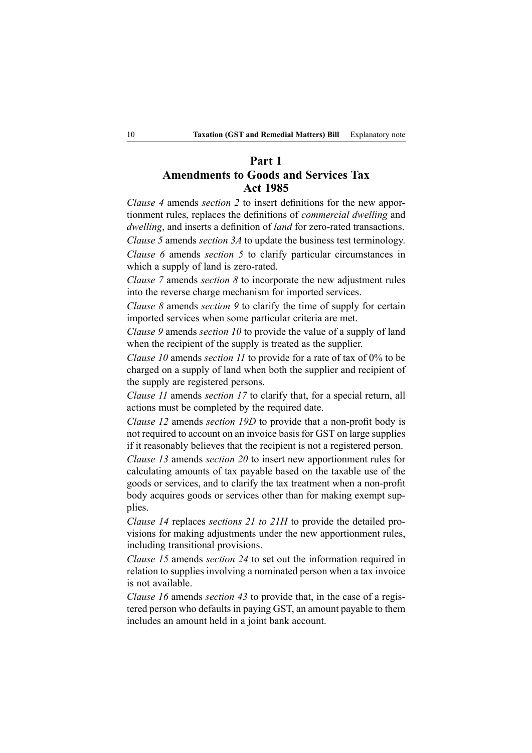## Part 1
## Amendments to Goods and Services Tax Act 1985

*Clause 4* amends *section 2* to insert definitions for the new apportionment rules, replaces the definitions of *commercial dwelling* and *dwelling*, and inserts a definition of *land* for zero-rated transactions.

*Clause 5* amends *section 3A* to update the business test terminology.

*Clause 6* amends *section 5* to clarify particular circumstances in which a supply of land is zero-rated.

*Clause 7* amends *section 8* to incorporate the new adjustment rules into the reverse charge mechanism for imported services.

*Clause 8* amends *section 9* to clarify the time of supply for certain imported services when some particular criteria are met.

*Clause 9* amends *section 10* to provide the value of a supply of land when the recipient of the supply is treated as the supplier.

*Clause 10* amends *section 11* to provide for a rate of tax of 0% to be charged on a supply of land when both the supplier and recipient of the supply are registered persons.

*Clause 11* amends *section 17* to clarify that, for a special return, all actions must be completed by the required date.

*Clause 12* amends *section 19D* to provide that a non-profit body is not required to account on an invoice basis for GST on large supplies if it reasonably believes that the recipient is not a registered person.

*Clause 13* amends *section 20* to insert new apportionment rules for calculating amounts of tax payable based on the taxable use of the goods or services, and to clarify the tax treatment when a non-profit body acquires goods or services other than for making exempt supplies.

*Clause 14* replaces *sections 21 to 21H* to provide the detailed provisions for making adjustments under the new apportionment rules, including transitional provisions.

*Clause 15* amends *section 24* to set out the information required in relation to supplies involving a nominated person when a tax invoice is not available.

*Clause 16* amends *section 43* to provide that, in the case of a registered person who defaults in paying GST, an amount payable to them includes an amount held in a joint bank account.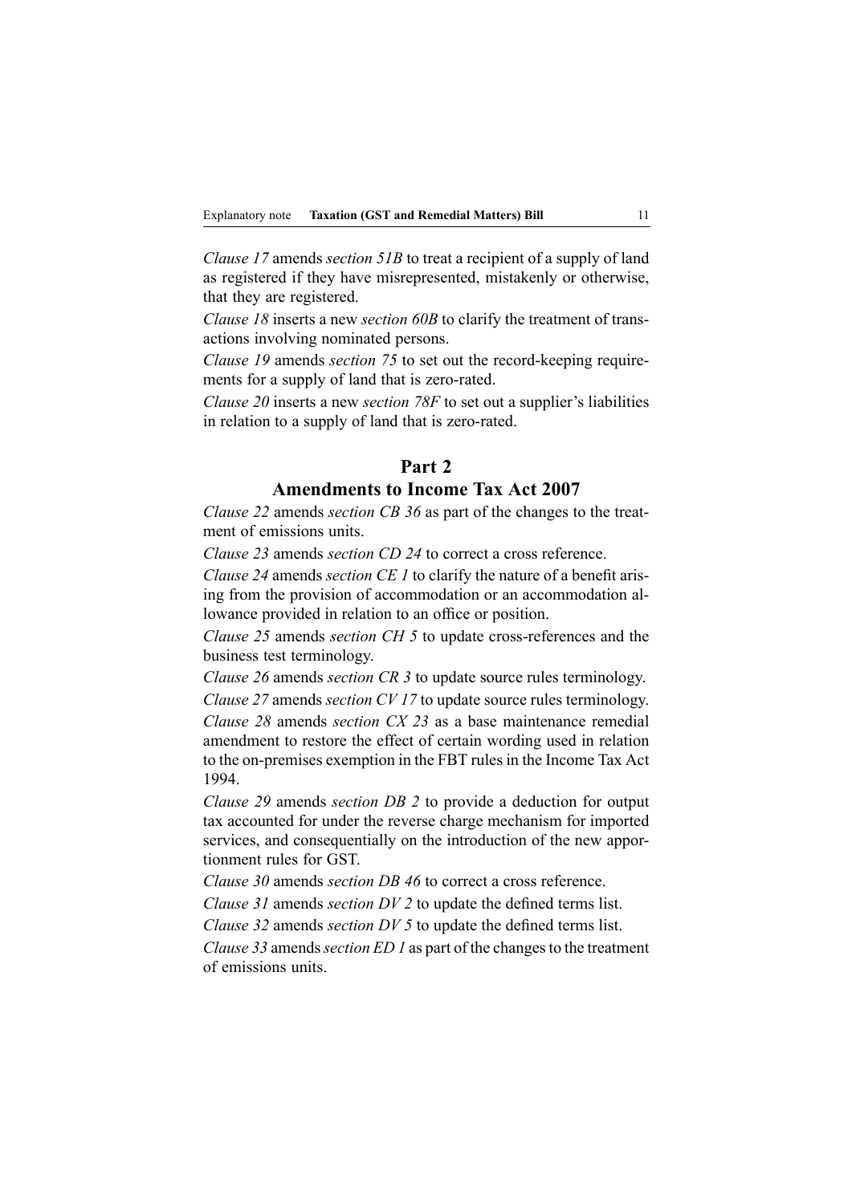*Clause 17* amends *section 51B* to treat a recipient of a supply of land as registered if they have misrepresented, mistakenly or otherwise, that they are registered.

*Clause 18* inserts a new *section 60B* to clarify the treatment of transactions involving nominated persons.

*Clause 19* amends *section 75* to set out the record-keeping requirements for a supply of land that is zero-rated.

*Clause 20* inserts a new *section 78F* to set out a supplier's liabilities in relation to a supply of land that is zero-rated.

## Part 2
## Amendments to Income Tax Act 2007

*Clause 22* amends *section CB 36* as part of the changes to the treatment of emissions units.

*Clause 23* amends *section CD 24* to correct a cross reference.

*Clause 24* amends *section CE 1* to clarify the nature of a benefit arising from the provision of accommodation or an accommodation allowance provided in relation to an office or position.

*Clause 25* amends *section CH 5* to update cross-references and the business test terminology.

*Clause 26* amends *section CR 3* to update source rules terminology.

*Clause 27* amends *section CV 17* to update source rules terminology.

*Clause 28* amends *section CX 23* as a base maintenance remedial amendment to restore the effect of certain wording used in relation to the on-premises exemption in the FBT rules in the Income Tax Act 1994.

*Clause 29* amends *section DB 2* to provide a deduction for output tax accounted for under the reverse charge mechanism for imported services, and consequentially on the introduction of the new apportionment rules for GST.

*Clause 30* amends *section DB 46* to correct a cross reference.

*Clause 31* amends *section DV 2* to update the defined terms list.

*Clause 32* amends *section DV 5* to update the defined terms list.

*Clause 33* amends *section ED 1* as part of the changes to the treatment of emissions units.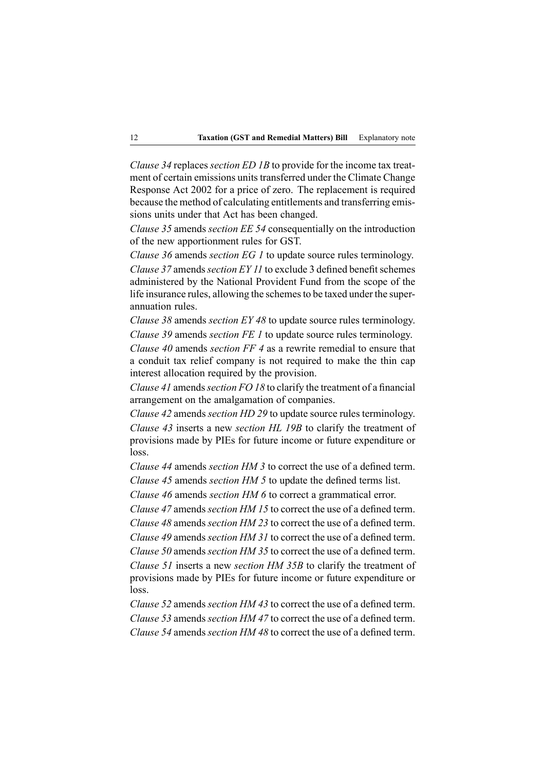*Clause 34* replaces *section ED 1B* to provide for the income tax treatment of certain emissions units transferred under the Climate Change Response Act 2002 for a price of zero. The replacement is required because the method of calculating entitlements and transferring emissions units under that Act has been changed.

*Clause 35* amends *section EE 54* consequentially on the introduction of the new apportionment rules for GST.

*Clause 36* amends *section EG 1* to update source rules terminology.

*Clause 37* amends *section EY 11* to exclude 3 defined benefit schemes administered by the National Provident Fund from the scope of the life insurance rules, allowing the schemes to be taxed under the superannuation rules.

*Clause 38* amends *section EY 48* to update source rules terminology.

*Clause 39* amends *section FE 1* to update source rules terminology.

*Clause 40* amends *section FF 4* as a rewrite remedial to ensure that a conduit tax relief company is not required to make the thin cap interest allocation required by the provision.

*Clause 41* amends *section FO 18* to clarify the treatment of a financial arrangement on the amalgamation of companies.

*Clause 42* amends *section HD 29* to update source rules terminology.

*Clause 43* inserts a new *section HL 19B* to clarify the treatment of provisions made by PIEs for future income or future expenditure or loss.

*Clause 44* amends *section HM 3* to correct the use of a defined term.

*Clause 45* amends *section HM 5* to update the defined terms list.

*Clause 46* amends *section HM 6* to correct a grammatical error.

*Clause 47* amends *section HM 15* to correct the use of a defined term.

*Clause 48* amends *section HM 23* to correct the use of a defined term.

*Clause 49* amends *section HM 31* to correct the use of a defined term.

*Clause 50* amends *section HM 35* to correct the use of a defined term.

*Clause 51* inserts a new *section HM 35B* to clarify the treatment of provisions made by PIEs for future income or future expenditure or loss.

*Clause 52* amends *section HM 43* to correct the use of a defined term.

*Clause 53* amends *section HM 47* to correct the use of a defined term.

*Clause 54* amends *section HM 48* to correct the use of a defined term.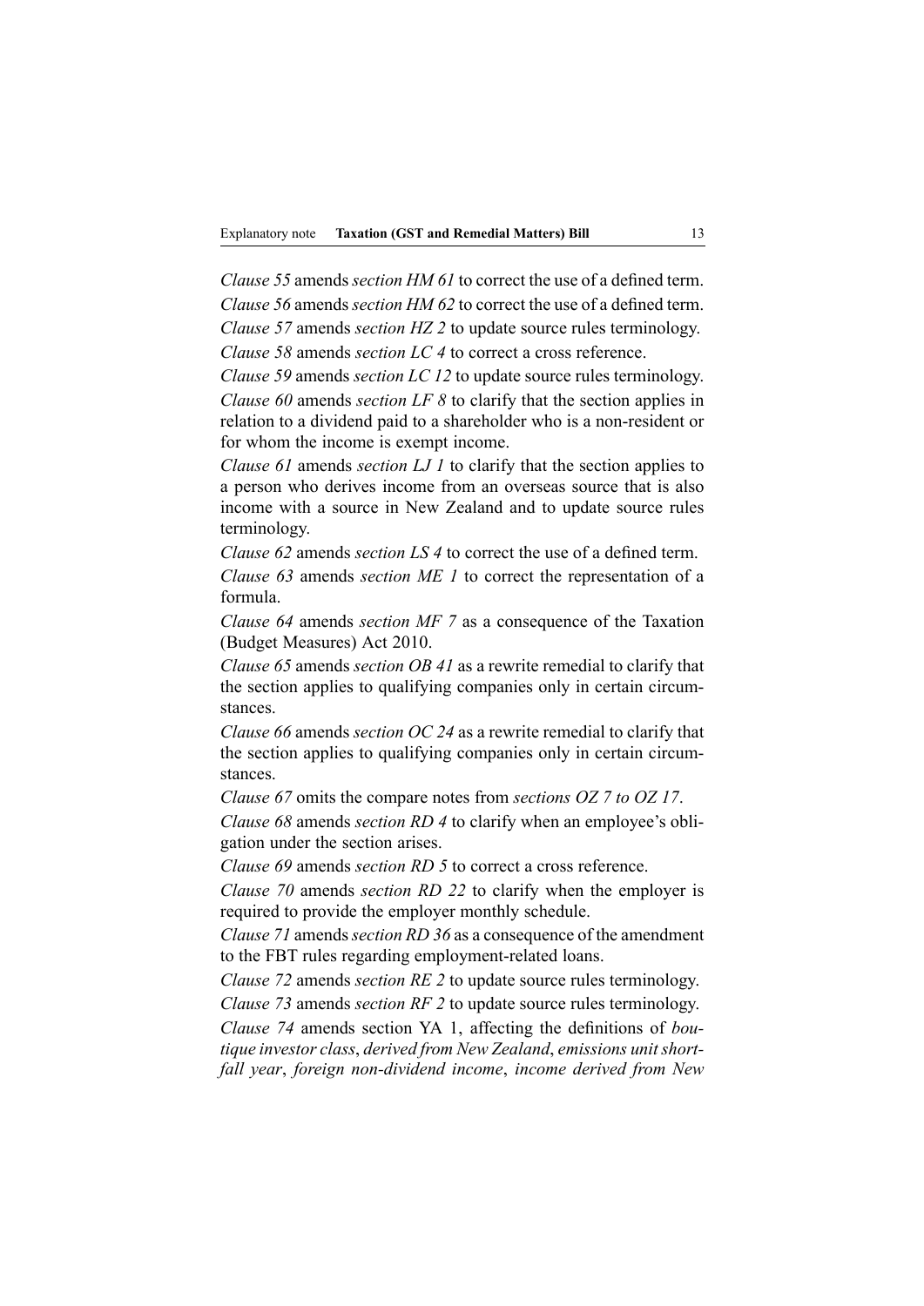*Clause 55* amends *section HM 61* to correct the use of a defined term.

*Clause 56* amends *section HM 62* to correct the use of a defined term.

*Clause 57* amends *section HZ 2* to update source rules terminology.

*Clause 58* amends *section LC 4* to correct a cross reference.

*Clause 59* amends *section LC 12* to update source rules terminology.

*Clause 60* amends *section LF 8* to clarify that the section applies in relation to a dividend paid to a shareholder who is a non-resident or for whom the income is exempt income.

*Clause 61* amends *section LJ 1* to clarify that the section applies to a person who derives income from an overseas source that is also income with a source in New Zealand and to update source rules terminology.

*Clause 62* amends *section LS 4* to correct the use of a defined term.

*Clause 63* amends *section ME 1* to correct the representation of a formula.

*Clause 64* amends *section MF 7* as a consequence of the Taxation (Budget Measures) Act 2010.

*Clause 65* amends *section OB 41* as a rewrite remedial to clarify that the section applies to qualifying companies only in certain circumstances.

*Clause 66* amends *section OC 24* as a rewrite remedial to clarify that the section applies to qualifying companies only in certain circumstances.

*Clause 67* omits the compare notes from *sections OZ 7 to OZ 17*.

*Clause 68* amends *section RD 4* to clarify when an employee's obligation under the section arises.

*Clause 69* amends *section RD 5* to correct a cross reference.

*Clause 70* amends *section RD 22* to clarify when the employer is required to provide the employer monthly schedule.

*Clause 71* amends *section RD 36* as a consequence of the amendment to the FBT rules regarding employment-related loans.

*Clause 72* amends *section RE 2* to update source rules terminology.

*Clause 73* amends *section RF 2* to update source rules terminology.

*Clause 74* amends section YA 1, affecting the definitions of *boutique investor class*, *derived from New Zealand*, *emissions unit shortfall year*, *foreign non-dividend income*, *income derived from New*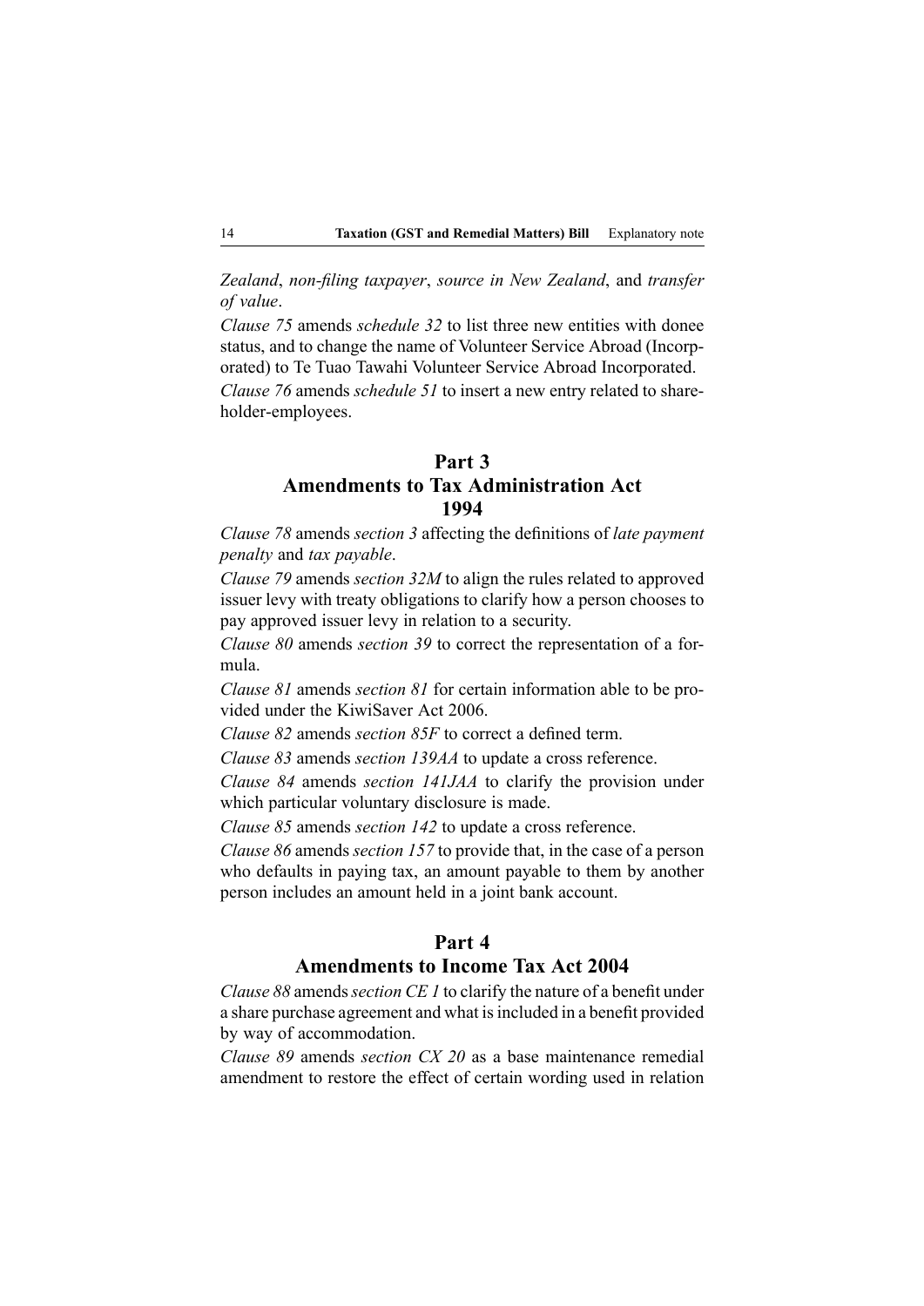*Zealand*, *non-filing taxpayer*, *source in New Zealand*, and *transfer of value*.

*Clause 75* amends *schedule 32* to list three new entities with donee status, and to change the name of Volunteer Service Abroad (Incorporated) to Te Tuao Tawahi Volunteer Service Abroad Incorporated.

*Clause 76* amends *schedule 51* to insert a new entry related to shareholder-employees.

## Part 3
## Amendments to Tax Administration Act 1994

*Clause 78* amends *section 3* affecting the definitions of *late payment penalty* and *tax payable*.

*Clause 79* amends *section 32M* to align the rules related to approved issuer levy with treaty obligations to clarify how a person chooses to pay approved issuer levy in relation to a security.

*Clause 80* amends *section 39* to correct the representation of a formula.

*Clause 81* amends *section 81* for certain information able to be provided under the KiwiSaver Act 2006.

*Clause 82* amends *section 85F* to correct a defined term.

*Clause 83* amends *section 139AA* to update a cross reference.

*Clause 84* amends *section 141JAA* to clarify the provision under which particular voluntary disclosure is made.

*Clause 85* amends *section 142* to update a cross reference.

*Clause 86* amends *section 157* to provide that, in the case of a person who defaults in paying tax, an amount payable to them by another person includes an amount held in a joint bank account.

## Part 4
## Amendments to Income Tax Act 2004

*Clause 88* amends *section CE 1* to clarify the nature of a benefit under a share purchase agreement and what is included in a benefit provided by way of accommodation.

*Clause 89* amends *section CX 20* as a base maintenance remedial amendment to restore the effect of certain wording used in relation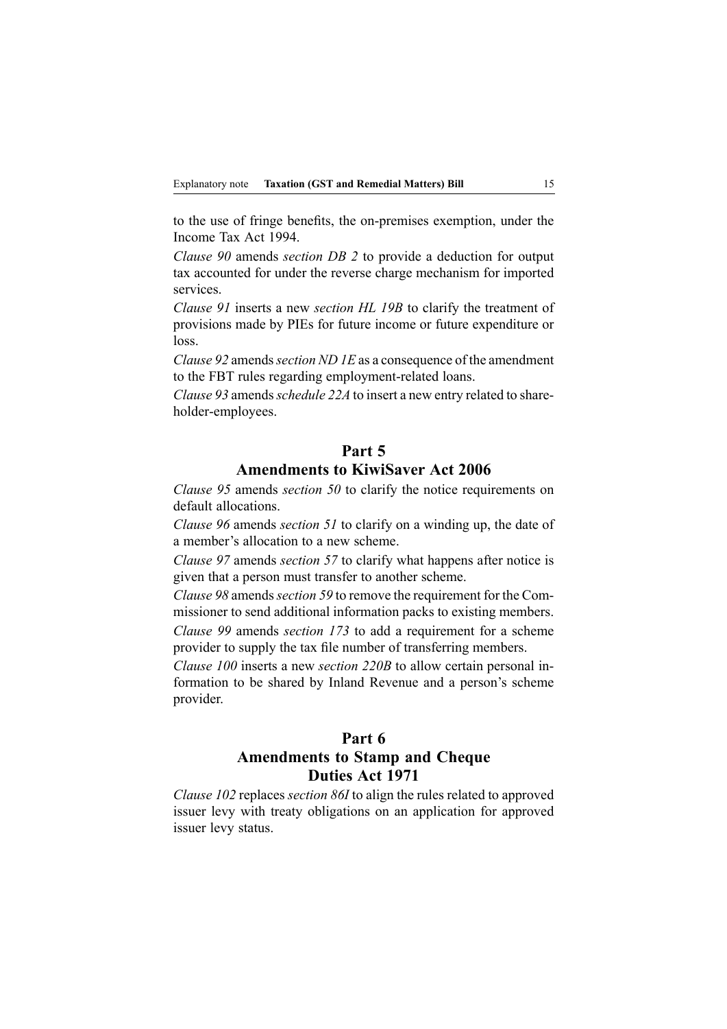to the use of fringe benefits, the on-premises exemption, under the Income Tax Act 1994.

*Clause 90* amends *section DB 2* to provide a deduction for output tax accounted for under the reverse charge mechanism for imported services.

*Clause 91* inserts a new *section HL 19B* to clarify the treatment of provisions made by PIEs for future income or future expenditure or loss.

*Clause 92* amends *section ND 1E* as a consequence of the amendment to the FBT rules regarding employment-related loans.

*Clause 93* amends *schedule 22A* to insert a new entry related to shareholder-employees.

## Part 5
## Amendments to KiwiSaver Act 2006

*Clause 95* amends *section 50* to clarify the notice requirements on default allocations.

*Clause 96* amends *section 51* to clarify on a winding up, the date of a member's allocation to a new scheme.

*Clause 97* amends *section 57* to clarify what happens after notice is given that a person must transfer to another scheme.

*Clause 98* amends *section 59* to remove the requirement for the Commissioner to send additional information packs to existing members.

*Clause 99* amends *section 173* to add a requirement for a scheme provider to supply the tax file number of transferring members.

*Clause 100* inserts a new *section 220B* to allow certain personal information to be shared by Inland Revenue and a person's scheme provider.

## Part 6
## Amendments to Stamp and Cheque Duties Act 1971

*Clause 102* replaces *section 86I* to align the rules related to approved issuer levy with treaty obligations on an application for approved issuer levy status.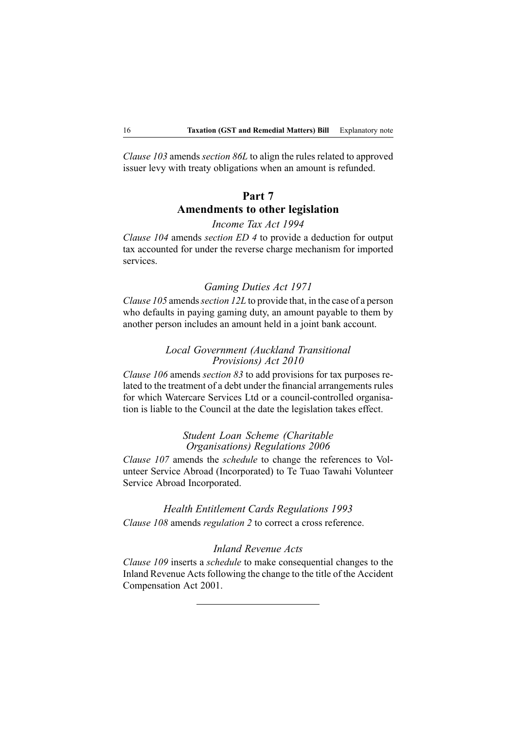*Clause 103* amends *section 86L* to align the rules related to approved issuer levy with treaty obligations when an amount is refunded.

## Part 7
## Amendments to other legislation

### *Income Tax Act 1994*

*Clause 104* amends *section ED 4* to provide a deduction for output tax accounted for under the reverse charge mechanism for imported services.

### *Gaming Duties Act 1971*

*Clause 105* amends *section 12L* to provide that, in the case of a person who defaults in paying gaming duty, an amount payable to them by another person includes an amount held in a joint bank account.

### *Local Government (Auckland Transitional Provisions) Act 2010*

*Clause 106* amends *section 83* to add provisions for tax purposes related to the treatment of a debt under the financial arrangements rules for which Watercare Services Ltd or a council-controlled organisation is liable to the Council at the date the legislation takes effect.

### *Student Loan Scheme (Charitable Organisations) Regulations 2006*

*Clause 107* amends the *schedule* to change the references to Volunteer Service Abroad (Incorporated) to Te Tuao Tawahi Volunteer Service Abroad Incorporated.

### *Health Entitlement Cards Regulations 1993*

*Clause 108* amends *regulation 2* to correct a cross reference.

### *Inland Revenue Acts*

*Clause 109* inserts a *schedule* to make consequential changes to the Inland Revenue Acts following the change to the title of the Accident Compensation Act 2001.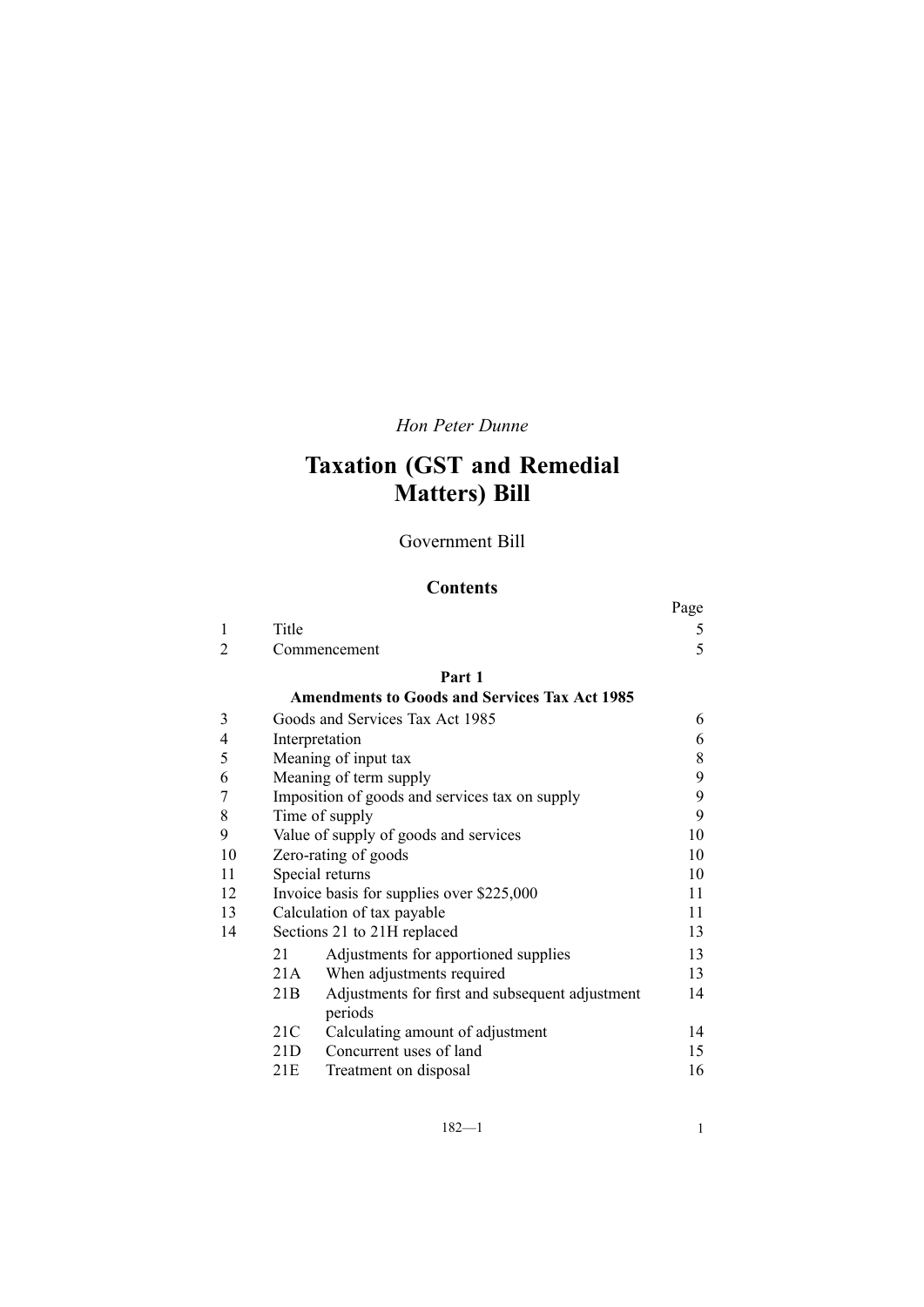*Hon Peter Dunne*

# Taxation (GST and Remedial Matters) Bill

Government Bill

## Contents

| | | | Page |
|---|---|---|---|
| 1 | Title | | 5 |
| 2 | Commencement | | 5 |
| | **Part 1** | | |
| | **Amendments to Goods and Services Tax Act 1985** | | |
| 3 | Goods and Services Tax Act 1985 | | 6 |
| 4 | Interpretation | | 6 |
| 5 | Meaning of input tax | | 8 |
| 6 | Meaning of term supply | | 9 |
| 7 | Imposition of goods and services tax on supply | | 9 |
| 8 | Time of supply | | 9 |
| 9 | Value of supply of goods and services | | 10 |
| 10 | Zero-rating of goods | | 10 |
| 11 | Special returns | | 10 |
| 12 | Invoice basis for supplies over $225,000 | | 11 |
| 13 | Calculation of tax payable | | 11 |
| 14 | Sections 21 to 21H replaced | | 13 |
| | 21 | Adjustments for apportioned supplies | 13 |
| | 21A | When adjustments required | 13 |
| | 21B | Adjustments for first and subsequent adjustment periods | 14 |
| | 21C | Calculating amount of adjustment | 14 |
| | 21D | Concurrent uses of land | 15 |
| | 21E | Treatment on disposal | 16 |

182—1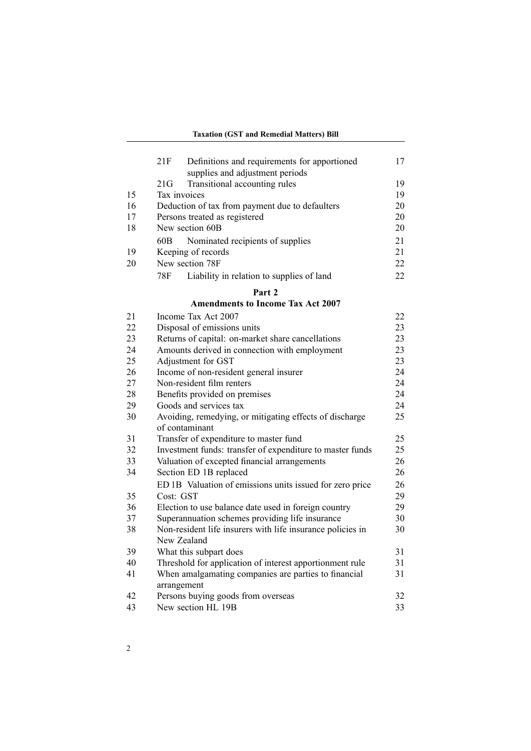| | | |
|---|---|---|
| | 21F Definitions and requirements for apportioned supplies and adjustment periods | 17 |
| | 21G Transitional accounting rules | 19 |
| 15 | Tax invoices | 19 |
| 16 | Deduction of tax from payment due to defaulters | 20 |
| 17 | Persons treated as registered | 20 |
| 18 | New section 60B | 20 |
| | 60B Nominated recipients of supplies | 21 |
| 19 | Keeping of records | 21 |
| 20 | New section 78F | 22 |
| | 78F Liability in relation to supplies of land | 22 |

**Part 2**

**Amendments to Income Tax Act 2007**

| | | |
|---|---|---|
| 21 | Income Tax Act 2007 | 22 |
| 22 | Disposal of emissions units | 23 |
| 23 | Returns of capital: on-market share cancellations | 23 |
| 24 | Amounts derived in connection with employment | 23 |
| 25 | Adjustment for GST | 23 |
| 26 | Income of non-resident general insurer | 24 |
| 27 | Non-resident film renters | 24 |
| 28 | Benefits provided on premises | 24 |
| 29 | Goods and services tax | 24 |
| 30 | Avoiding, remedying, or mitigating effects of discharge of contaminant | 25 |
| 31 | Transfer of expenditure to master fund | 25 |
| 32 | Investment funds: transfer of expenditure to master funds | 25 |
| 33 | Valuation of excepted financial arrangements | 26 |
| 34 | Section ED 1B replaced | 26 |
| | ED 1B Valuation of emissions units issued for zero price | 26 |
| 35 | Cost: GST | 29 |
| 36 | Election to use balance date used in foreign country | 29 |
| 37 | Superannuation schemes providing life insurance | 30 |
| 38 | Non-resident life insurers with life insurance policies in New Zealand | 30 |
| 39 | What this subpart does | 31 |
| 40 | Threshold for application of interest apportionment rule | 31 |
| 41 | When amalgamating companies are parties to financial arrangement | 31 |
| 42 | Persons buying goods from overseas | 32 |
| 43 | New section HL 19B | 33 |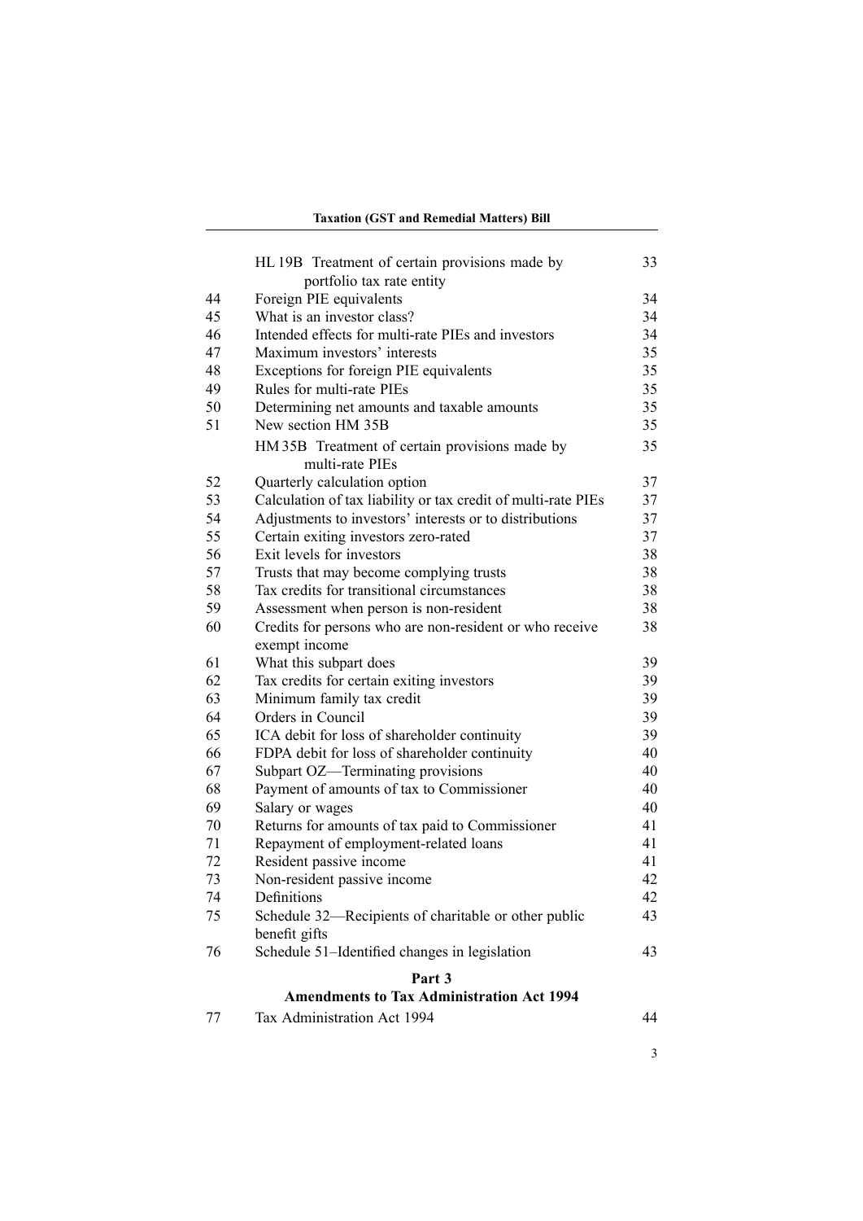| | | |
|---|---|---|
| | HL 19B Treatment of certain provisions made by portfolio tax rate entity | 33 |
| 44 | Foreign PIE equivalents | 34 |
| 45 | What is an investor class? | 34 |
| 46 | Intended effects for multi-rate PIEs and investors | 34 |
| 47 | Maximum investors' interests | 35 |
| 48 | Exceptions for foreign PIE equivalents | 35 |
| 49 | Rules for multi-rate PIEs | 35 |
| 50 | Determining net amounts and taxable amounts | 35 |
| 51 | New section HM 35B | 35 |
| | HM 35B Treatment of certain provisions made by multi-rate PIEs | 35 |
| 52 | Quarterly calculation option | 37 |
| 53 | Calculation of tax liability or tax credit of multi-rate PIEs | 37 |
| 54 | Adjustments to investors' interests or to distributions | 37 |
| 55 | Certain exiting investors zero-rated | 37 |
| 56 | Exit levels for investors | 38 |
| 57 | Trusts that may become complying trusts | 38 |
| 58 | Tax credits for transitional circumstances | 38 |
| 59 | Assessment when person is non-resident | 38 |
| 60 | Credits for persons who are non-resident or who receive exempt income | 38 |
| 61 | What this subpart does | 39 |
| 62 | Tax credits for certain exiting investors | 39 |
| 63 | Minimum family tax credit | 39 |
| 64 | Orders in Council | 39 |
| 65 | ICA debit for loss of shareholder continuity | 39 |
| 66 | FDPA debit for loss of shareholder continuity | 40 |
| 67 | Subpart OZ—Terminating provisions | 40 |
| 68 | Payment of amounts of tax to Commissioner | 40 |
| 69 | Salary or wages | 40 |
| 70 | Returns for amounts of tax paid to Commissioner | 41 |
| 71 | Repayment of employment-related loans | 41 |
| 72 | Resident passive income | 41 |
| 73 | Non-resident passive income | 42 |
| 74 | Definitions | 42 |
| 75 | Schedule 32—Recipients of charitable or other public benefit gifts | 43 |
| 76 | Schedule 51–Identified changes in legislation | 43 |

**Part 3**
**Amendments to Tax Administration Act 1994**

| | | |
|---|---|---|
| 77 | Tax Administration Act 1994 | 44 |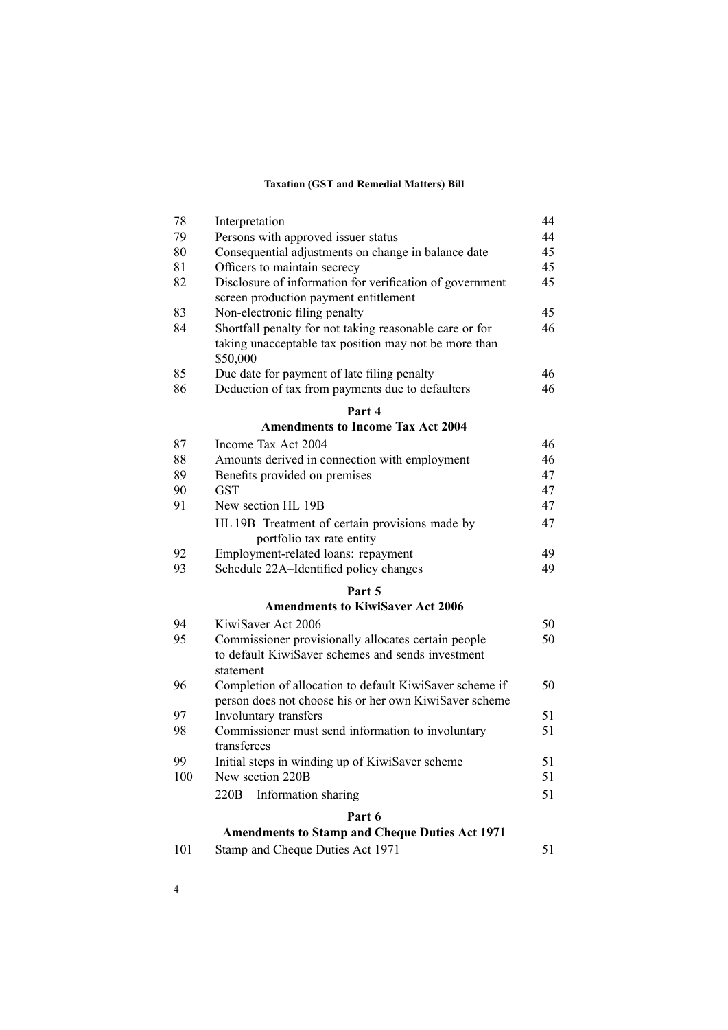| | | |
|---|---|---|
| 78 | Interpretation | 44 |
| 79 | Persons with approved issuer status | 44 |
| 80 | Consequential adjustments on change in balance date | 45 |
| 81 | Officers to maintain secrecy | 45 |
| 82 | Disclosure of information for verification of government screen production payment entitlement | 45 |
| 83 | Non-electronic filing penalty | 45 |
| 84 | Shortfall penalty for not taking reasonable care or for taking unacceptable tax position may not be more than $50,000 | 46 |
| 85 | Due date for payment of late filing penalty | 46 |
| 86 | Deduction of tax from payments due to defaulters | 46 |

## Part 4
## Amendments to Income Tax Act 2004

| | | |
|---|---|---|
| 87 | Income Tax Act 2004 | 46 |
| 88 | Amounts derived in connection with employment | 46 |
| 89 | Benefits provided on premises | 47 |
| 90 | GST | 47 |
| 91 | New section HL 19B | 47 |
| | HL 19B Treatment of certain provisions made by portfolio tax rate entity | 47 |
| 92 | Employment-related loans: repayment | 49 |
| 93 | Schedule 22A–Identified policy changes | 49 |

## Part 5
## Amendments to KiwiSaver Act 2006

| | | |
|---|---|---|
| 94 | KiwiSaver Act 2006 | 50 |
| 95 | Commissioner provisionally allocates certain people to default KiwiSaver schemes and sends investment statement | 50 |
| 96 | Completion of allocation to default KiwiSaver scheme if person does not choose his or her own KiwiSaver scheme | 50 |
| 97 | Involuntary transfers | 51 |
| 98 | Commissioner must send information to involuntary transferees | 51 |
| 99 | Initial steps in winding up of KiwiSaver scheme | 51 |
| 100 | New section 220B | 51 |
| | 220B Information sharing | 51 |

## Part 6
## Amendments to Stamp and Cheque Duties Act 1971

| | | |
|---|---|---|
| 101 | Stamp and Cheque Duties Act 1971 | 51 |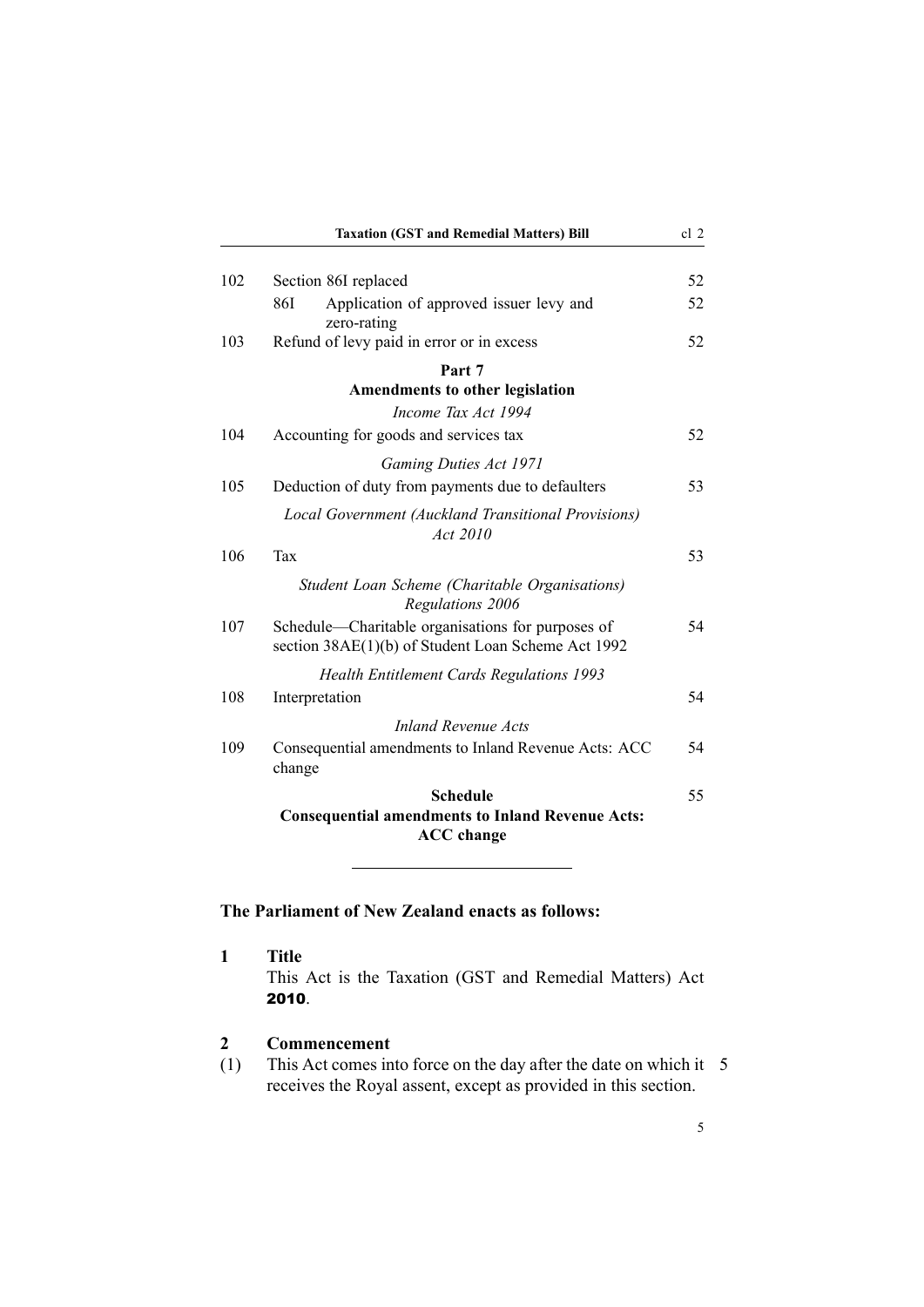| | | |
|---|---|---|
| 102 | Section 86I replaced | 52 |
| | 86I Application of approved issuer levy and zero-rating | 52 |
| 103 | Refund of levy paid in error or in excess | 52 |
| | **Part 7** **Amendments to other legislation** | |
| | *Income Tax Act 1994* | |
| 104 | Accounting for goods and services tax | 52 |
| | *Gaming Duties Act 1971* | |
| 105 | Deduction of duty from payments due to defaulters | 53 |
| | *Local Government (Auckland Transitional Provisions) Act 2010* | |
| 106 | Tax | 53 |
| | *Student Loan Scheme (Charitable Organisations) Regulations 2006* | |
| 107 | Schedule—Charitable organisations for purposes of section 38AE(1)(b) of Student Loan Scheme Act 1992 | 54 |
| | *Health Entitlement Cards Regulations 1993* | |
| 108 | Interpretation | 54 |
| | *Inland Revenue Acts* | |
| 109 | Consequential amendments to Inland Revenue Acts: ACC change | 54 |
| | **Schedule** **Consequential amendments to Inland Revenue Acts: ACC change** | 55 |

---

**The Parliament of New Zealand enacts as follows:**

**1 Title**

This Act is the Taxation (GST and Remedial Matters) Act **2010**.

**2 Commencement**

(1) This Act comes into force on the day after the date on which it receives the Royal assent, except as provided in this section.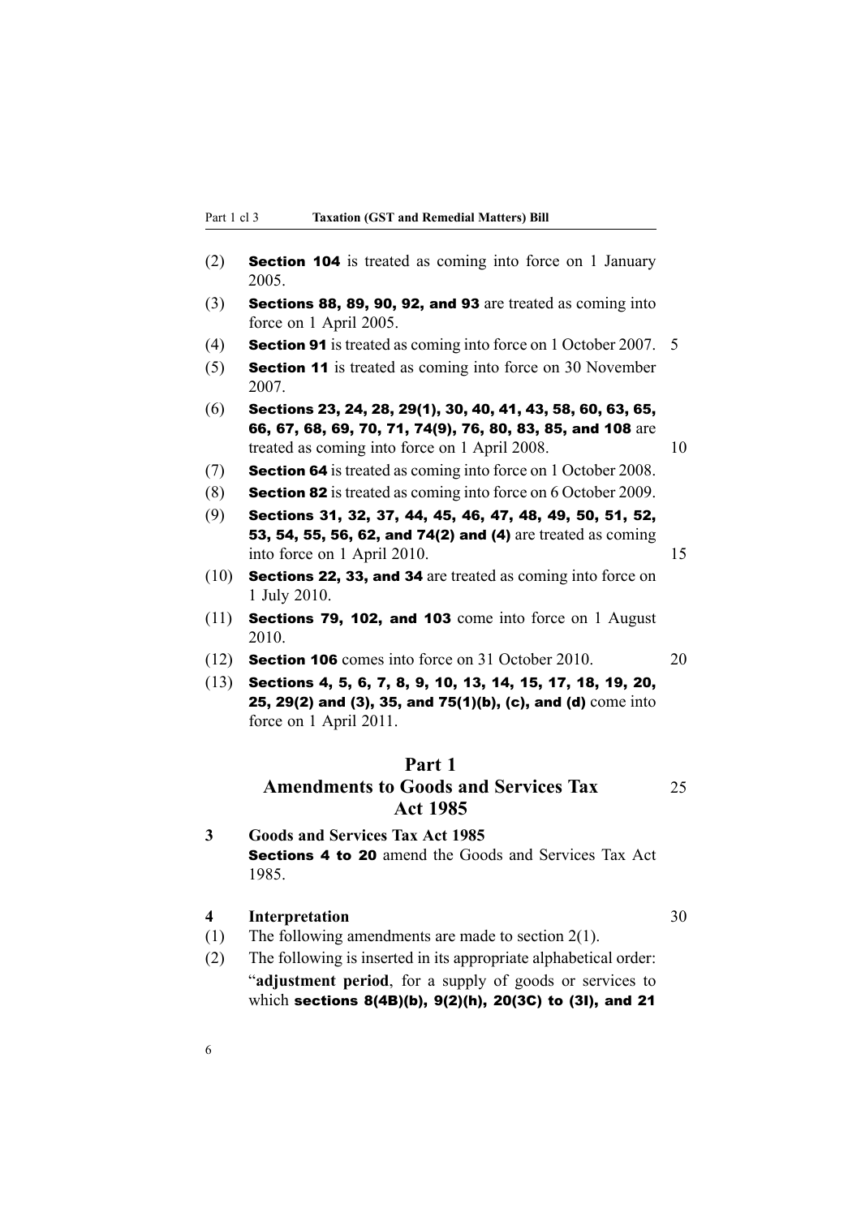(2) **Section 104** is treated as coming into force on 1 January 2005.

(3) **Sections 88, 89, 90, 92, and 93** are treated as coming into force on 1 April 2005.

(4) **Section 91** is treated as coming into force on 1 October 2007.

(5) **Section 11** is treated as coming into force on 30 November 2007.

(6) **Sections 23, 24, 28, 29(1), 30, 40, 41, 43, 58, 60, 63, 65, 66, 67, 68, 69, 70, 71, 74(9), 76, 80, 83, 85, and 108** are treated as coming into force on 1 April 2008.

(7) **Section 64** is treated as coming into force on 1 October 2008.

(8) **Section 82** is treated as coming into force on 6 October 2009.

(9) **Sections 31, 32, 37, 44, 45, 46, 47, 48, 49, 50, 51, 52, 53, 54, 55, 56, 62, and 74(2) and (4)** are treated as coming into force on 1 April 2010.

(10) **Sections 22, 33, and 34** are treated as coming into force on 1 July 2010.

(11) **Sections 79, 102, and 103** come into force on 1 August 2010.

(12) **Section 106** comes into force on 31 October 2010.

(13) **Sections 4, 5, 6, 7, 8, 9, 10, 13, 14, 15, 17, 18, 19, 20, 25, 29(2) and (3), 35, and 75(1)(b), (c), and (d)** come into force on 1 April 2011.

## Part 1
## Amendments to Goods and Services Tax Act 1985

**3 Goods and Services Tax Act 1985**

**Sections 4 to 20** amend the Goods and Services Tax Act 1985.

**4 Interpretation**

(1) The following amendments are made to section 2(1).

(2) The following is inserted in its appropriate alphabetical order:

"**adjustment period**, for a supply of goods or services to which **sections 8(4B)(b), 9(2)(h), 20(3C) to (3I), and 21**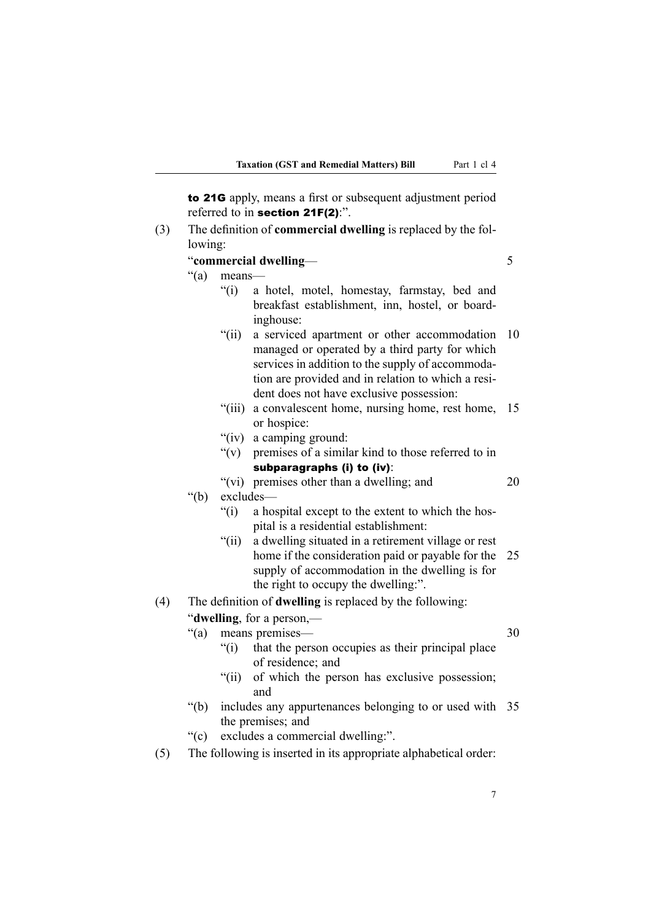**to 21G** apply, means a first or subsequent adjustment period referred to in **section 21F(2)**:".

(3) The definition of **commercial dwelling** is replaced by the following:

"**commercial dwelling**—

"(a) means—

"(i) a hotel, motel, homestay, farmstay, bed and breakfast establishment, inn, hostel, or boardinghouse:

"(ii) a serviced apartment or other accommodation managed or operated by a third party for which services in addition to the supply of accommodation are provided and in relation to which a resident does not have exclusive possession:

"(iii) a convalescent home, nursing home, rest home, or hospice:

"(iv) a camping ground:

"(v) premises of a similar kind to those referred to in **subparagraphs (i) to (iv)**:

"(vi) premises other than a dwelling; and

"(b) excludes—

"(i) a hospital except to the extent to which the hospital is a residential establishment:

"(ii) a dwelling situated in a retirement village or rest home if the consideration paid or payable for the supply of accommodation in the dwelling is for the right to occupy the dwelling:".

(4) The definition of **dwelling** is replaced by the following:

"**dwelling**, for a person,—

"(a) means premises—

"(i) that the person occupies as their principal place of residence; and

"(ii) of which the person has exclusive possession; and

"(b) includes any appurtenances belonging to or used with the premises; and

"(c) excludes a commercial dwelling:".

(5) The following is inserted in its appropriate alphabetical order: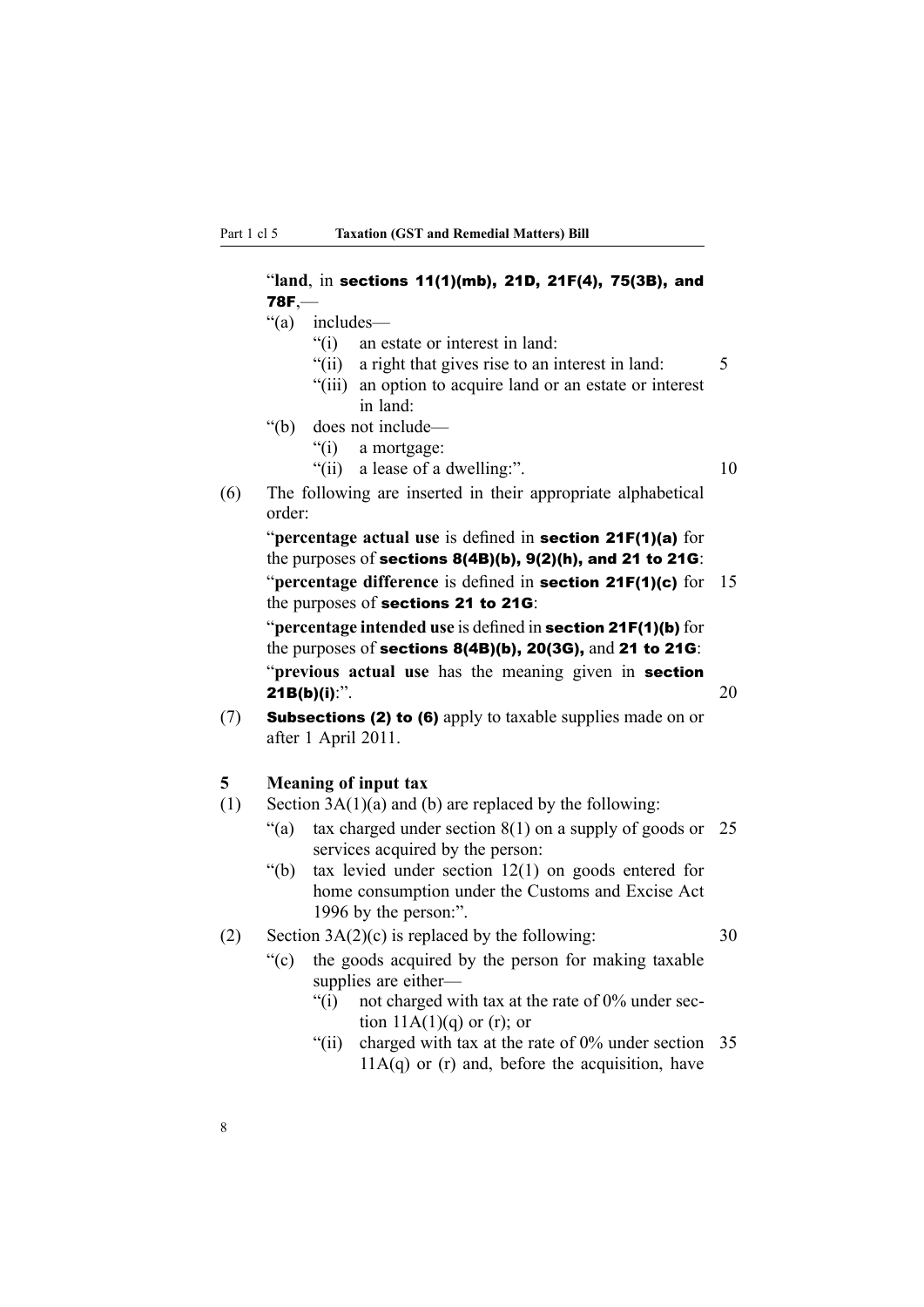"**land**, in **sections 11(1)(mb), 21D, 21F(4), 75(3B), and 78F**,—

"(a) includes—

"(i) an estate or interest in land:

"(ii) a right that gives rise to an interest in land:

"(iii) an option to acquire land or an estate or interest in land:

"(b) does not include—

"(i) a mortgage:

"(ii) a lease of a dwelling:".

(6) The following are inserted in their appropriate alphabetical order:

"**percentage actual use** is defined in **section 21F(1)(a)** for the purposes of **sections 8(4B)(b), 9(2)(h), and 21 to 21G**:

"**percentage difference** is defined in **section 21F(1)(c)** for the purposes of **sections 21 to 21G**:

"**percentage intended use** is defined in **section 21F(1)(b)** for the purposes of **sections 8(4B)(b), 20(3G),** and **21 to 21G**:

"**previous actual use** has the meaning given in **section 21B(b)(i)**:".

(7) **Subsections (2) to (6)** apply to taxable supplies made on or after 1 April 2011.

### 5 Meaning of input tax

(1) Section 3A(1)(a) and (b) are replaced by the following:

"(a) tax charged under section 8(1) on a supply of goods or services acquired by the person:

"(b) tax levied under section 12(1) on goods entered for home consumption under the Customs and Excise Act 1996 by the person:".

(2) Section 3A(2)(c) is replaced by the following:

"(c) the goods acquired by the person for making taxable supplies are either—

"(i) not charged with tax at the rate of 0% under section 11A(1)(q) or (r); or

"(ii) charged with tax at the rate of 0% under section 11A(q) or (r) and, before the acquisition, have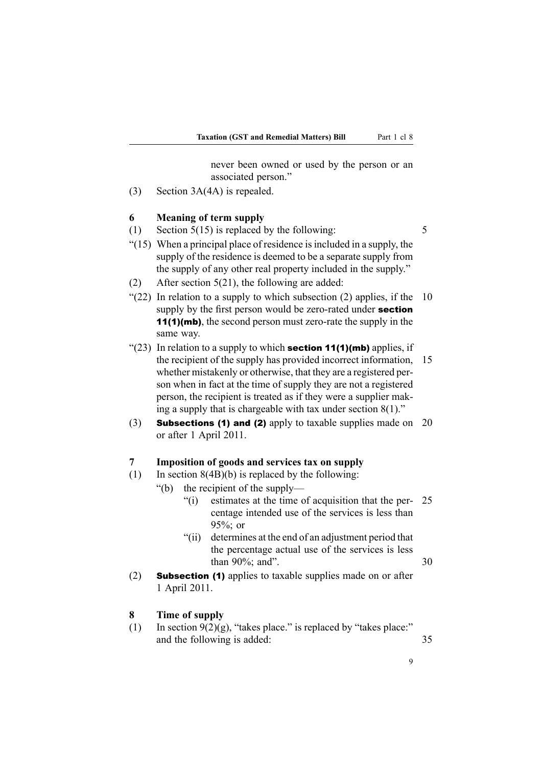never been owned or used by the person or an associated person."

(3) Section 3A(4A) is repealed.

### 6 Meaning of term supply

(1) Section 5(15) is replaced by the following:

"(15) When a principal place of residence is included in a supply, the supply of the residence is deemed to be a separate supply from the supply of any other real property included in the supply."

(2) After section 5(21), the following are added:

"(22) In relation to a supply to which subsection (2) applies, if the supply by the first person would be zero-rated under **section 11(1)(mb)**, the second person must zero-rate the supply in the same way.

"(23) In relation to a supply to which **section 11(1)(mb)** applies, if the recipient of the supply has provided incorrect information, whether mistakenly or otherwise, that they are a registered person when in fact at the time of supply they are not a registered person, the recipient is treated as if they were a supplier making a supply that is chargeable with tax under section 8(1)."

(3) **Subsections (1) and (2)** apply to taxable supplies made on or after 1 April 2011.

### 7 Imposition of goods and services tax on supply

(1) In section 8(4B)(b) is replaced by the following:

- "(b) the recipient of the supply—
  - "(i) estimates at the time of acquisition that the percentage intended use of the services is less than 95%; or
  - "(ii) determines at the end of an adjustment period that the percentage actual use of the services is less than 90%; and".

(2) **Subsection (1)** applies to taxable supplies made on or after 1 April 2011.

### 8 Time of supply

(1) In section 9(2)(g), "takes place." is replaced by "takes place:" and the following is added: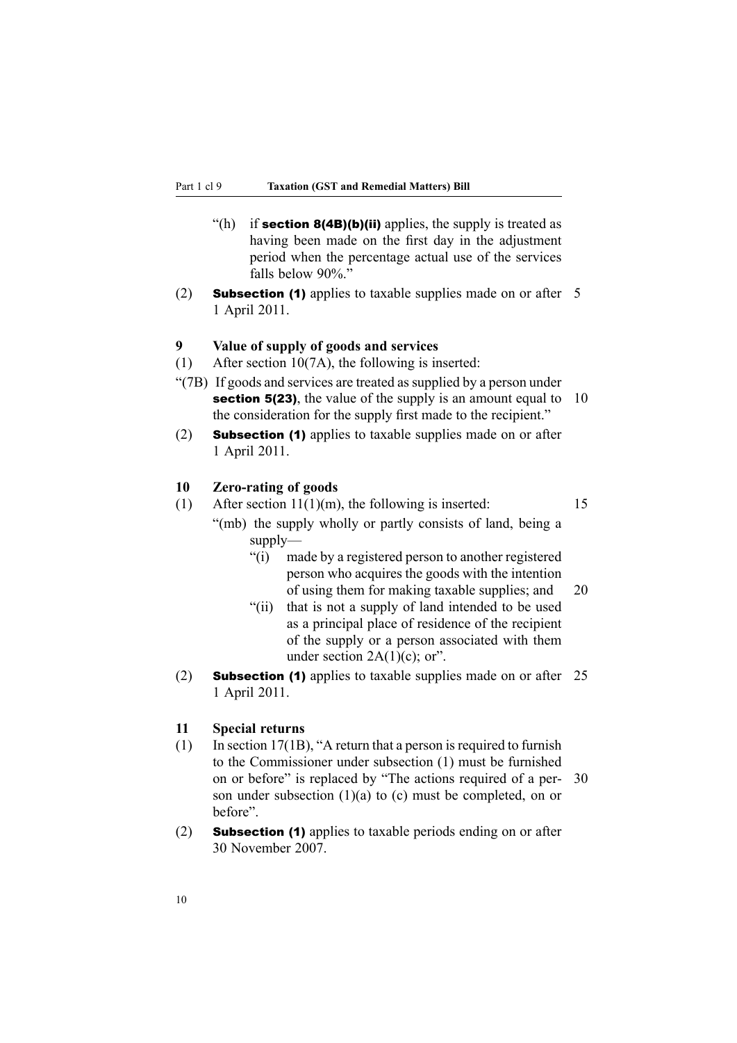"(h) if **section 8(4B)(b)(ii)** applies, the supply is treated as having been made on the first day in the adjustment period when the percentage actual use of the services falls below 90%."

(2) **Subsection (1)** applies to taxable supplies made on or after 1 April 2011.

### 9 Value of supply of goods and services

(1) After section 10(7A), the following is inserted:

"(7B) If goods and services are treated as supplied by a person under **section 5(23)**, the value of the supply is an amount equal to the consideration for the supply first made to the recipient."

(2) **Subsection (1)** applies to taxable supplies made on or after 1 April 2011.

### 10 Zero-rating of goods

(1) After section 11(1)(m), the following is inserted:

"(mb) the supply wholly or partly consists of land, being a supply—

"(i) made by a registered person to another registered person who acquires the goods with the intention of using them for making taxable supplies; and

"(ii) that is not a supply of land intended to be used as a principal place of residence of the recipient of the supply or a person associated with them under section 2A(1)(c); or".

(2) **Subsection (1)** applies to taxable supplies made on or after 1 April 2011.

### 11 Special returns

(1) In section 17(1B), "A return that a person is required to furnish to the Commissioner under subsection (1) must be furnished on or before" is replaced by "The actions required of a person under subsection (1)(a) to (c) must be completed, on or before".

(2) **Subsection (1)** applies to taxable periods ending on or after 30 November 2007.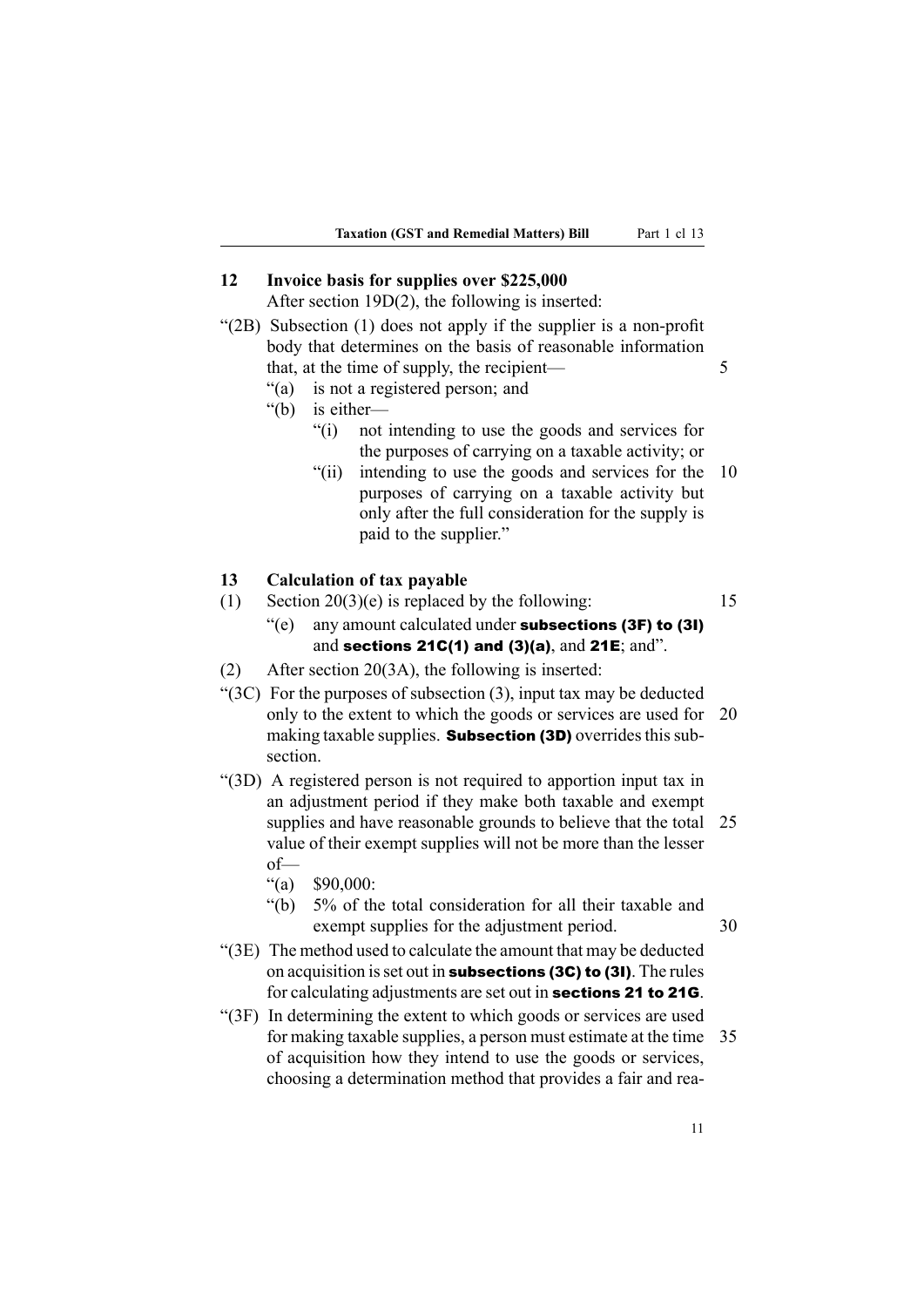## 12 Invoice basis for supplies over $225,000

After section 19D(2), the following is inserted:

"(2B) Subsection (1) does not apply if the supplier is a non-profit body that determines on the basis of reasonable information that, at the time of supply, the recipient—

"(a) is not a registered person; and

"(b) is either—

"(i) not intending to use the goods and services for the purposes of carrying on a taxable activity; or

"(ii) intending to use the goods and services for the purposes of carrying on a taxable activity but only after the full consideration for the supply is paid to the supplier."

## 13 Calculation of tax payable

(1) Section 20(3)(e) is replaced by the following:

"(e) any amount calculated under **subsections (3F) to (3I)** and **sections 21C(1) and (3)(a)**, and **21E**; and".

(2) After section 20(3A), the following is inserted:

"(3C) For the purposes of subsection (3), input tax may be deducted only to the extent to which the goods or services are used for making taxable supplies. **Subsection (3D)** overrides this subsection.

"(3D) A registered person is not required to apportion input tax in an adjustment period if they make both taxable and exempt supplies and have reasonable grounds to believe that the total value of their exempt supplies will not be more than the lesser of—

"(a) $90,000:

"(b) 5% of the total consideration for all their taxable and exempt supplies for the adjustment period.

"(3E) The method used to calculate the amount that may be deducted on acquisition is set out in **subsections (3C) to (3I)**. The rules for calculating adjustments are set out in **sections 21 to 21G**.

"(3F) In determining the extent to which goods or services are used for making taxable supplies, a person must estimate at the time of acquisition how they intend to use the goods or services, choosing a determination method that provides a fair and rea-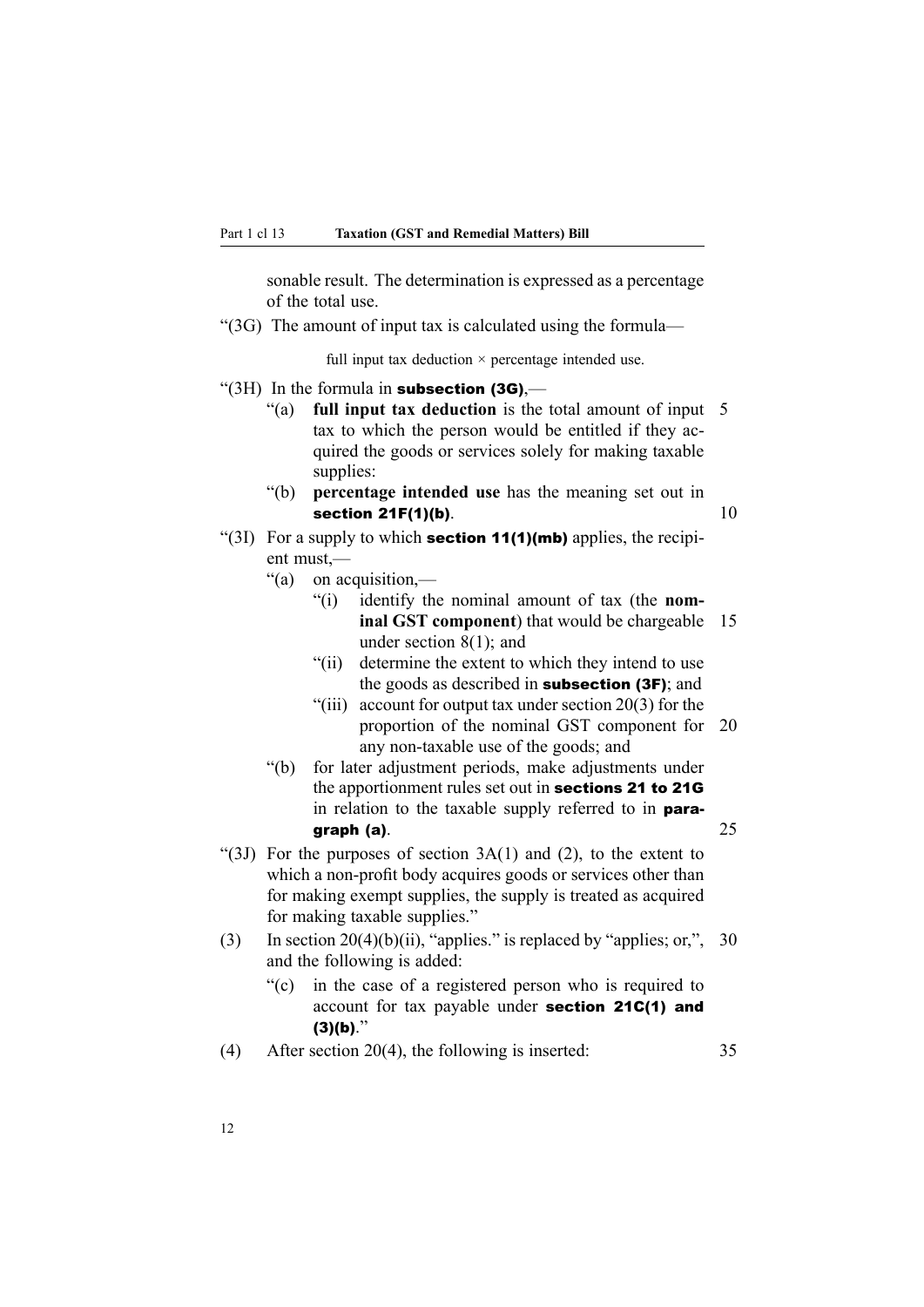sonable result. The determination is expressed as a percentage of the total use.

"(3G) The amount of input tax is calculated using the formula—

full input tax deduction × percentage intended use.

"(3H) In the formula in **subsection (3G)**,—

"(a) **full input tax deduction** is the total amount of input tax to which the person would be entitled if they acquired the goods or services solely for making taxable supplies:

"(b) **percentage intended use** has the meaning set out in **section 21F(1)(b)**.

"(3I) For a supply to which **section 11(1)(mb)** applies, the recipient must,—

"(a) on acquisition,—

"(i) identify the nominal amount of tax (the **nominal GST component**) that would be chargeable under section 8(1); and

"(ii) determine the extent to which they intend to use the goods as described in **subsection (3F)**; and

"(iii) account for output tax under section 20(3) for the proportion of the nominal GST component for any non-taxable use of the goods; and

"(b) for later adjustment periods, make adjustments under the apportionment rules set out in **sections 21 to 21G** in relation to the taxable supply referred to in **paragraph (a)**.

"(3J) For the purposes of section 3A(1) and (2), to the extent to which a non-profit body acquires goods or services other than for making exempt supplies, the supply is treated as acquired for making taxable supplies."

(3) In section 20(4)(b)(ii), "applies." is replaced by "applies; or,", and the following is added:

"(c) in the case of a registered person who is required to account for tax payable under **section 21C(1) and (3)(b)**."

(4) After section 20(4), the following is inserted: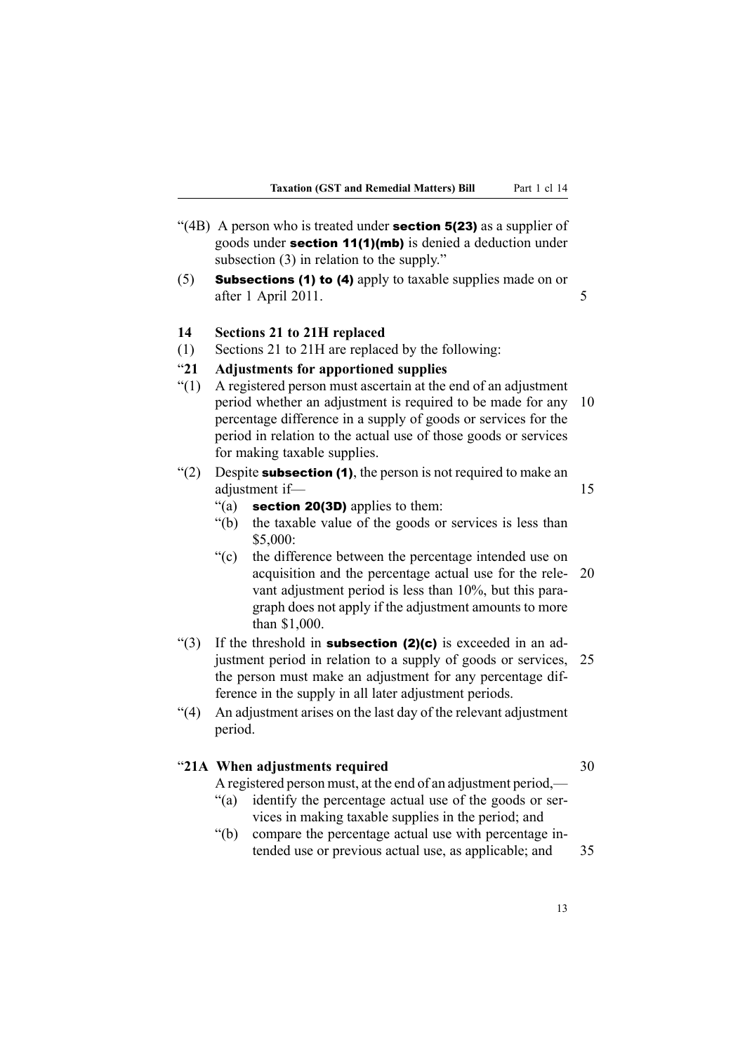"(4B) A person who is treated under **section 5(23)** as a supplier of goods under **section 11(1)(mb)** is denied a deduction under subsection (3) in relation to the supply."

(5) **Subsections (1) to (4)** apply to taxable supplies made on or after 1 April 2011.

**14 Sections 21 to 21H replaced**

(1) Sections 21 to 21H are replaced by the following:

**"21 Adjustments for apportioned supplies**

"(1) A registered person must ascertain at the end of an adjustment period whether an adjustment is required to be made for any percentage difference in a supply of goods or services for the period in relation to the actual use of those goods or services for making taxable supplies.

"(2) Despite **subsection (1)**, the person is not required to make an adjustment if—

"(a) **section 20(3D)** applies to them:

"(b) the taxable value of the goods or services is less than $5,000:

"(c) the difference between the percentage intended use on acquisition and the percentage actual use for the relevant adjustment period is less than 10%, but this paragraph does not apply if the adjustment amounts to more than $1,000.

"(3) If the threshold in **subsection (2)(c)** is exceeded in an adjustment period in relation to a supply of goods or services, the person must make an adjustment for any percentage difference in the supply in all later adjustment periods.

"(4) An adjustment arises on the last day of the relevant adjustment period.

**"21A When adjustments required**

A registered person must, at the end of an adjustment period,—

"(a) identify the percentage actual use of the goods or services in making taxable supplies in the period; and

"(b) compare the percentage actual use with percentage intended use or previous actual use, as applicable; and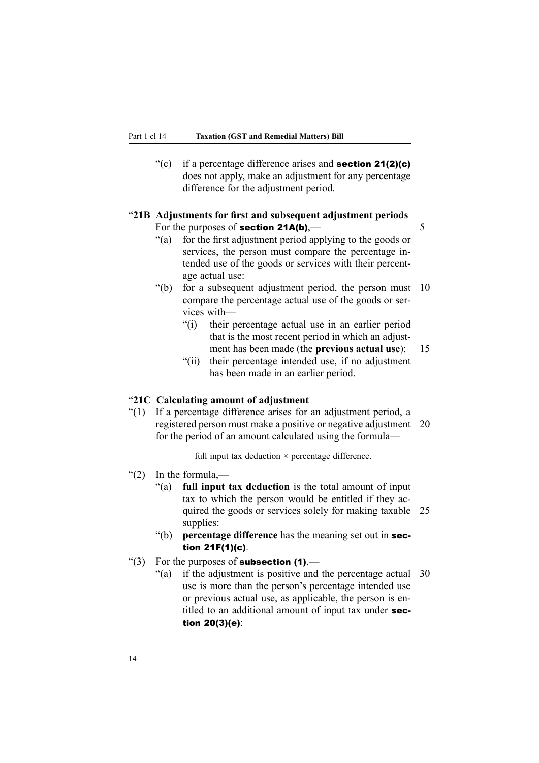"(c) if a percentage difference arises and **section 21(2)(c)** does not apply, make an adjustment for any percentage difference for the adjustment period.

### "21B Adjustments for first and subsequent adjustment periods

For the purposes of **section 21A(b)**,—

"(a) for the first adjustment period applying to the goods or services, the person must compare the percentage intended use of the goods or services with their percentage actual use:

"(b) for a subsequent adjustment period, the person must compare the percentage actual use of the goods or services with—

"(i) their percentage actual use in an earlier period that is the most recent period in which an adjustment has been made (the **previous actual use**):

"(ii) their percentage intended use, if no adjustment has been made in an earlier period.

### "21C Calculating amount of adjustment

"(1) If a percentage difference arises for an adjustment period, a registered person must make a positive or negative adjustment for the period of an amount calculated using the formula—

$$\text{full input tax deduction} \times \text{percentage difference.}$$

"(2) In the formula,—

"(a) **full input tax deduction** is the total amount of input tax to which the person would be entitled if they acquired the goods or services solely for making taxable supplies:

"(b) **percentage difference** has the meaning set out in **section 21F(1)(c)**.

"(3) For the purposes of **subsection (1)**,—

"(a) if the adjustment is positive and the percentage actual use is more than the person's percentage intended use or previous actual use, as applicable, the person is entitled to an additional amount of input tax under **section 20(3)(e)**: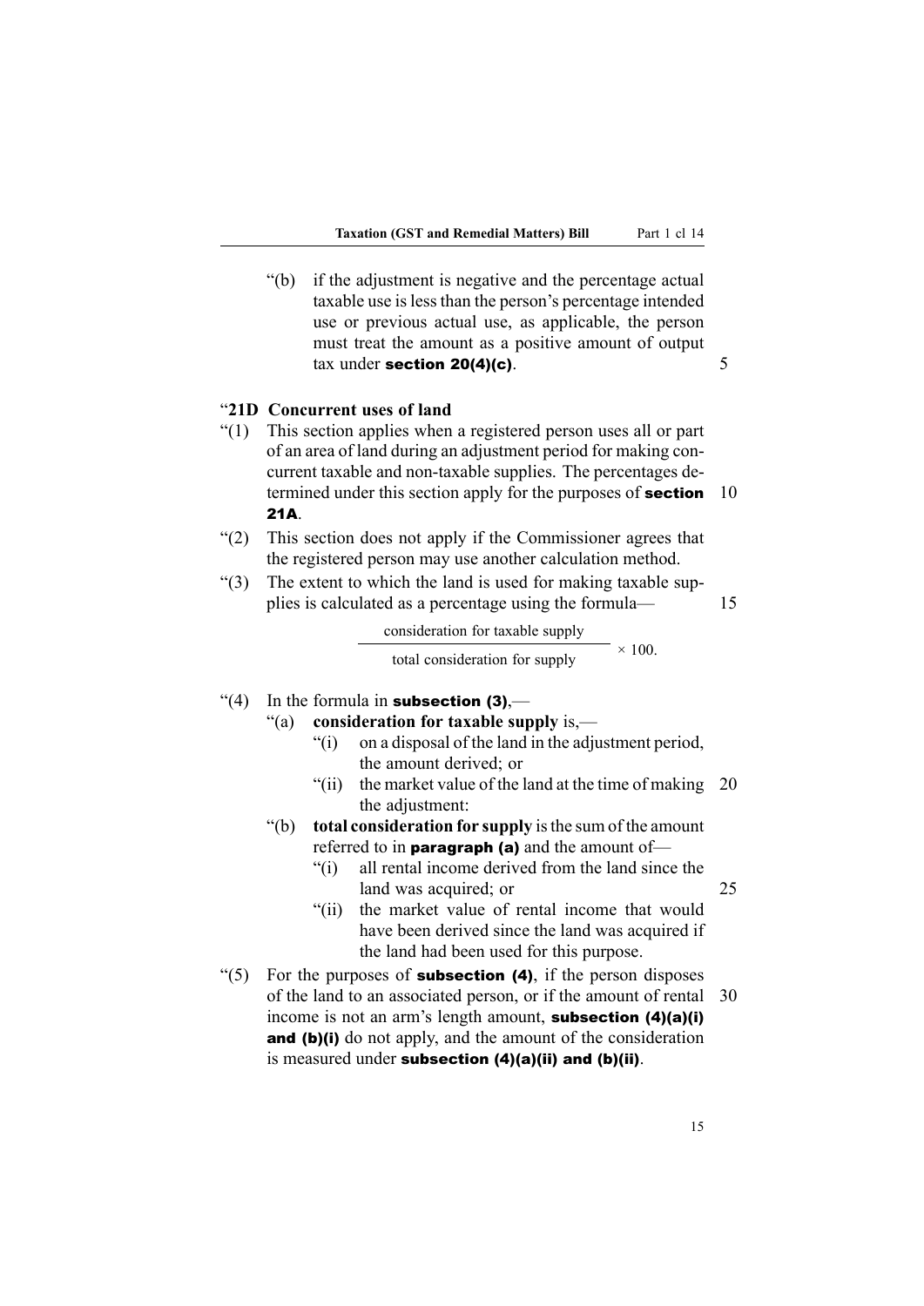"(b) if the adjustment is negative and the percentage actual taxable use is less than the person's percentage intended use or previous actual use, as applicable, the person must treat the amount as a positive amount of output tax under **section 20(4)(c)**.

### "21D Concurrent uses of land

"(1) This section applies when a registered person uses all or part of an area of land during an adjustment period for making concurrent taxable and non-taxable supplies. The percentages determined under this section apply for the purposes of **section 21A**.

"(2) This section does not apply if the Commissioner agrees that the registered person may use another calculation method.

"(3) The extent to which the land is used for making taxable supplies is calculated as a percentage using the formula—

$$\frac{\text{consideration for taxable supply}}{\text{total consideration for supply}} \times 100.$$

"(4) In the formula in **subsection (3)**,—

"(a) **consideration for taxable supply** is,—

"(i) on a disposal of the land in the adjustment period, the amount derived; or

"(ii) the market value of the land at the time of making the adjustment:

"(b) **total consideration for supply** is the sum of the amount referred to in **paragraph (a)** and the amount of—

"(i) all rental income derived from the land since the land was acquired; or

"(ii) the market value of rental income that would have been derived since the land was acquired if the land had been used for this purpose.

"(5) For the purposes of **subsection (4)**, if the person disposes of the land to an associated person, or if the amount of rental income is not an arm's length amount, **subsection (4)(a)(i) and (b)(i)** do not apply, and the amount of the consideration is measured under **subsection (4)(a)(ii) and (b)(ii)**.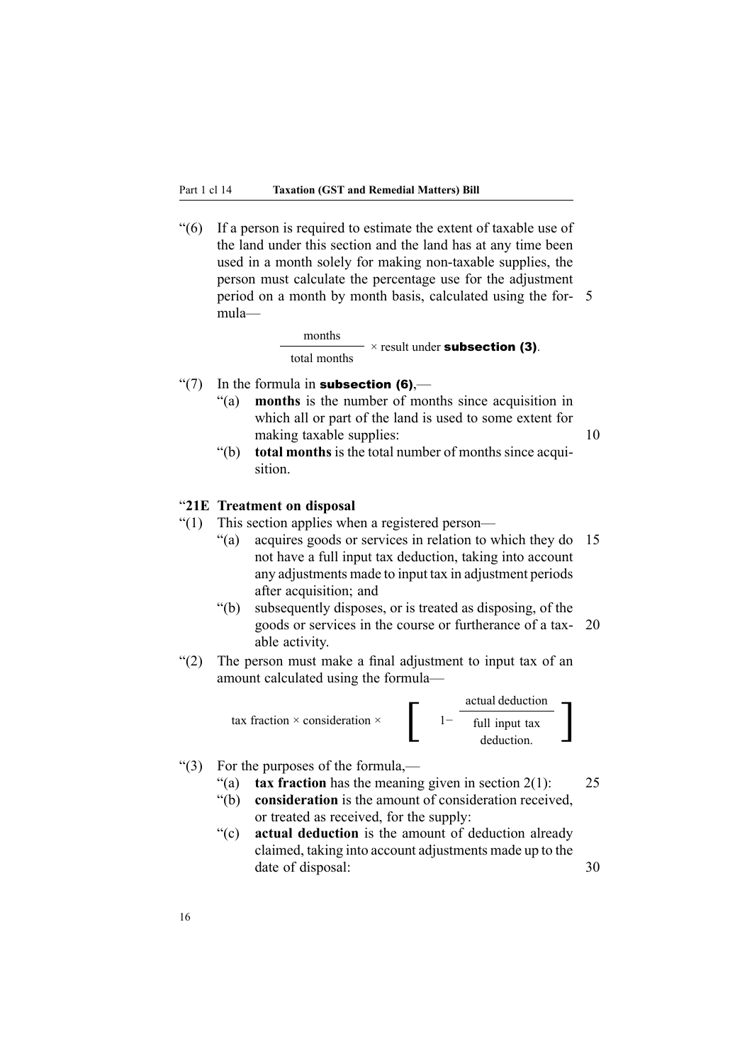"(6) If a person is required to estimate the extent of taxable use of the land under this section and the land has at any time been used in a month solely for making non-taxable supplies, the person must calculate the percentage use for the adjustment period on a month by month basis, calculated using the formula—

$$\frac{\text{months}}{\text{total months}} \times \text{result under } \textbf{subsection (3)}.$$

"(7) In the formula in **subsection (6)**,—

"(a) **months** is the number of months since acquisition in which all or part of the land is used to some extent for making taxable supplies:

"(b) **total months** is the total number of months since acquisition.

### "21E Treatment on disposal

"(1) This section applies when a registered person—

"(a) acquires goods or services in relation to which they do not have a full input tax deduction, taking into account any adjustments made to input tax in adjustment periods after acquisition; and

"(b) subsequently disposes, or is treated as disposing, of the goods or services in the course or furtherance of a taxable activity.

"(2) The person must make a final adjustment to input tax of an amount calculated using the formula—

$$\text{tax fraction} \times \text{consideration} \times \left[ 1 - \frac{\text{actual deduction}}{\text{full input tax deduction.}} \right]$$

"(3) For the purposes of the formula,—

"(a) **tax fraction** has the meaning given in section 2(1):

"(b) **consideration** is the amount of consideration received, or treated as received, for the supply:

"(c) **actual deduction** is the amount of deduction already claimed, taking into account adjustments made up to the date of disposal: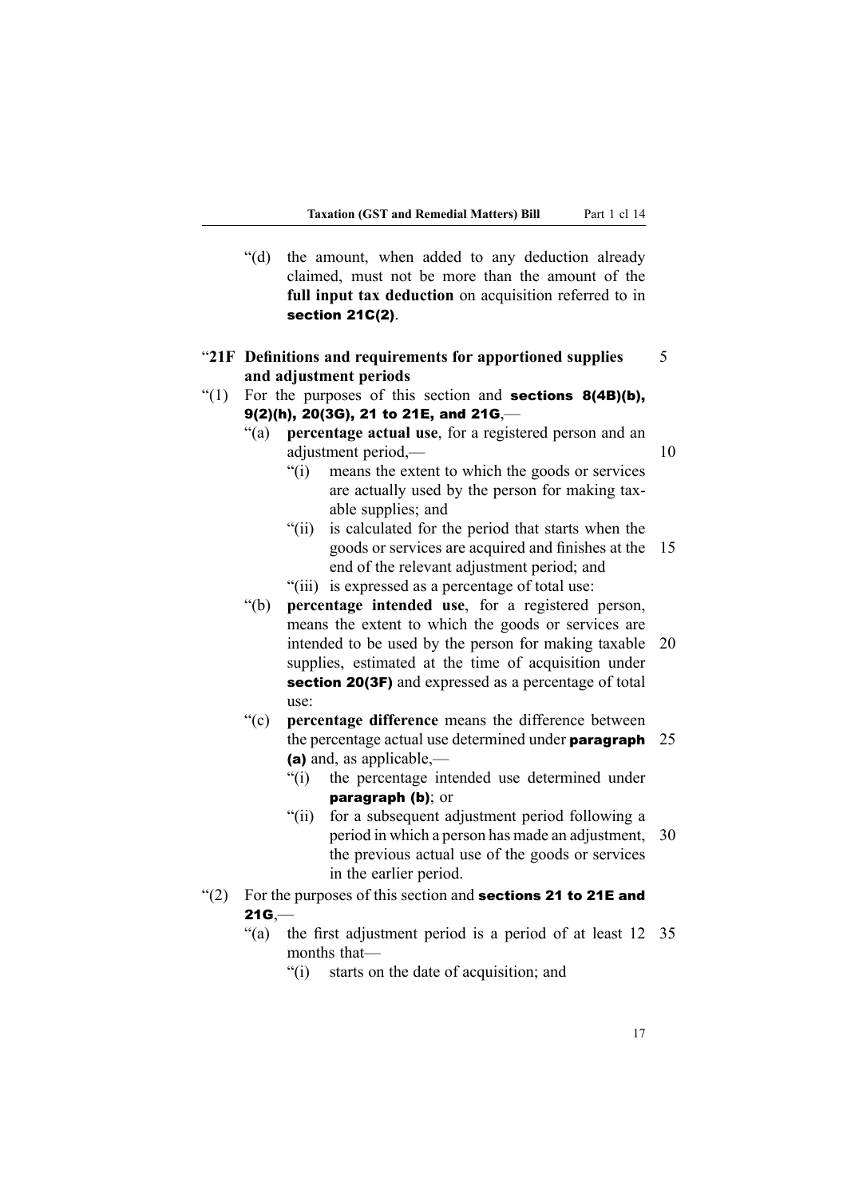"(d) the amount, when added to any deduction already claimed, must not be more than the amount of the **full input tax deduction** on acquisition referred to in **section 21C(2)**.

### "21F Definitions and requirements for apportioned supplies and adjustment periods

"(1) For the purposes of this section and **sections 8(4B)(b), 9(2)(h), 20(3G), 21 to 21E, and 21G**,—

"(a) **percentage actual use**, for a registered person and an adjustment period,—

"(i) means the extent to which the goods or services are actually used by the person for making taxable supplies; and

"(ii) is calculated for the period that starts when the goods or services are acquired and finishes at the end of the relevant adjustment period; and

"(iii) is expressed as a percentage of total use:

"(b) **percentage intended use**, for a registered person, means the extent to which the goods or services are intended to be used by the person for making taxable supplies, estimated at the time of acquisition under **section 20(3F)** and expressed as a percentage of total use:

"(c) **percentage difference** means the difference between the percentage actual use determined under **paragraph (a)** and, as applicable,—

"(i) the percentage intended use determined under **paragraph (b)**; or

"(ii) for a subsequent adjustment period following a period in which a person has made an adjustment, the previous actual use of the goods or services in the earlier period.

"(2) For the purposes of this section and **sections 21 to 21E and 21G**,—

"(a) the first adjustment period is a period of at least 12 months that—

"(i) starts on the date of acquisition; and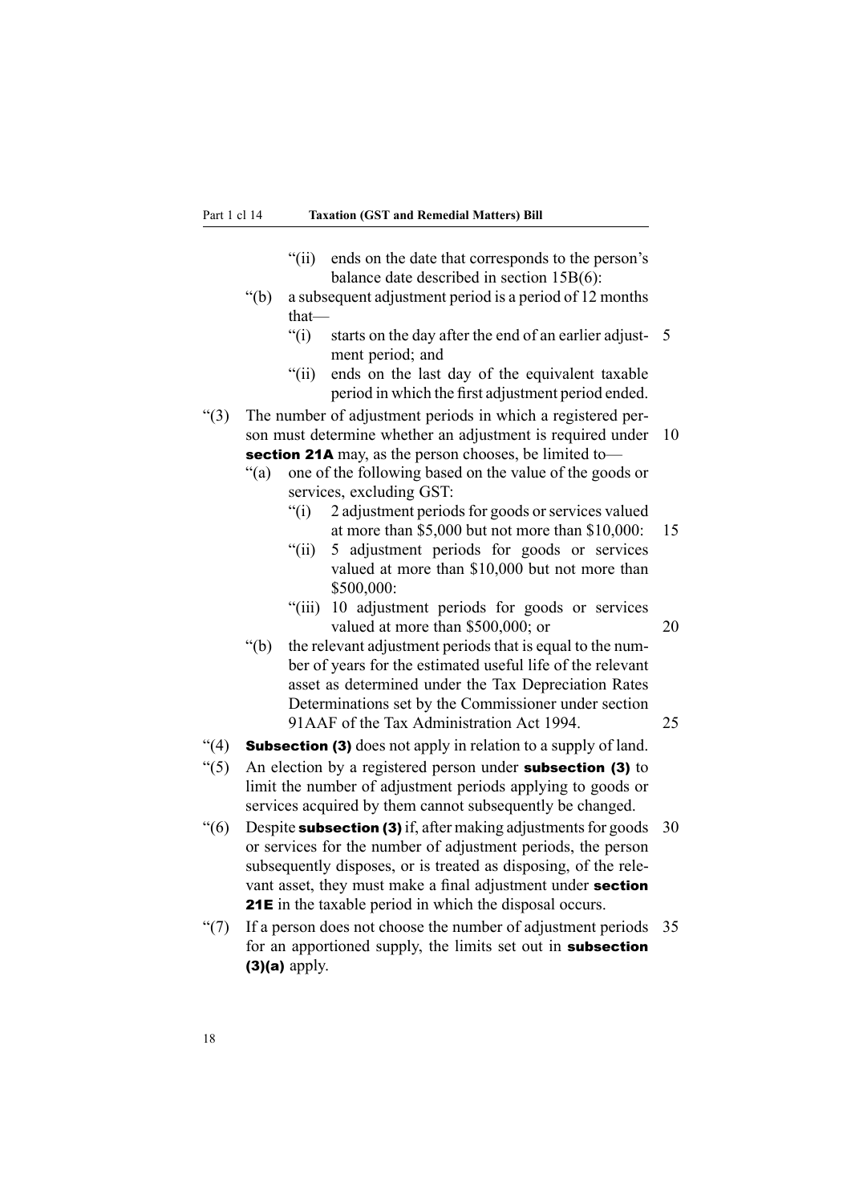"(ii) ends on the date that corresponds to the person's balance date described in section 15B(6):

"(b) a subsequent adjustment period is a period of 12 months that—

"(i) starts on the day after the end of an earlier adjustment period; and

"(ii) ends on the last day of the equivalent taxable period in which the first adjustment period ended.

"(3) The number of adjustment periods in which a registered person must determine whether an adjustment is required under **section 21A** may, as the person chooses, be limited to—

"(a) one of the following based on the value of the goods or services, excluding GST:

"(i) 2 adjustment periods for goods or services valued at more than $5,000 but not more than $10,000:

"(ii) 5 adjustment periods for goods or services valued at more than $10,000 but not more than $500,000:

"(iii) 10 adjustment periods for goods or services valued at more than $500,000; or

"(b) the relevant adjustment periods that is equal to the number of years for the estimated useful life of the relevant asset as determined under the Tax Depreciation Rates Determinations set by the Commissioner under section 91AAF of the Tax Administration Act 1994.

"(4) **Subsection (3)** does not apply in relation to a supply of land.

"(5) An election by a registered person under **subsection (3)** to limit the number of adjustment periods applying to goods or services acquired by them cannot subsequently be changed.

"(6) Despite **subsection (3)** if, after making adjustments for goods or services for the number of adjustment periods, the person subsequently disposes, or is treated as disposing, of the relevant asset, they must make a final adjustment under **section 21E** in the taxable period in which the disposal occurs.

"(7) If a person does not choose the number of adjustment periods for an apportioned supply, the limits set out in **subsection (3)(a)** apply.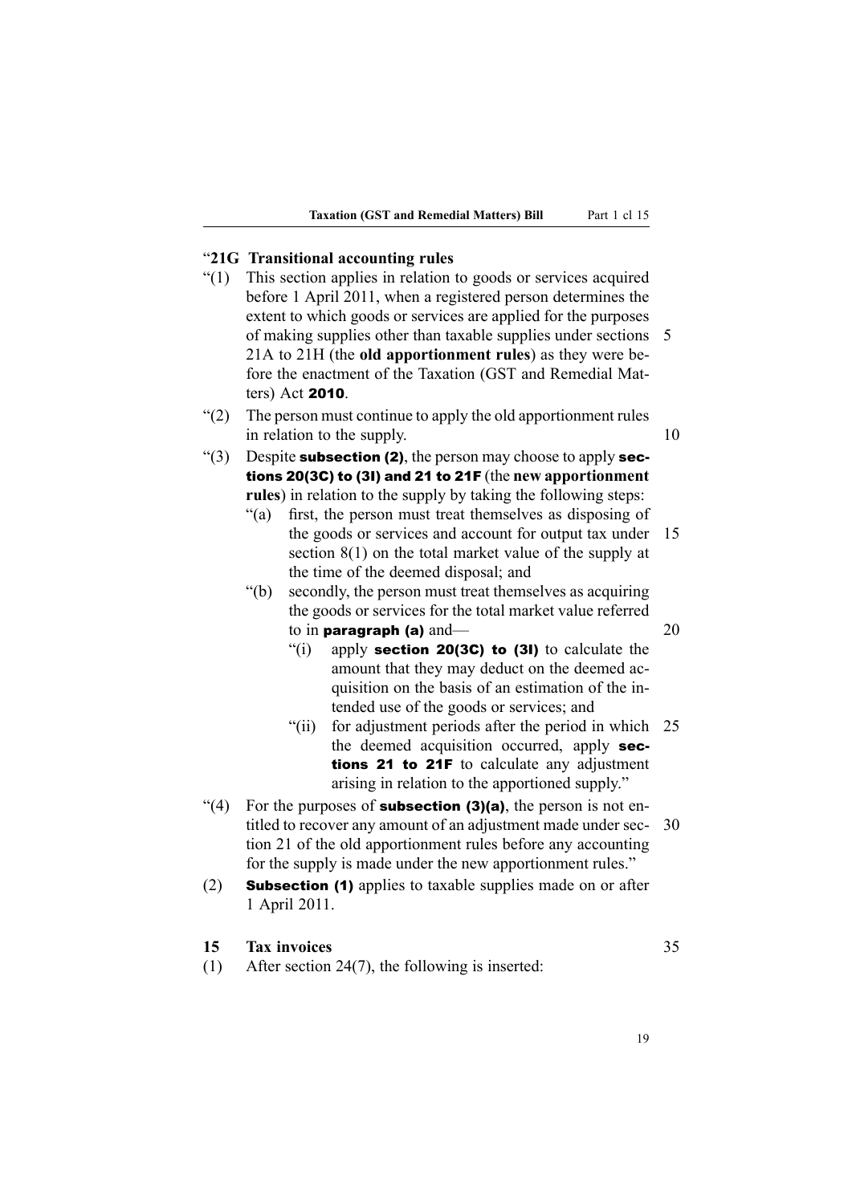"**21G Transitional accounting rules**

"(1) This section applies in relation to goods or services acquired before 1 April 2011, when a registered person determines the extent to which goods or services are applied for the purposes of making supplies other than taxable supplies under sections 21A to 21H (the **old apportionment rules**) as they were before the enactment of the Taxation (GST and Remedial Matters) Act **2010**.

"(2) The person must continue to apply the old apportionment rules in relation to the supply.

"(3) Despite **subsection (2)**, the person may choose to apply **sections 20(3C) to (3I) and 21 to 21F** (the **new apportionment rules**) in relation to the supply by taking the following steps:

"(a) first, the person must treat themselves as disposing of the goods or services and account for output tax under section 8(1) on the total market value of the supply at the time of the deemed disposal; and

"(b) secondly, the person must treat themselves as acquiring the goods or services for the total market value referred to in **paragraph (a)** and—

"(i) apply **section 20(3C) to (3I)** to calculate the amount that they may deduct on the deemed acquisition on the basis of an estimation of the intended use of the goods or services; and

"(ii) for adjustment periods after the period in which the deemed acquisition occurred, apply **sections 21 to 21F** to calculate any adjustment arising in relation to the apportioned supply."

"(4) For the purposes of **subsection (3)(a)**, the person is not entitled to recover any amount of an adjustment made under section 21 of the old apportionment rules before any accounting for the supply is made under the new apportionment rules."

(2) **Subsection (1)** applies to taxable supplies made on or after 1 April 2011.

**15 Tax invoices**

(1) After section 24(7), the following is inserted: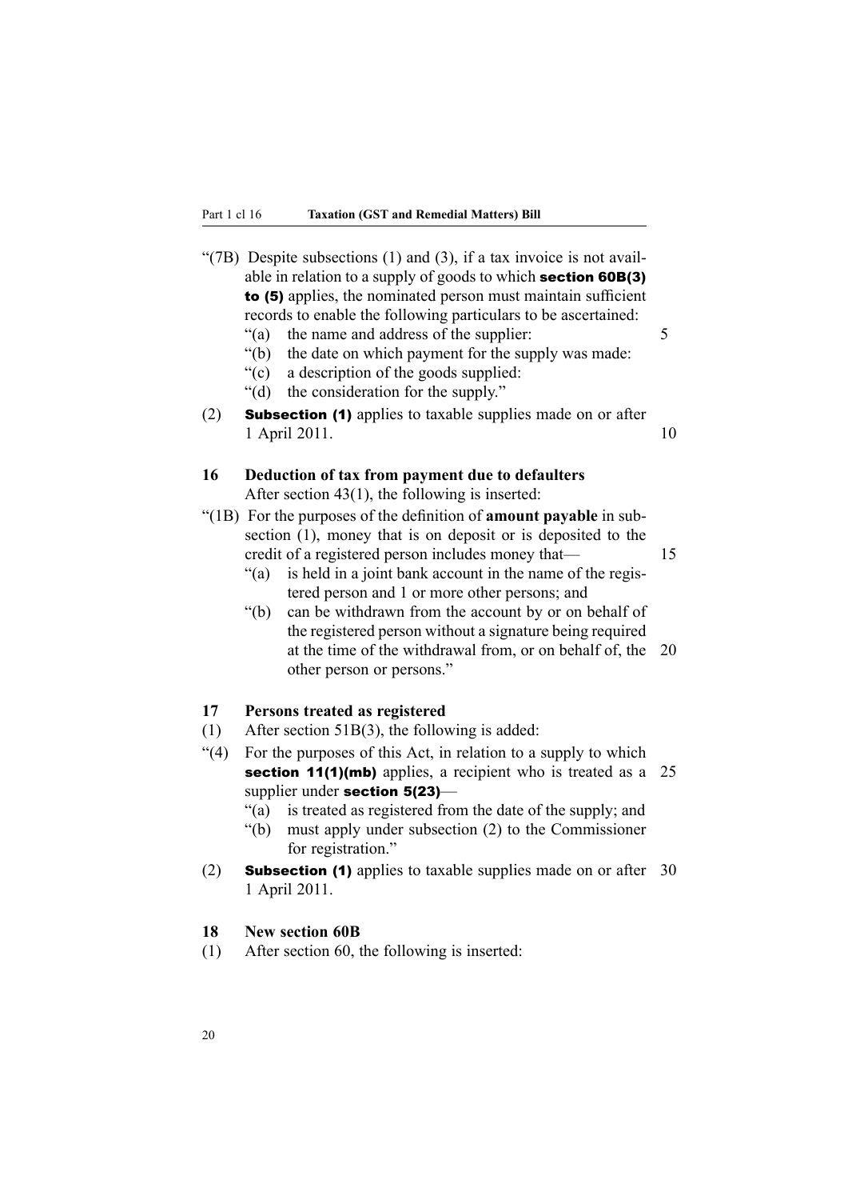"(7B) Despite subsections (1) and (3), if a tax invoice is not available in relation to a supply of goods to which **section 60B(3) to (5)** applies, the nominated person must maintain sufficient records to enable the following particulars to be ascertained:

"(a) the name and address of the supplier:

"(b) the date on which payment for the supply was made:

"(c) a description of the goods supplied:

"(d) the consideration for the supply."

(2) **Subsection (1)** applies to taxable supplies made on or after 1 April 2011.

### 16 Deduction of tax from payment due to defaulters

After section 43(1), the following is inserted:

"(1B) For the purposes of the definition of **amount payable** in subsection (1), money that is on deposit or is deposited to the credit of a registered person includes money that—

"(a) is held in a joint bank account in the name of the registered person and 1 or more other persons; and

"(b) can be withdrawn from the account by or on behalf of the registered person without a signature being required at the time of the withdrawal from, or on behalf of, the other person or persons."

### 17 Persons treated as registered

(1) After section 51B(3), the following is added:

"(4) For the purposes of this Act, in relation to a supply to which **section 11(1)(mb)** applies, a recipient who is treated as a supplier under **section 5(23)**—

"(a) is treated as registered from the date of the supply; and

"(b) must apply under subsection (2) to the Commissioner for registration."

(2) **Subsection (1)** applies to taxable supplies made on or after 1 April 2011.

### 18 New section 60B

(1) After section 60, the following is inserted: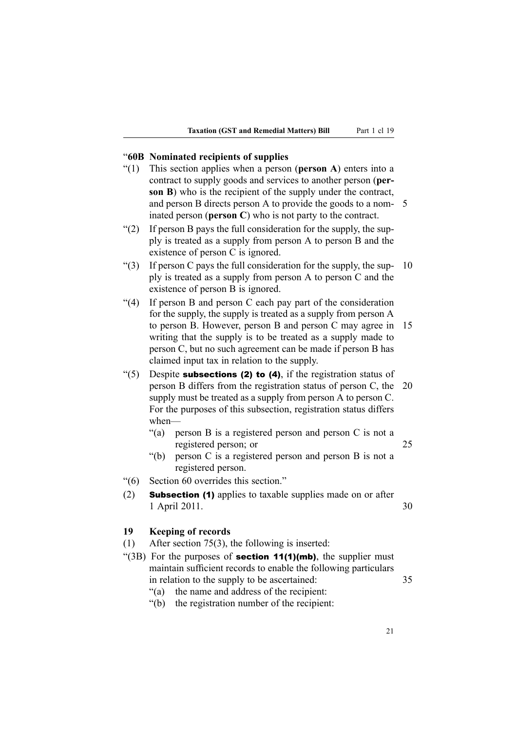“**60B Nominated recipients of supplies**

“(1) This section applies when a person (**person A**) enters into a contract to supply goods and services to another person (**person B**) who is the recipient of the supply under the contract, and person B directs person A to provide the goods to a nominated person (**person C**) who is not party to the contract.

“(2) If person B pays the full consideration for the supply, the supply is treated as a supply from person A to person B and the existence of person C is ignored.

“(3) If person C pays the full consideration for the supply, the supply is treated as a supply from person A to person C and the existence of person B is ignored.

“(4) If person B and person C each pay part of the consideration for the supply, the supply is treated as a supply from person A to person B. However, person B and person C may agree in writing that the supply is to be treated as a supply made to person C, but no such agreement can be made if person B has claimed input tax in relation to the supply.

“(5) Despite **subsections (2) to (4)**, if the registration status of person B differs from the registration status of person C, the supply must be treated as a supply from person A to person C. For the purposes of this subsection, registration status differs when—

“(a) person B is a registered person and person C is not a registered person; or

“(b) person C is a registered person and person B is not a registered person.

“(6) Section 60 overrides this section.”

(2) **Subsection (1)** applies to taxable supplies made on or after 1 April 2011.

**19 Keeping of records**

(1) After section 75(3), the following is inserted:

“(3B) For the purposes of **section 11(1)(mb)**, the supplier must maintain sufficient records to enable the following particulars in relation to the supply to be ascertained:

“(a) the name and address of the recipient:

“(b) the registration number of the recipient: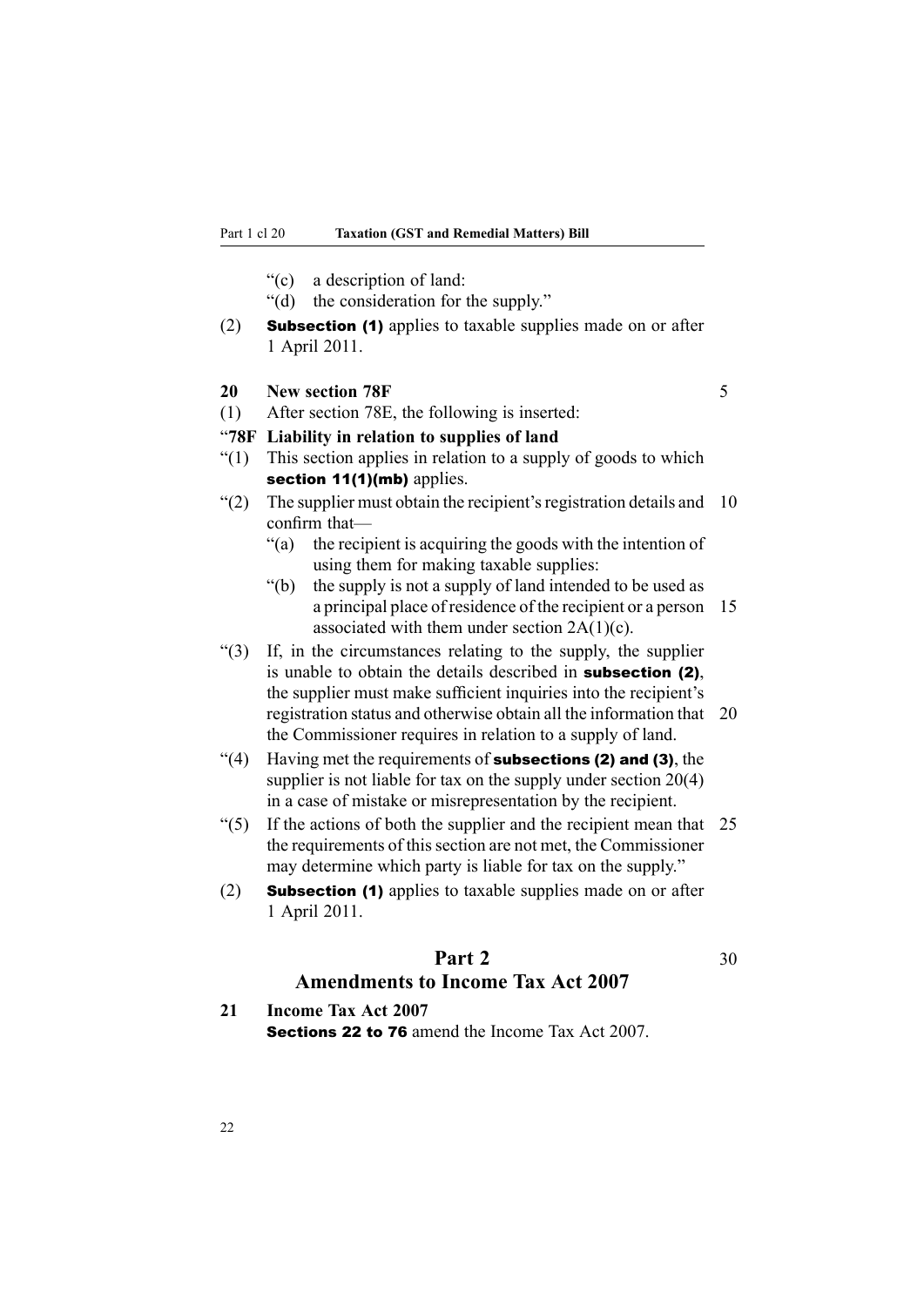"(c) a description of land:

"(d) the consideration for the supply."

(2) **Subsection (1)** applies to taxable supplies made on or after 1 April 2011.

**20 New section 78F**

(1) After section 78E, the following is inserted:

**"78F Liability in relation to supplies of land**

"(1) This section applies in relation to a supply of goods to which **section 11(1)(mb)** applies.

"(2) The supplier must obtain the recipient's registration details and confirm that—

"(a) the recipient is acquiring the goods with the intention of using them for making taxable supplies:

"(b) the supply is not a supply of land intended to be used as a principal place of residence of the recipient or a person associated with them under section 2A(1)(c).

"(3) If, in the circumstances relating to the supply, the supplier is unable to obtain the details described in **subsection (2)**, the supplier must make sufficient inquiries into the recipient's registration status and otherwise obtain all the information that the Commissioner requires in relation to a supply of land.

"(4) Having met the requirements of **subsections (2) and (3)**, the supplier is not liable for tax on the supply under section 20(4) in a case of mistake or misrepresentation by the recipient.

"(5) If the actions of both the supplier and the recipient mean that the requirements of this section are not met, the Commissioner may determine which party is liable for tax on the supply."

(2) **Subsection (1)** applies to taxable supplies made on or after 1 April 2011.

## Part 2
## Amendments to Income Tax Act 2007

**21 Income Tax Act 2007**

**Sections 22 to 76** amend the Income Tax Act 2007.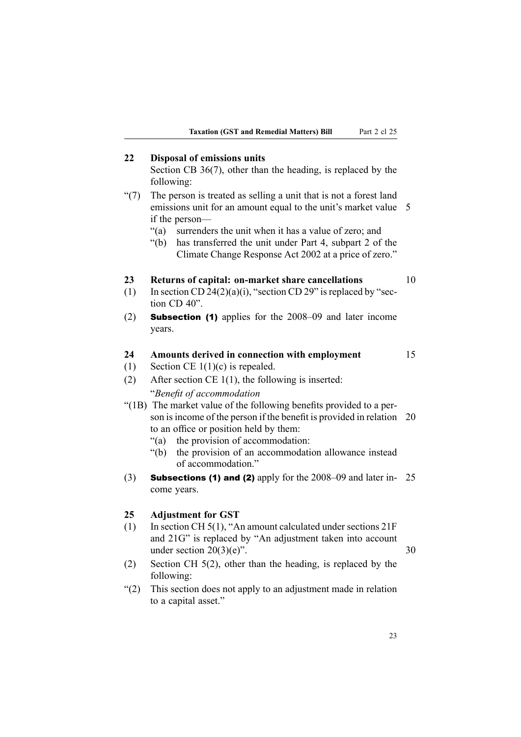## 22 Disposal of emissions units

Section CB 36(7), other than the heading, is replaced by the following:

"(7) The person is treated as selling a unit that is not a forest land emissions unit for an amount equal to the unit's market value if the person—

"(a) surrenders the unit when it has a value of zero; and

"(b) has transferred the unit under Part 4, subpart 2 of the Climate Change Response Act 2002 at a price of zero."

## 23 Returns of capital: on-market share cancellations

(1) In section CD 24(2)(a)(i), "section CD 29" is replaced by "section CD 40".

(2) **Subsection (1)** applies for the 2008–09 and later income years.

## 24 Amounts derived in connection with employment

(1) Section CE 1(1)(c) is repealed.

(2) After section CE 1(1), the following is inserted:

"*Benefit of accommodation*

"(1B) The market value of the following benefits provided to a person is income of the person if the benefit is provided in relation to an office or position held by them:

"(a) the provision of accommodation:

"(b) the provision of an accommodation allowance instead of accommodation."

(3) **Subsections (1) and (2)** apply for the 2008–09 and later income years.

## 25 Adjustment for GST

(1) In section CH 5(1), "An amount calculated under sections 21F and 21G" is replaced by "An adjustment taken into account under section 20(3)(e)".

(2) Section CH 5(2), other than the heading, is replaced by the following:

"(2) This section does not apply to an adjustment made in relation to a capital asset."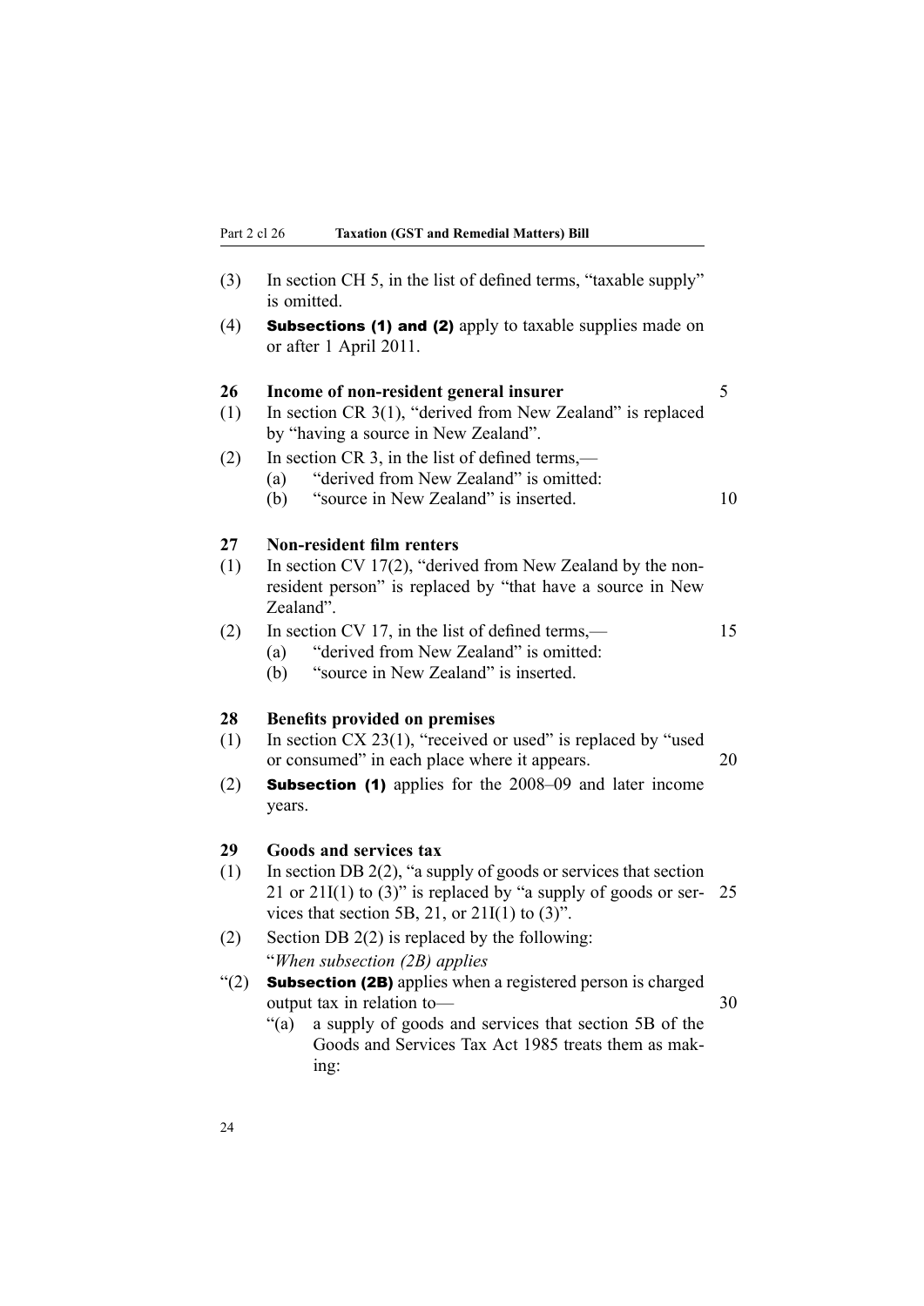(3) In section CH 5, in the list of defined terms, "taxable supply" is omitted.

(4) **Subsections (1) and (2)** apply to taxable supplies made on or after 1 April 2011.

### 26 Income of non-resident general insurer

(1) In section CR 3(1), "derived from New Zealand" is replaced by "having a source in New Zealand".

(2) In section CR 3, in the list of defined terms,—

(a) "derived from New Zealand" is omitted:

(b) "source in New Zealand" is inserted.

### 27 Non-resident film renters

(1) In section CV 17(2), "derived from New Zealand by the non-resident person" is replaced by "that have a source in New Zealand".

(2) In section CV 17, in the list of defined terms,—

(a) "derived from New Zealand" is omitted:

(b) "source in New Zealand" is inserted.

### 28 Benefits provided on premises

(1) In section CX 23(1), "received or used" is replaced by "used or consumed" in each place where it appears.

(2) **Subsection (1)** applies for the 2008–09 and later income years.

### 29 Goods and services tax

(1) In section DB 2(2), "a supply of goods or services that section 21 or 21I(1) to (3)" is replaced by "a supply of goods or services that section 5B, 21, or 21I(1) to (3)".

(2) Section DB 2(2) is replaced by the following:

"*When subsection (2B) applies*

"(2) **Subsection (2B)** applies when a registered person is charged output tax in relation to—

"(a) a supply of goods and services that section 5B of the Goods and Services Tax Act 1985 treats them as making: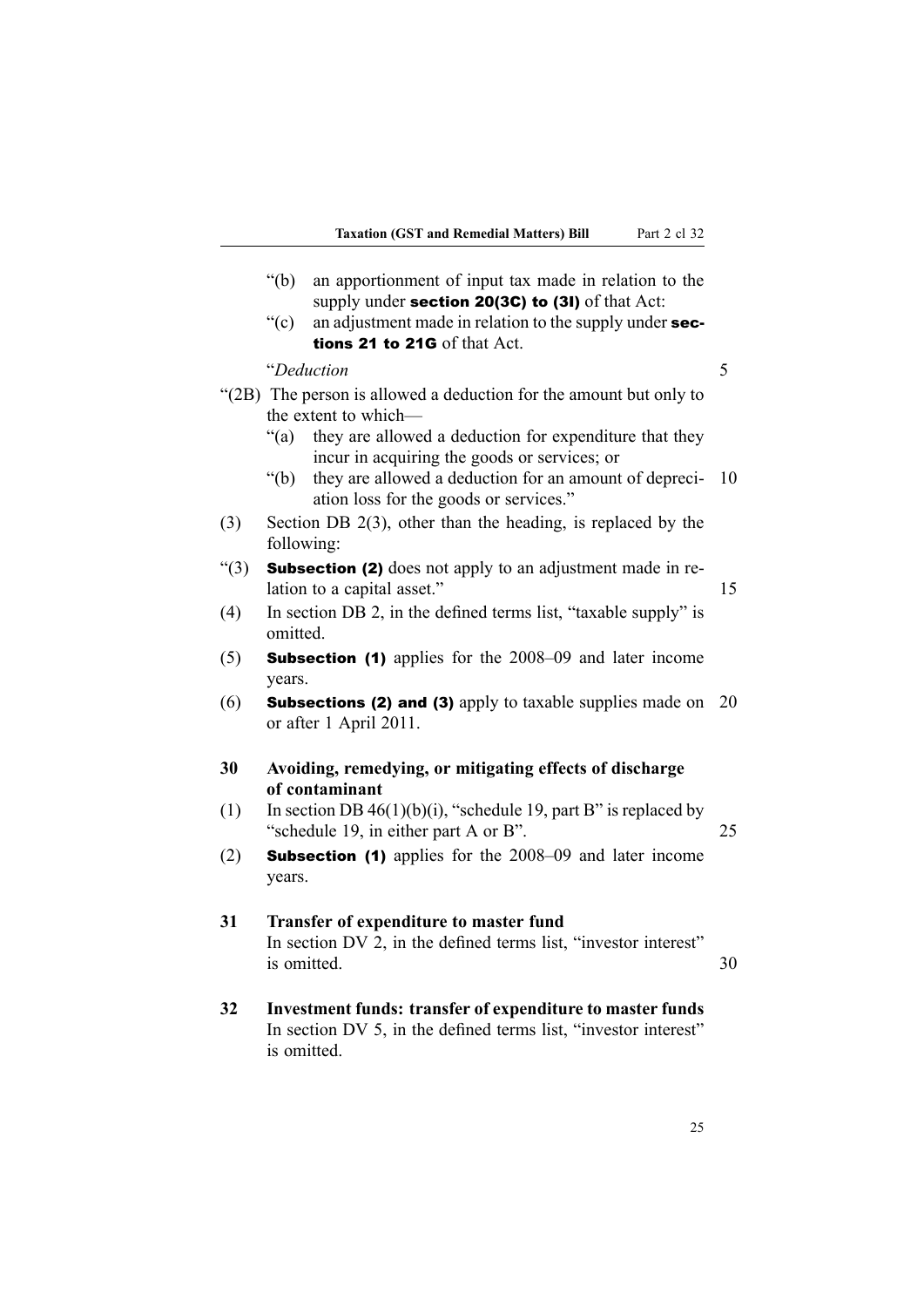"(b) an apportionment of input tax made in relation to the supply under **section 20(3C) to (3I)** of that Act:

"(c) an adjustment made in relation to the supply under **sections 21 to 21G** of that Act.

"*Deduction*

"(2B) The person is allowed a deduction for the amount but only to the extent to which—

"(a) they are allowed a deduction for expenditure that they incur in acquiring the goods or services; or

"(b) they are allowed a deduction for an amount of depreciation loss for the goods or services."

(3) Section DB 2(3), other than the heading, is replaced by the following:

"(3) **Subsection (2)** does not apply to an adjustment made in relation to a capital asset."

(4) In section DB 2, in the defined terms list, "taxable supply" is omitted.

(5) **Subsection (1)** applies for the 2008–09 and later income years.

(6) **Subsections (2) and (3)** apply to taxable supplies made on or after 1 April 2011.

**30 Avoiding, remedying, or mitigating effects of discharge of contaminant**

(1) In section DB 46(1)(b)(i), "schedule 19, part B" is replaced by "schedule 19, in either part A or B".

(2) **Subsection (1)** applies for the 2008–09 and later income years.

**31 Transfer of expenditure to master fund**

In section DV 2, in the defined terms list, "investor interest" is omitted.

**32 Investment funds: transfer of expenditure to master funds**

In section DV 5, in the defined terms list, "investor interest" is omitted.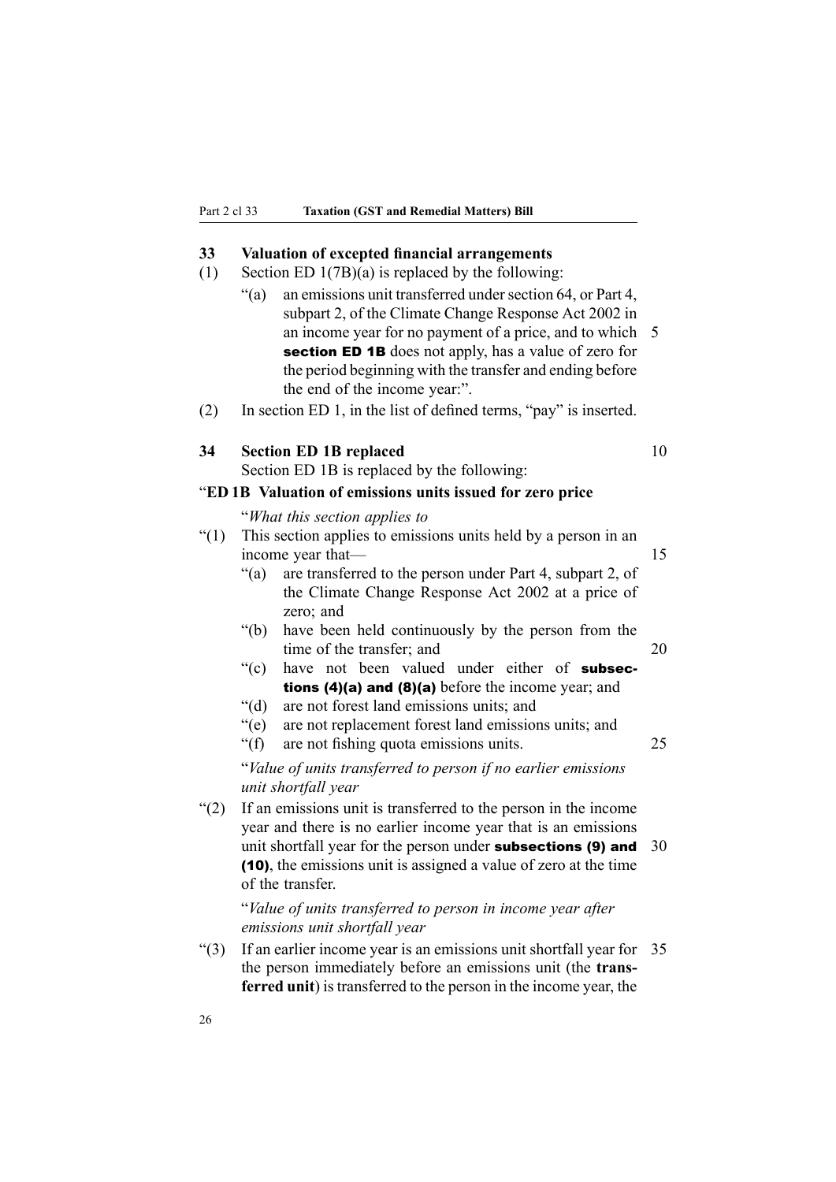## 33 Valuation of excepted financial arrangements

(1) Section ED 1(7B)(a) is replaced by the following:

"(a) an emissions unit transferred under section 64, or Part 4, subpart 2, of the Climate Change Response Act 2002 in an income year for no payment of a price, and to which **section ED 1B** does not apply, has a value of zero for the period beginning with the transfer and ending before the end of the income year:".

(2) In section ED 1, in the list of defined terms, "pay" is inserted.

## 34 Section ED 1B replaced

Section ED 1B is replaced by the following:

### "ED 1B Valuation of emissions units issued for zero price

"*What this section applies to*

"(1) This section applies to emissions units held by a person in an income year that—

"(a) are transferred to the person under Part 4, subpart 2, of the Climate Change Response Act 2002 at a price of zero; and

"(b) have been held continuously by the person from the time of the transfer; and

"(c) have not been valued under either of **subsections (4)(a) and (8)(a)** before the income year; and

"(d) are not forest land emissions units; and

"(e) are not replacement forest land emissions units; and

"(f) are not fishing quota emissions units.

"*Value of units transferred to person if no earlier emissions unit shortfall year*

"(2) If an emissions unit is transferred to the person in the income year and there is no earlier income year that is an emissions unit shortfall year for the person under **subsections (9) and (10)**, the emissions unit is assigned a value of zero at the time of the transfer.

"*Value of units transferred to person in income year after emissions unit shortfall year*

"(3) If an earlier income year is an emissions unit shortfall year for the person immediately before an emissions unit (the **transferred unit**) is transferred to the person in the income year, the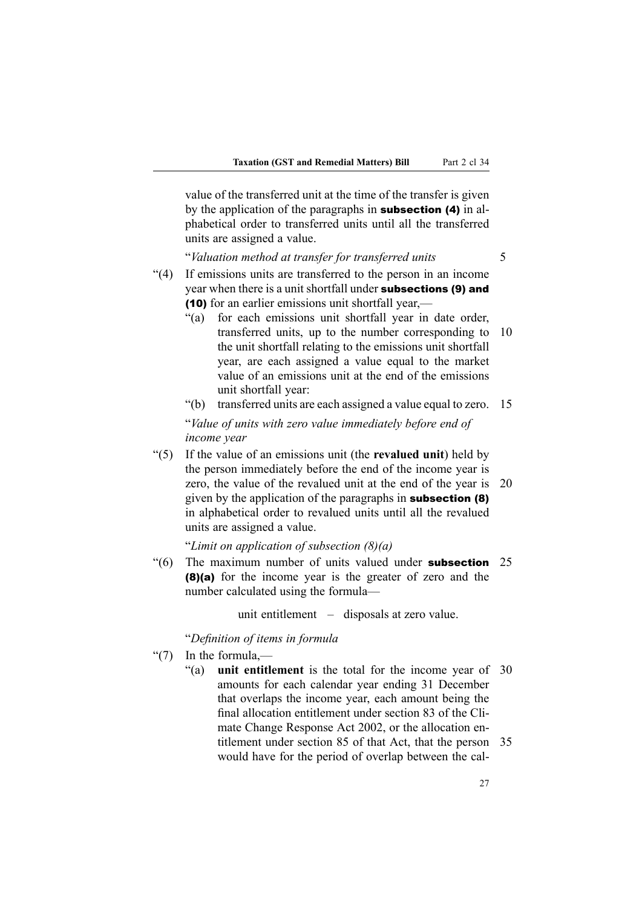value of the transferred unit at the time of the transfer is given by the application of the paragraphs in **subsection (4)** in alphabetical order to transferred units until all the transferred units are assigned a value.

"*Valuation method at transfer for transferred units*

"(4) If emissions units are transferred to the person in an income year when there is a unit shortfall under **subsections (9) and (10)** for an earlier emissions unit shortfall year,—

"(a) for each emissions unit shortfall year in date order, transferred units, up to the number corresponding to the unit shortfall relating to the emissions unit shortfall year, are each assigned a value equal to the market value of an emissions unit at the end of the emissions unit shortfall year:

"(b) transferred units are each assigned a value equal to zero.

"*Value of units with zero value immediately before end of income year*

"(5) If the value of an emissions unit (the **revalued unit**) held by the person immediately before the end of the income year is zero, the value of the revalued unit at the end of the year is given by the application of the paragraphs in **subsection (8)** in alphabetical order to revalued units until all the revalued units are assigned a value.

"*Limit on application of subsection (8)(a)*

"(6) The maximum number of units valued under **subsection (8)(a)** for the income year is the greater of zero and the number calculated using the formula—

unit entitlement – disposals at zero value.

"*Definition of items in formula*

"(7) In the formula,—

"(a) **unit entitlement** is the total for the income year of amounts for each calendar year ending 31 December that overlaps the income year, each amount being the final allocation entitlement under section 83 of the Climate Change Response Act 2002, or the allocation entitlement under section 85 of that Act, that the person would have for the period of overlap between the cal-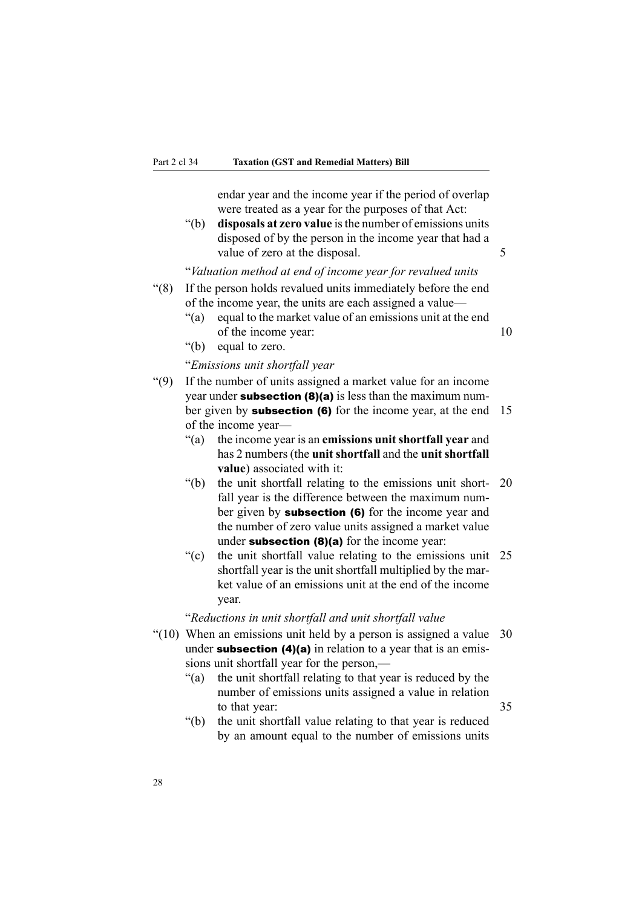endar year and the income year if the period of overlap were treated as a year for the purposes of that Act:

“(b) **disposals at zero value** is the number of emissions units disposed of by the person in the income year that had a value of zero at the disposal.

“*Valuation method at end of income year for revalued units*

“(8) If the person holds revalued units immediately before the end of the income year, the units are each assigned a value—

“(a) equal to the market value of an emissions unit at the end of the income year:

“(b) equal to zero.

“*Emissions unit shortfall year*

“(9) If the number of units assigned a market value for an income year under **subsection (8)(a)** is less than the maximum number given by **subsection (6)** for the income year, at the end of the income year—

“(a) the income year is an **emissions unit shortfall year** and has 2 numbers (the **unit shortfall** and the **unit shortfall value**) associated with it:

“(b) the unit shortfall relating to the emissions unit shortfall year is the difference between the maximum number given by **subsection (6)** for the income year and the number of zero value units assigned a market value under **subsection (8)(a)** for the income year:

“(c) the unit shortfall value relating to the emissions unit shortfall year is the unit shortfall multiplied by the market value of an emissions unit at the end of the income year.

“*Reductions in unit shortfall and unit shortfall value*

“(10) When an emissions unit held by a person is assigned a value under **subsection (4)(a)** in relation to a year that is an emissions unit shortfall year for the person,—

“(a) the unit shortfall relating to that year is reduced by the number of emissions units assigned a value in relation to that year:

“(b) the unit shortfall value relating to that year is reduced by an amount equal to the number of emissions units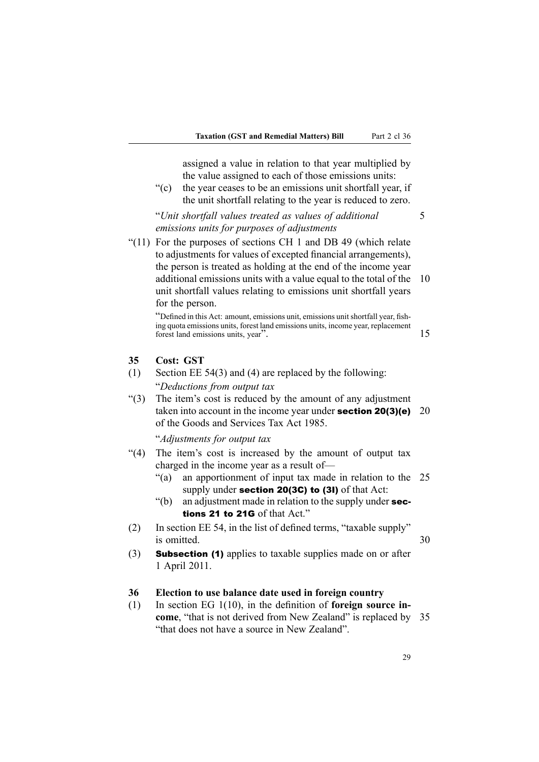assigned a value in relation to that year multiplied by the value assigned to each of those emissions units:

"(c) the year ceases to be an emissions unit shortfall year, if the unit shortfall relating to the year is reduced to zero.

"*Unit shortfall values treated as values of additional emissions units for purposes of adjustments*

"(11) For the purposes of sections CH 1 and DB 49 (which relate to adjustments for values of excepted financial arrangements), the person is treated as holding at the end of the income year additional emissions units with a value equal to the total of the unit shortfall values relating to emissions unit shortfall years for the person.

"Defined in this Act: amount, emissions unit, emissions unit shortfall year, fishing quota emissions units, forest land emissions units, income year, replacement forest land emissions units, year".

### 35 Cost: GST

(1) Section EE 54(3) and (4) are replaced by the following:

"*Deductions from output tax*

"(3) The item's cost is reduced by the amount of any adjustment taken into account in the income year under **section 20(3)(e)** of the Goods and Services Tax Act 1985.

"*Adjustments for output tax*

"(4) The item's cost is increased by the amount of output tax charged in the income year as a result of—

"(a) an apportionment of input tax made in relation to the supply under **section 20(3C) to (3I)** of that Act:

"(b) an adjustment made in relation to the supply under **sections 21 to 21G** of that Act."

(2) In section EE 54, in the list of defined terms, "taxable supply" is omitted.

(3) **Subsection (1)** applies to taxable supplies made on or after 1 April 2011.

### 36 Election to use balance date used in foreign country

(1) In section EG 1(10), in the definition of **foreign source income**, "that is not derived from New Zealand" is replaced by "that does not have a source in New Zealand".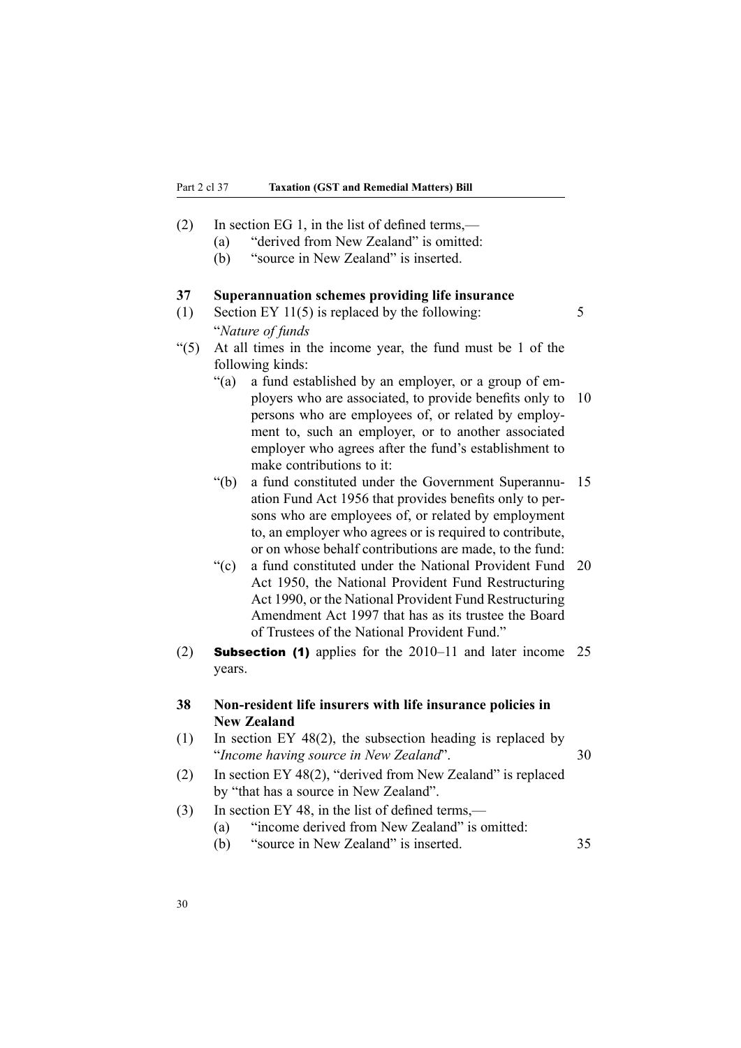(2) In section EG 1, in the list of defined terms,—

(a) "derived from New Zealand" is omitted:

(b) "source in New Zealand" is inserted.

**37 Superannuation schemes providing life insurance**

(1) Section EY 11(5) is replaced by the following:

"*Nature of funds*

"(5) At all times in the income year, the fund must be 1 of the following kinds:

"(a) a fund established by an employer, or a group of employers who are associated, to provide benefits only to persons who are employees of, or related by employment to, such an employer, or to another associated employer who agrees after the fund's establishment to make contributions to it:

"(b) a fund constituted under the Government Superannuation Fund Act 1956 that provides benefits only to persons who are employees of, or related by employment to, an employer who agrees or is required to contribute, or on whose behalf contributions are made, to the fund:

"(c) a fund constituted under the National Provident Fund Act 1950, the National Provident Fund Restructuring Act 1990, or the National Provident Fund Restructuring Amendment Act 1997 that has as its trustee the Board of Trustees of the National Provident Fund."

(2) **Subsection (1)** applies for the 2010–11 and later income years.

**38 Non-resident life insurers with life insurance policies in New Zealand**

(1) In section EY 48(2), the subsection heading is replaced by "*Income having source in New Zealand*".

(2) In section EY 48(2), "derived from New Zealand" is replaced by "that has a source in New Zealand".

(3) In section EY 48, in the list of defined terms,—

(a) "income derived from New Zealand" is omitted:

(b) "source in New Zealand" is inserted.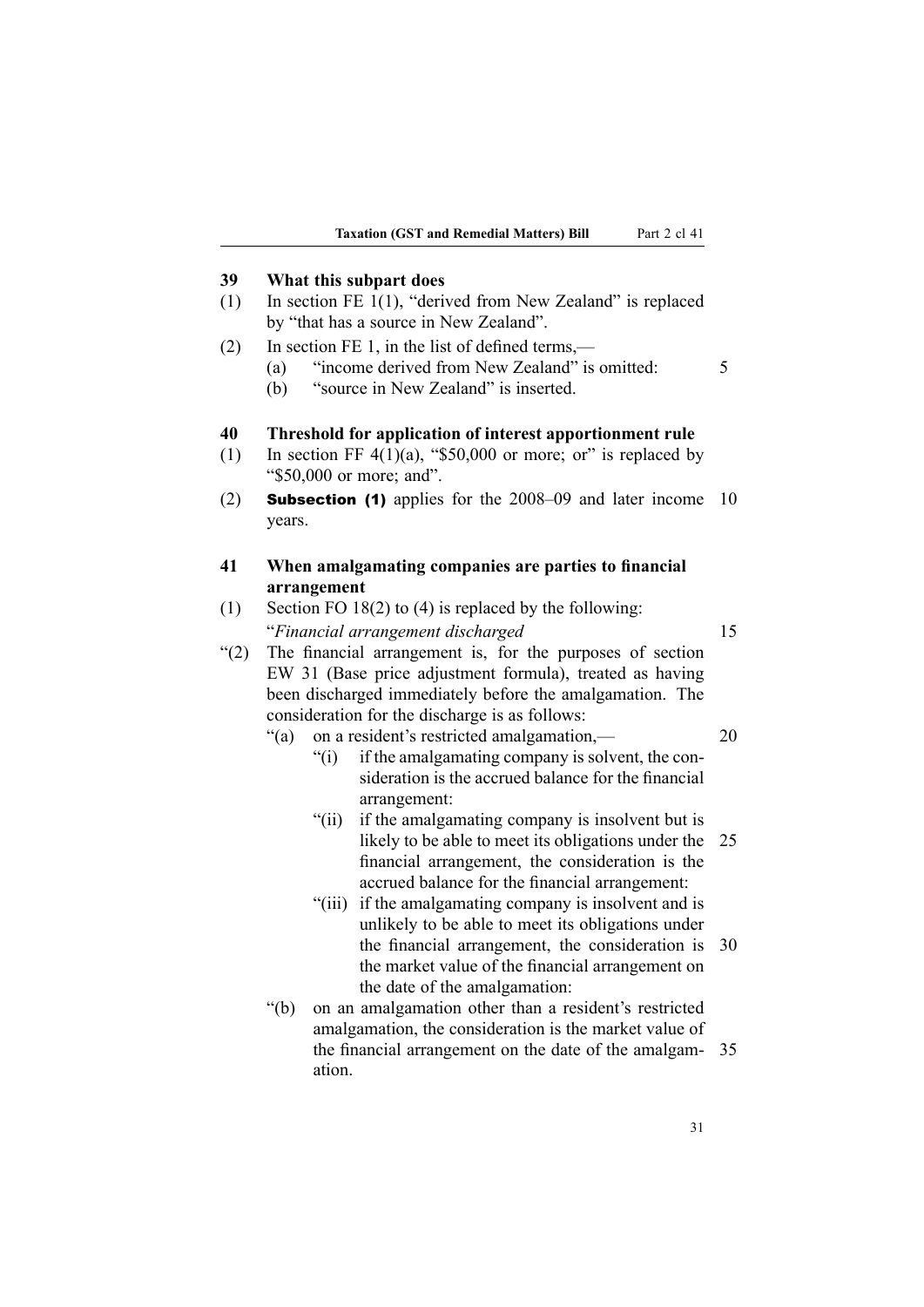**39 What this subpart does**

(1) In section FE 1(1), "derived from New Zealand" is replaced by "that has a source in New Zealand".

(2) In section FE 1, in the list of defined terms,—

(a) "income derived from New Zealand" is omitted:

(b) "source in New Zealand" is inserted.

**40 Threshold for application of interest apportionment rule**

(1) In section FF 4(1)(a), "$50,000 or more; or" is replaced by "$50,000 or more; and".

(2) **Subsection (1)** applies for the 2008–09 and later income years.

**41 When amalgamating companies are parties to financial arrangement**

(1) Section FO 18(2) to (4) is replaced by the following:

"*Financial arrangement discharged*

"(2) The financial arrangement is, for the purposes of section EW 31 (Base price adjustment formula), treated as having been discharged immediately before the amalgamation. The consideration for the discharge is as follows:

"(a) on a resident's restricted amalgamation,—

"(i) if the amalgamating company is solvent, the consideration is the accrued balance for the financial arrangement:

"(ii) if the amalgamating company is insolvent but is likely to be able to meet its obligations under the financial arrangement, the consideration is the accrued balance for the financial arrangement:

"(iii) if the amalgamating company is insolvent and is unlikely to be able to meet its obligations under the financial arrangement, the consideration is the market value of the financial arrangement on the date of the amalgamation:

"(b) on an amalgamation other than a resident's restricted amalgamation, the consideration is the market value of the financial arrangement on the date of the amalgamation.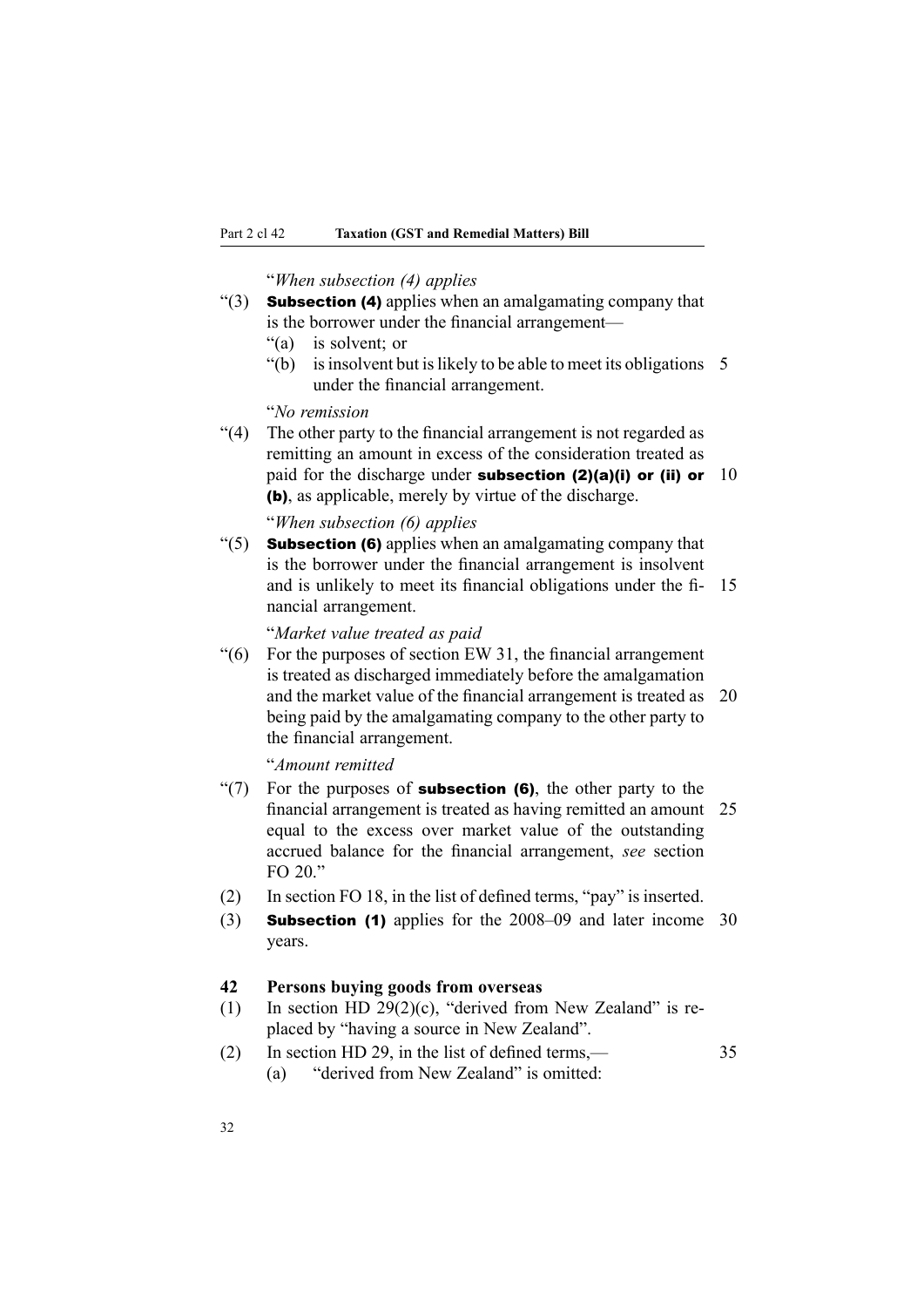"*When subsection (4) applies*

"(3) **Subsection (4)** applies when an amalgamating company that is the borrower under the financial arrangement—

"(a) is solvent; or

"(b) is insolvent but is likely to be able to meet its obligations under the financial arrangement.

"*No remission*

"(4) The other party to the financial arrangement is not regarded as remitting an amount in excess of the consideration treated as paid for the discharge under **subsection (2)(a)(i) or (ii) or (b)**, as applicable, merely by virtue of the discharge.

"*When subsection (6) applies*

"(5) **Subsection (6)** applies when an amalgamating company that is the borrower under the financial arrangement is insolvent and is unlikely to meet its financial obligations under the financial arrangement.

"*Market value treated as paid*

"(6) For the purposes of section EW 31, the financial arrangement is treated as discharged immediately before the amalgamation and the market value of the financial arrangement is treated as being paid by the amalgamating company to the other party to the financial arrangement.

"*Amount remitted*

"(7) For the purposes of **subsection (6)**, the other party to the financial arrangement is treated as having remitted an amount equal to the excess over market value of the outstanding accrued balance for the financial arrangement, *see* section FO 20."

(2) In section FO 18, in the list of defined terms, "pay" is inserted.

(3) **Subsection (1)** applies for the 2008–09 and later income years.

**42 Persons buying goods from overseas**

(1) In section HD 29(2)(c), "derived from New Zealand" is replaced by "having a source in New Zealand".

(2) In section HD 29, in the list of defined terms,—

(a) "derived from New Zealand" is omitted: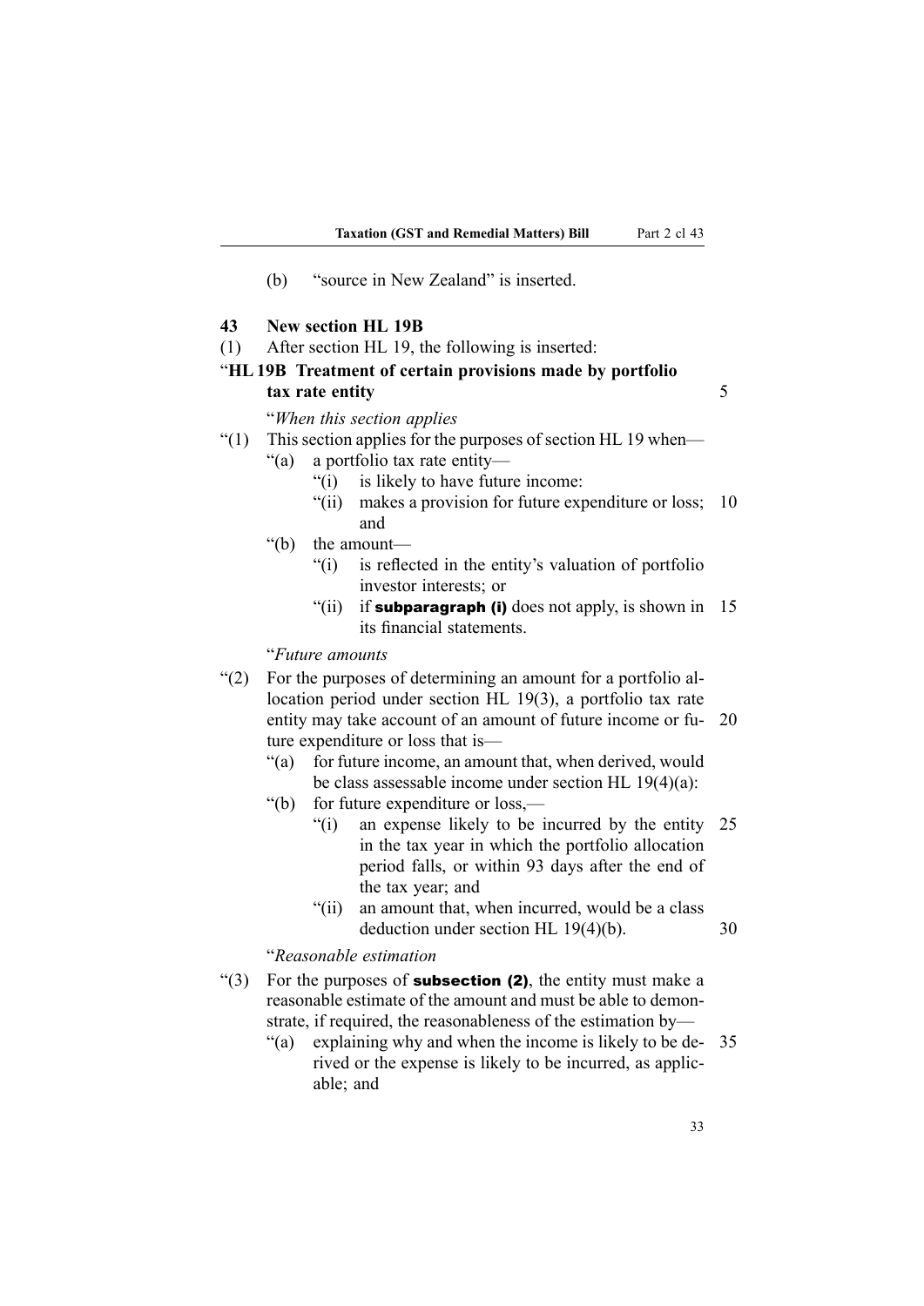(b) "source in New Zealand" is inserted.

### 43 New section HL 19B

(1) After section HL 19, the following is inserted:

"**HL 19B Treatment of certain provisions made by portfolio tax rate entity**

"*When this section applies*

"(1) This section applies for the purposes of section HL 19 when—

"(a) a portfolio tax rate entity—

"(i) is likely to have future income:

"(ii) makes a provision for future expenditure or loss; and

"(b) the amount—

"(i) is reflected in the entity's valuation of portfolio investor interests; or

"(ii) if **subparagraph (i)** does not apply, is shown in its financial statements.

"*Future amounts*

"(2) For the purposes of determining an amount for a portfolio allocation period under section HL 19(3), a portfolio tax rate entity may take account of an amount of future income or future expenditure or loss that is—

"(a) for future income, an amount that, when derived, would be class assessable income under section HL 19(4)(a):

"(b) for future expenditure or loss,—

"(i) an expense likely to be incurred by the entity in the tax year in which the portfolio allocation period falls, or within 93 days after the end of the tax year; and

"(ii) an amount that, when incurred, would be a class deduction under section HL 19(4)(b).

"*Reasonable estimation*

"(3) For the purposes of **subsection (2)**, the entity must make a reasonable estimate of the amount and must be able to demonstrate, if required, the reasonableness of the estimation by—

"(a) explaining why and when the income is likely to be derived or the expense is likely to be incurred, as applicable; and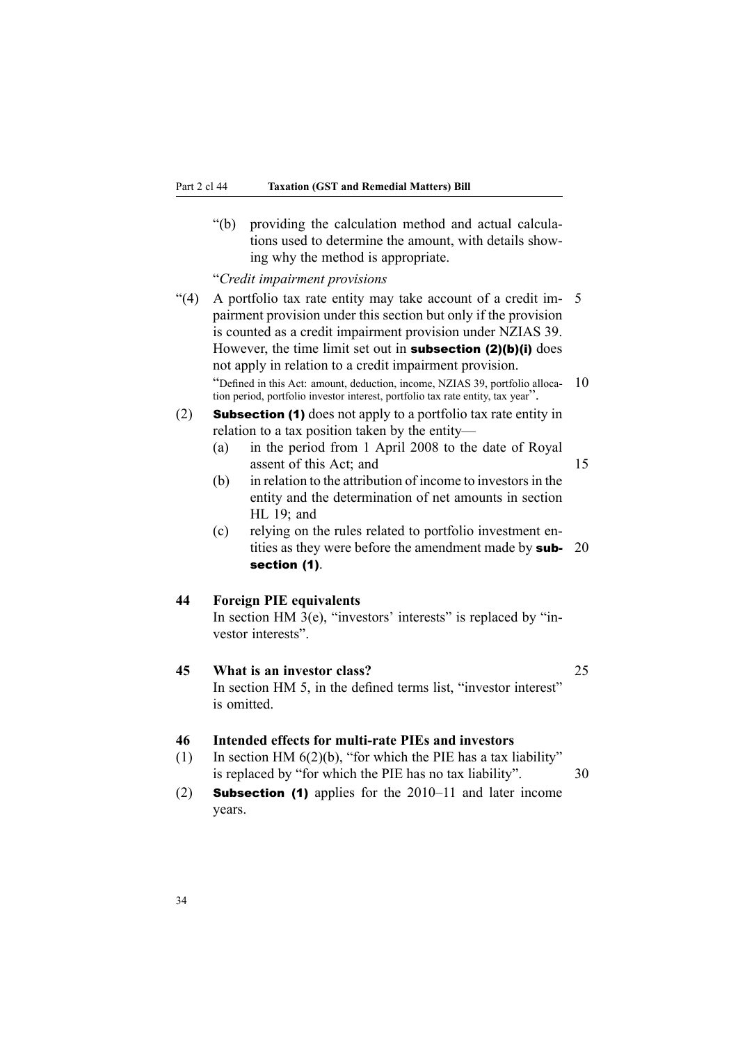"(b) providing the calculation method and actual calculations used to determine the amount, with details showing why the method is appropriate.

"*Credit impairment provisions*

"(4) A portfolio tax rate entity may take account of a credit impairment provision under this section but only if the provision is counted as a credit impairment provision under NZIAS 39. However, the time limit set out in **subsection (2)(b)(i)** does not apply in relation to a credit impairment provision.

"Defined in this Act: amount, deduction, income, NZIAS 39, portfolio allocation period, portfolio investor interest, portfolio tax rate entity, tax year".

(2) **Subsection (1)** does not apply to a portfolio tax rate entity in relation to a tax position taken by the entity—

(a) in the period from 1 April 2008 to the date of Royal assent of this Act; and

(b) in relation to the attribution of income to investors in the entity and the determination of net amounts in section HL 19; and

(c) relying on the rules related to portfolio investment entities as they were before the amendment made by **subsection (1)**.

**44 Foreign PIE equivalents**

In section HM 3(e), "investors' interests" is replaced by "investor interests".

**45 What is an investor class?**

In section HM 5, in the defined terms list, "investor interest" is omitted.

**46 Intended effects for multi-rate PIEs and investors**

(1) In section HM 6(2)(b), "for which the PIE has a tax liability" is replaced by "for which the PIE has no tax liability".

(2) **Subsection (1)** applies for the 2010–11 and later income years.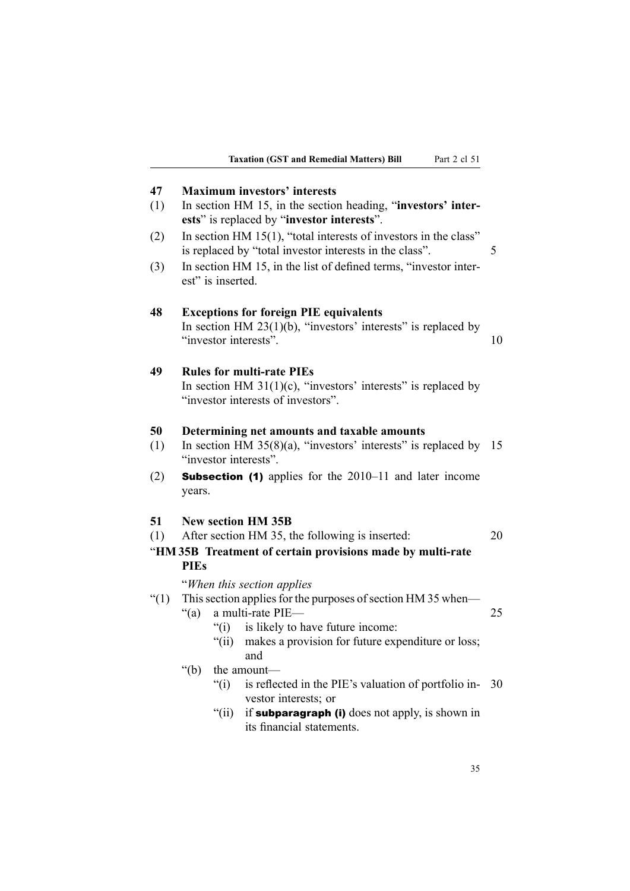## 47 Maximum investors' interests

(1) In section HM 15, in the section heading, "**investors' interests**" is replaced by "**investor interests**".

(2) In section HM 15(1), "total interests of investors in the class" is replaced by "total investor interests in the class".

(3) In section HM 15, in the list of defined terms, "investor interest" is inserted.

## 48 Exceptions for foreign PIE equivalents

In section HM 23(1)(b), "investors' interests" is replaced by "investor interests".

## 49 Rules for multi-rate PIEs

In section HM 31(1)(c), "investors' interests" is replaced by "investor interests of investors".

## 50 Determining net amounts and taxable amounts

(1) In section HM 35(8)(a), "investors' interests" is replaced by "investor interests".

(2) **Subsection (1)** applies for the 2010–11 and later income years.

## 51 New section HM 35B

(1) After section HM 35, the following is inserted:

"**HM 35B Treatment of certain provisions made by multi-rate PIEs**

"*When this section applies*

"(1) This section applies for the purposes of section HM 35 when—

- "(a) a multi-rate PIE—
  - "(i) is likely to have future income:
  - "(ii) makes a provision for future expenditure or loss; and
- "(b) the amount—
  - "(i) is reflected in the PIE's valuation of portfolio investor interests; or
  - "(ii) if **subparagraph (i)** does not apply, is shown in its financial statements.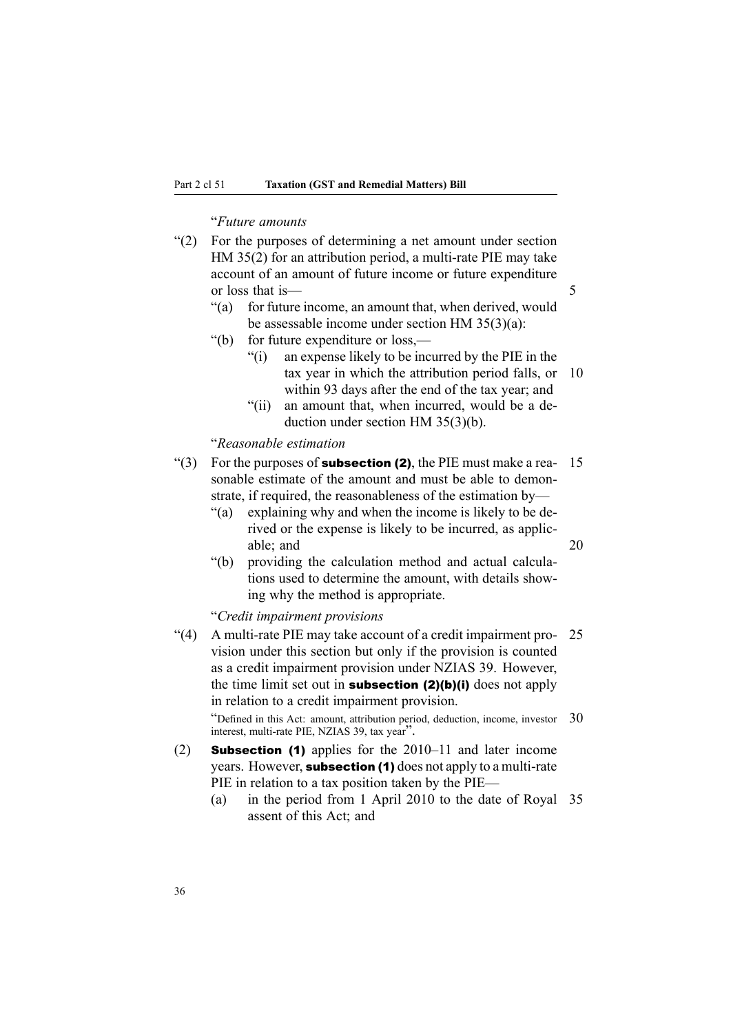"*Future amounts*

"(2) For the purposes of determining a net amount under section HM 35(2) for an attribution period, a multi-rate PIE may take account of an amount of future income or future expenditure or loss that is—

"(a) for future income, an amount that, when derived, would be assessable income under section HM 35(3)(a):

"(b) for future expenditure or loss,—

"(i) an expense likely to be incurred by the PIE in the tax year in which the attribution period falls, or within 93 days after the end of the tax year; and

"(ii) an amount that, when incurred, would be a deduction under section HM 35(3)(b).

"*Reasonable estimation*

"(3) For the purposes of **subsection (2)**, the PIE must make a reasonable estimate of the amount and must be able to demonstrate, if required, the reasonableness of the estimation by—

"(a) explaining why and when the income is likely to be derived or the expense is likely to be incurred, as applicable; and

"(b) providing the calculation method and actual calculations used to determine the amount, with details showing why the method is appropriate.

"*Credit impairment provisions*

"(4) A multi-rate PIE may take account of a credit impairment provision under this section but only if the provision is counted as a credit impairment provision under NZIAS 39. However, the time limit set out in **subsection (2)(b)(i)** does not apply in relation to a credit impairment provision.

"Defined in this Act: amount, attribution period, deduction, income, investor interest, multi-rate PIE, NZIAS 39, tax year".

(2) **Subsection (1)** applies for the 2010–11 and later income years. However, **subsection (1)** does not apply to a multi-rate PIE in relation to a tax position taken by the PIE—

(a) in the period from 1 April 2010 to the date of Royal assent of this Act; and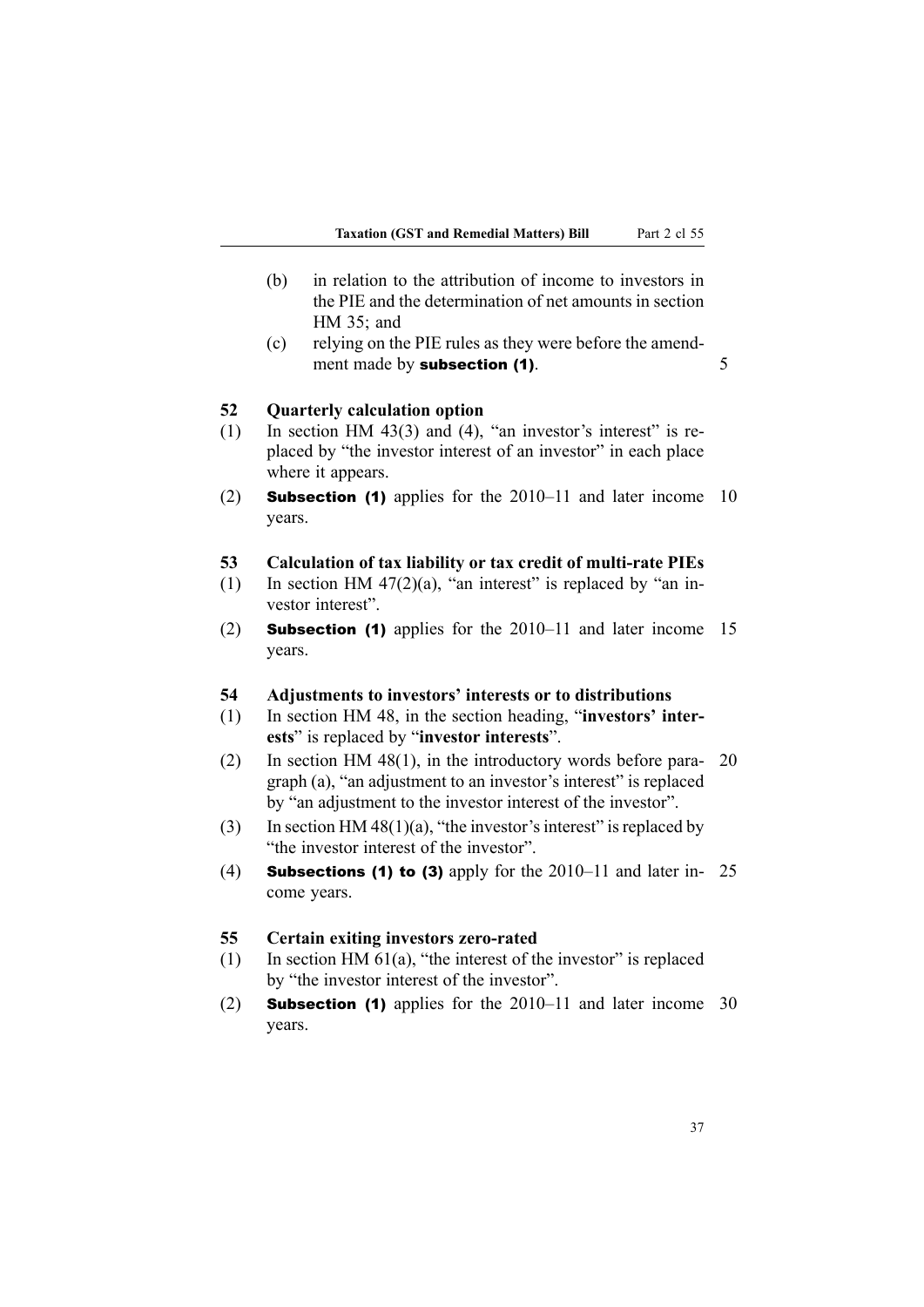(b) in relation to the attribution of income to investors in the PIE and the determination of net amounts in section HM 35; and

(c) relying on the PIE rules as they were before the amendment made by **subsection (1)**.

### 52 Quarterly calculation option

(1) In section HM 43(3) and (4), "an investor's interest" is replaced by "the investor interest of an investor" in each place where it appears.

(2) **Subsection (1)** applies for the 2010–11 and later income years.

### 53 Calculation of tax liability or tax credit of multi-rate PIEs

(1) In section HM 47(2)(a), "an interest" is replaced by "an investor interest".

(2) **Subsection (1)** applies for the 2010–11 and later income years.

### 54 Adjustments to investors' interests or to distributions

(1) In section HM 48, in the section heading, "**investors' interests**" is replaced by "**investor interests**".

(2) In section HM 48(1), in the introductory words before paragraph (a), "an adjustment to an investor's interest" is replaced by "an adjustment to the investor interest of the investor".

(3) In section HM 48(1)(a), "the investor's interest" is replaced by "the investor interest of the investor".

(4) **Subsections (1) to (3)** apply for the 2010–11 and later income years.

### 55 Certain exiting investors zero-rated

(1) In section HM 61(a), "the interest of the investor" is replaced by "the investor interest of the investor".

(2) **Subsection (1)** applies for the 2010–11 and later income years.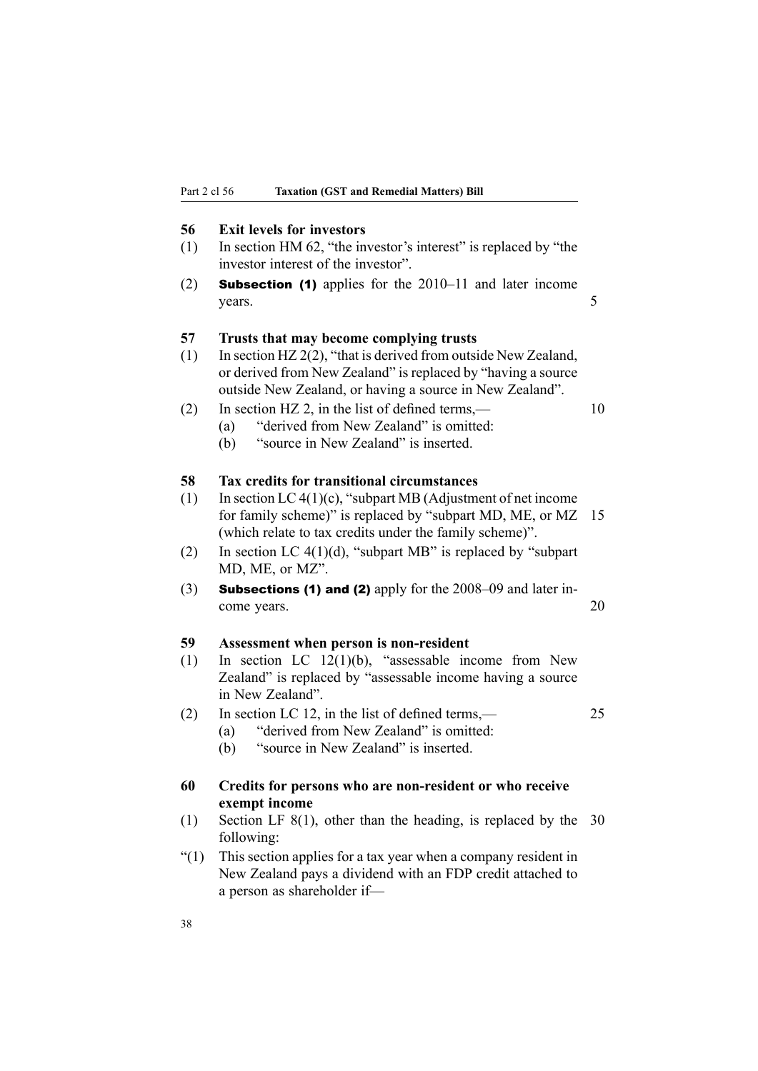## 56 Exit levels for investors

(1) In section HM 62, "the investor's interest" is replaced by "the investor interest of the investor".

(2) **Subsection (1)** applies for the 2010–11 and later income years.

## 57 Trusts that may become complying trusts

(1) In section HZ 2(2), "that is derived from outside New Zealand, or derived from New Zealand" is replaced by "having a source outside New Zealand, or having a source in New Zealand".

(2) In section HZ 2, in the list of defined terms,—

- (a) "derived from New Zealand" is omitted:
- (b) "source in New Zealand" is inserted.

## 58 Tax credits for transitional circumstances

(1) In section LC 4(1)(c), "subpart MB (Adjustment of net income for family scheme)" is replaced by "subpart MD, ME, or MZ (which relate to tax credits under the family scheme)".

(2) In section LC 4(1)(d), "subpart MB" is replaced by "subpart MD, ME, or MZ".

(3) **Subsections (1) and (2)** apply for the 2008–09 and later income years.

## 59 Assessment when person is non-resident

(1) In section LC 12(1)(b), "assessable income from New Zealand" is replaced by "assessable income having a source in New Zealand".

(2) In section LC 12, in the list of defined terms,—

- (a) "derived from New Zealand" is omitted:
- (b) "source in New Zealand" is inserted.

## 60 Credits for persons who are non-resident or who receive exempt income

(1) Section LF 8(1), other than the heading, is replaced by the following:

"(1) This section applies for a tax year when a company resident in New Zealand pays a dividend with an FDP credit attached to a person as shareholder if—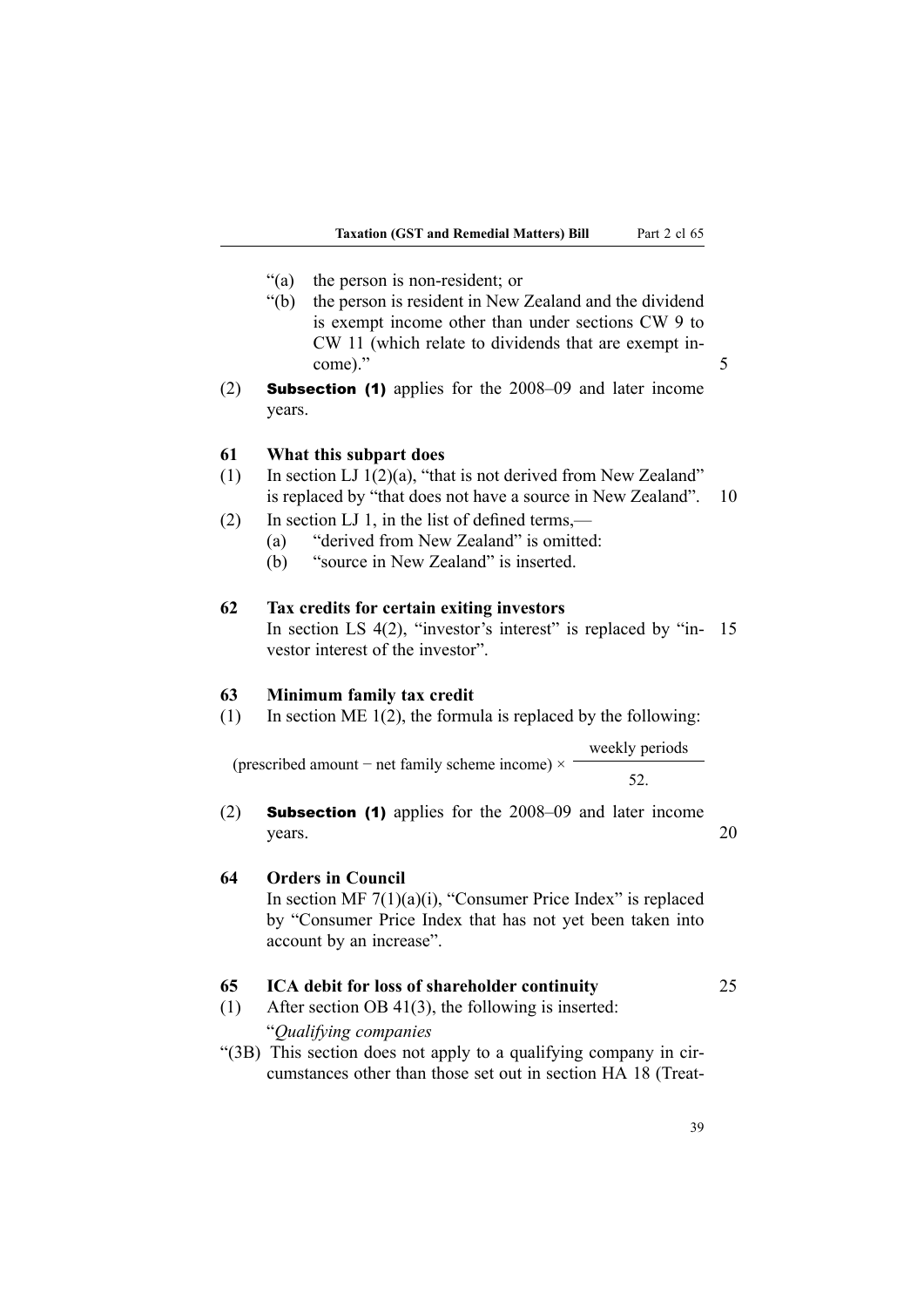"(a) the person is non-resident; or

"(b) the person is resident in New Zealand and the dividend is exempt income other than under sections CW 9 to CW 11 (which relate to dividends that are exempt income)."

(2) **Subsection (1)** applies for the 2008–09 and later income years.

**61 What this subpart does**

(1) In section LJ 1(2)(a), "that is not derived from New Zealand" is replaced by "that does not have a source in New Zealand".

(2) In section LJ 1, in the list of defined terms,—

(a) "derived from New Zealand" is omitted:

(b) "source in New Zealand" is inserted.

**62 Tax credits for certain exiting investors**

In section LS 4(2), "investor's interest" is replaced by "investor interest of the investor".

**63 Minimum family tax credit**

(1) In section ME 1(2), the formula is replaced by the following:

$$(\text{prescribed amount} - \text{net family scheme income}) \times \frac{\text{weekly periods}}{52}.$$

(2) **Subsection (1)** applies for the 2008–09 and later income years.

**64 Orders in Council**

In section MF 7(1)(a)(i), "Consumer Price Index" is replaced by "Consumer Price Index that has not yet been taken into account by an increase".

**65 ICA debit for loss of shareholder continuity**

(1) After section OB 41(3), the following is inserted:

"*Qualifying companies*

"(3B) This section does not apply to a qualifying company in circumstances other than those set out in section HA 18 (Treat-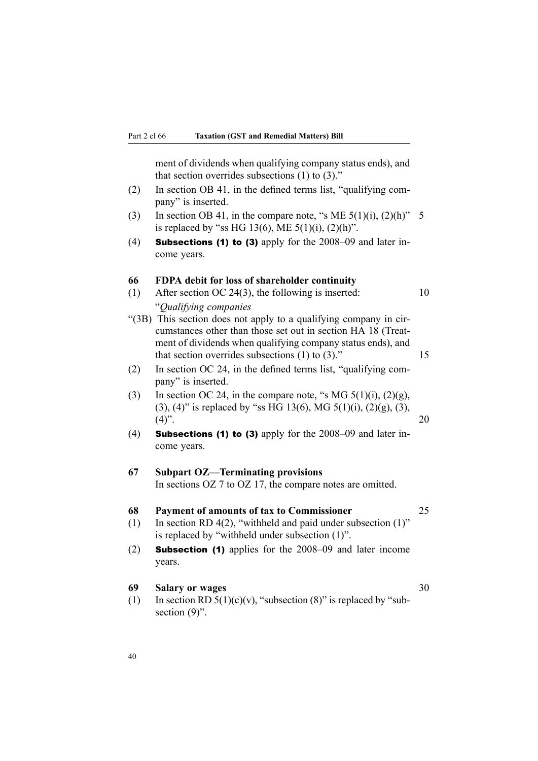ment of dividends when qualifying company status ends), and that section overrides subsections (1) to (3)."

(2) In section OB 41, in the defined terms list, "qualifying company" is inserted.

(3) In section OB 41, in the compare note, "s ME 5(1)(i), (2)(h)" is replaced by "ss HG 13(6), ME 5(1)(i), (2)(h)".

(4) **Subsections (1) to (3)** apply for the 2008–09 and later income years.

### 66 FDPA debit for loss of shareholder continuity

(1) After section OC 24(3), the following is inserted:

"*Qualifying companies*

"(3B) This section does not apply to a qualifying company in circumstances other than those set out in section HA 18 (Treatment of dividends when qualifying company status ends), and that section overrides subsections (1) to (3)."

(2) In section OC 24, in the defined terms list, "qualifying company" is inserted.

(3) In section OC 24, in the compare note, "s MG 5(1)(i), (2)(g), (3), (4)" is replaced by "ss HG 13(6), MG 5(1)(i), (2)(g), (3), (4)".

(4) **Subsections (1) to (3)** apply for the 2008–09 and later income years.

### 67 Subpart OZ—Terminating provisions

In sections OZ 7 to OZ 17, the compare notes are omitted.

### 68 Payment of amounts of tax to Commissioner

(1) In section RD 4(2), "withheld and paid under subsection (1)" is replaced by "withheld under subsection (1)".

(2) **Subsection (1)** applies for the 2008–09 and later income years.

### 69 Salary or wages

(1) In section RD 5(1)(c)(v), "subsection (8)" is replaced by "subsection (9)".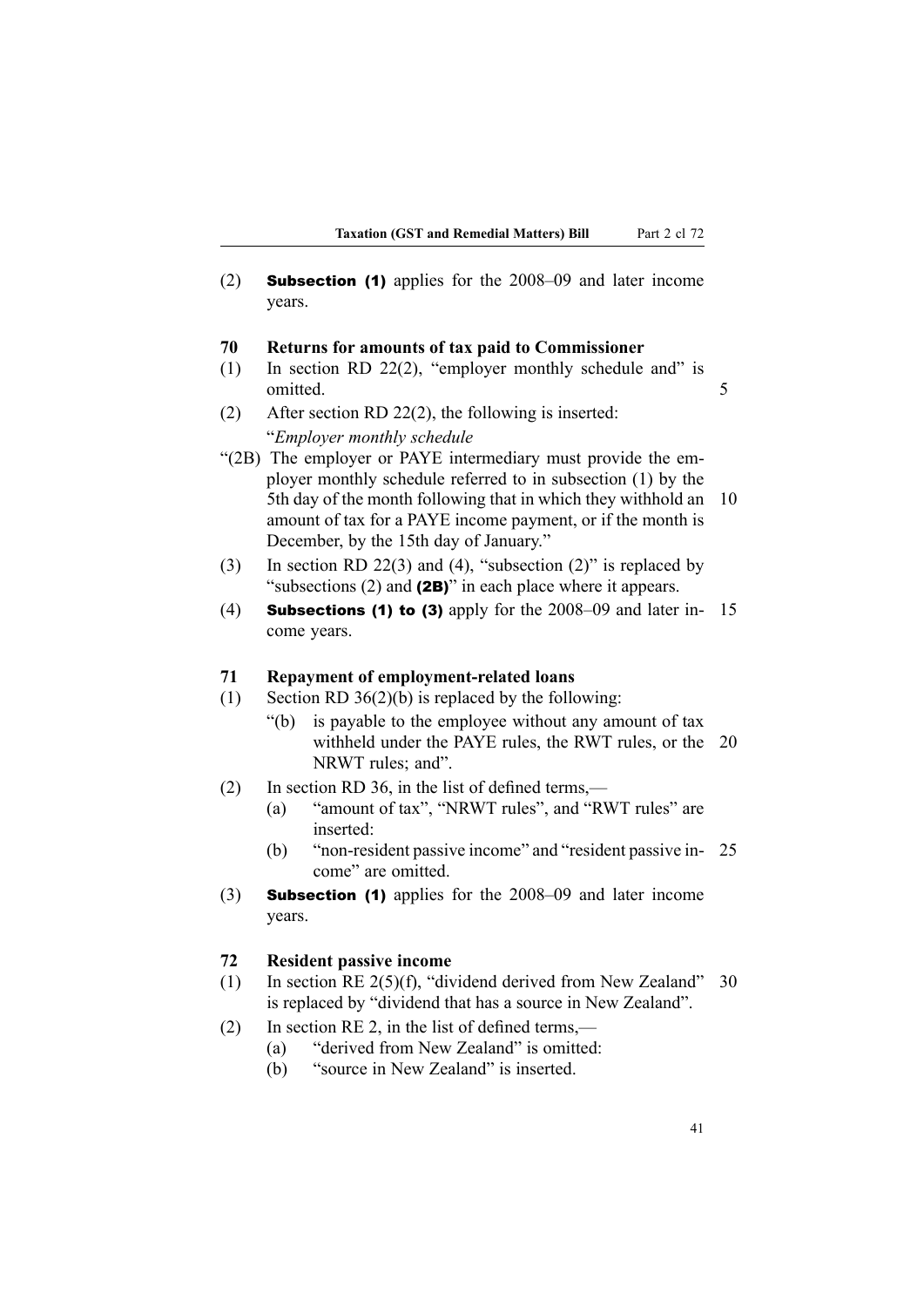(2) **Subsection (1)** applies for the 2008–09 and later income years.

### 70 Returns for amounts of tax paid to Commissioner

(1) In section RD 22(2), "employer monthly schedule and" is omitted.

(2) After section RD 22(2), the following is inserted:

"*Employer monthly schedule*

"(2B) The employer or PAYE intermediary must provide the employer monthly schedule referred to in subsection (1) by the 5th day of the month following that in which they withhold an amount of tax for a PAYE income payment, or if the month is December, by the 15th day of January."

(3) In section RD 22(3) and (4), "subsection (2)" is replaced by "subsections (2) and **(2B)**" in each place where it appears.

(4) **Subsections (1) to (3)** apply for the 2008–09 and later income years.

### 71 Repayment of employment-related loans

(1) Section RD 36(2)(b) is replaced by the following:

"(b) is payable to the employee without any amount of tax withheld under the PAYE rules, the RWT rules, or the NRWT rules; and".

(2) In section RD 36, in the list of defined terms,—

(a) "amount of tax", "NRWT rules", and "RWT rules" are inserted:

(b) "non-resident passive income" and "resident passive income" are omitted.

(3) **Subsection (1)** applies for the 2008–09 and later income years.

### 72 Resident passive income

(1) In section RE 2(5)(f), "dividend derived from New Zealand" is replaced by "dividend that has a source in New Zealand".

(2) In section RE 2, in the list of defined terms,—

(a) "derived from New Zealand" is omitted:

(b) "source in New Zealand" is inserted.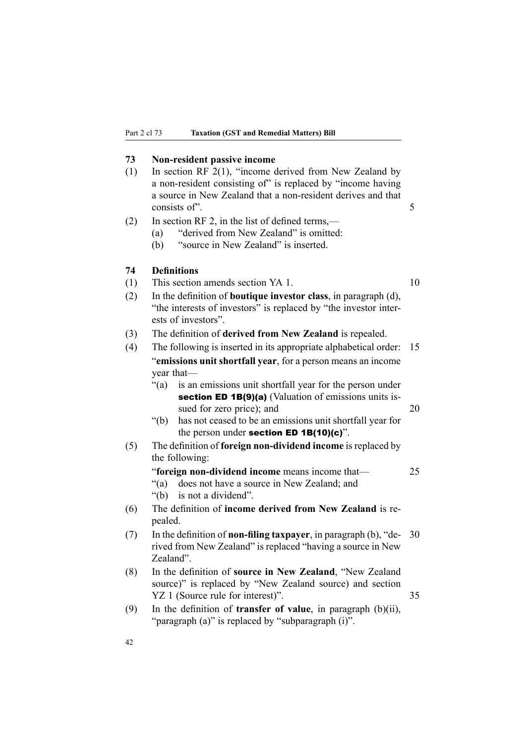### 73 Non-resident passive income

(1) In section RF 2(1), "income derived from New Zealand by a non-resident consisting of" is replaced by "income having a source in New Zealand that a non-resident derives and that consists of".

(2) In section RF 2, in the list of defined terms,—

- (a) "derived from New Zealand" is omitted:
- (b) "source in New Zealand" is inserted.

### 74 Definitions

(1) This section amends section YA 1.

(2) In the definition of **boutique investor class**, in paragraph (d), "the interests of investors" is replaced by "the investor interests of investors".

(3) The definition of **derived from New Zealand** is repealed.

(4) The following is inserted in its appropriate alphabetical order:

"**emissions unit shortfall year**, for a person means an income year that—

"(a) is an emissions unit shortfall year for the person under **section ED 1B(9)(a)** (Valuation of emissions units issued for zero price); and

"(b) has not ceased to be an emissions unit shortfall year for the person under **section ED 1B(10)(c)**".

(5) The definition of **foreign non-dividend income** is replaced by the following:

"**foreign non-dividend income** means income that—

"(a) does not have a source in New Zealand; and

"(b) is not a dividend".

(6) The definition of **income derived from New Zealand** is repealed.

(7) In the definition of **non-filing taxpayer**, in paragraph (b), "derived from New Zealand" is replaced "having a source in New Zealand".

(8) In the definition of **source in New Zealand**, "New Zealand source)" is replaced by "New Zealand source) and section YZ 1 (Source rule for interest)".

(9) In the definition of **transfer of value**, in paragraph (b)(ii), "paragraph (a)" is replaced by "subparagraph (i)".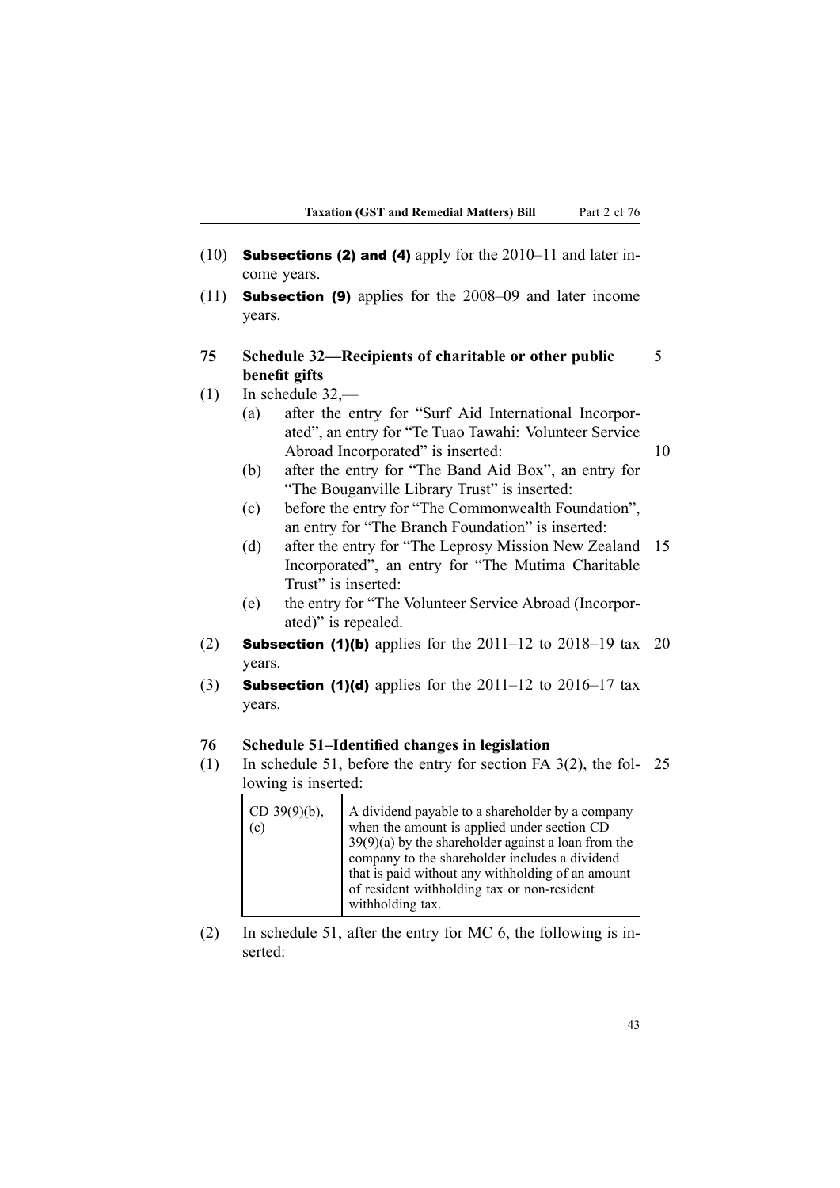(10) **Subsections (2) and (4)** apply for the 2010–11 and later income years.

(11) **Subsection (9)** applies for the 2008–09 and later income years.

### 75 Schedule 32—Recipients of charitable or other public benefit gifts

(1) In schedule 32,—

  (a) after the entry for "Surf Aid International Incorporated", an entry for "Te Tuao Tawahi: Volunteer Service Abroad Incorporated" is inserted:

  (b) after the entry for "The Band Aid Box", an entry for "The Bouganville Library Trust" is inserted:

  (c) before the entry for "The Commonwealth Foundation", an entry for "The Branch Foundation" is inserted:

  (d) after the entry for "The Leprosy Mission New Zealand Incorporated", an entry for "The Mutima Charitable Trust" is inserted:

  (e) the entry for "The Volunteer Service Abroad (Incorporated)" is repealed.

(2) **Subsection (1)(b)** applies for the 2011–12 to 2018–19 tax years.

(3) **Subsection (1)(d)** applies for the 2011–12 to 2016–17 tax years.

### 76 Schedule 51–Identified changes in legislation

(1) In schedule 51, before the entry for section FA 3(2), the following is inserted:

| | |
|---|---|
| CD 39(9)(b), (c) | A dividend payable to a shareholder by a company when the amount is applied under section CD 39(9)(a) by the shareholder against a loan from the company to the shareholder includes a dividend that is paid without any withholding of an amount of resident withholding tax or non-resident withholding tax. |

(2) In schedule 51, after the entry for MC 6, the following is inserted: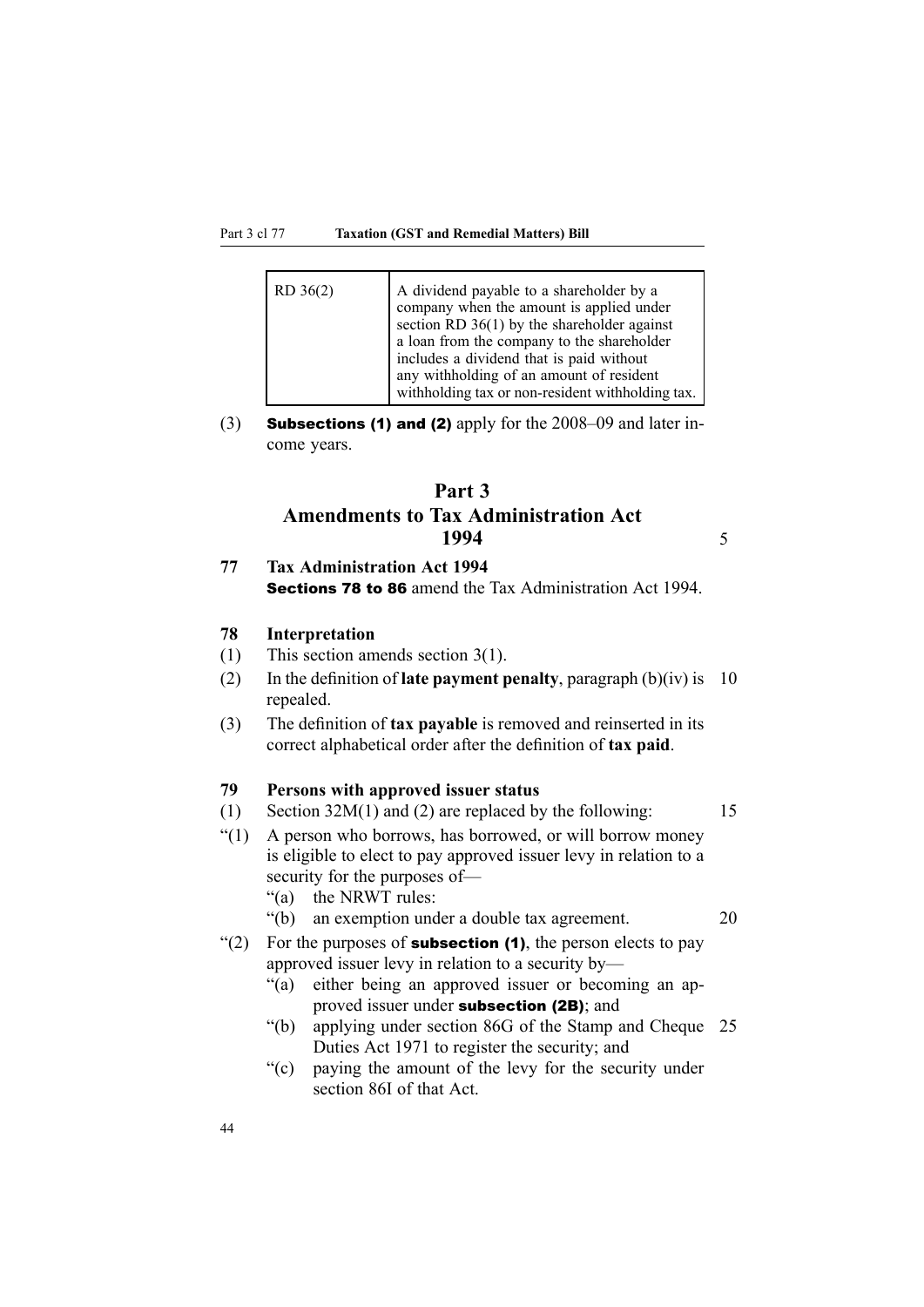| RD 36(2) | A dividend payable to a shareholder by a company when the amount is applied under section RD 36(1) by the shareholder against a loan from the company to the shareholder includes a dividend that is paid without any withholding of an amount of resident withholding tax or non-resident withholding tax. |
|---|---|

(3) **Subsections (1) and (2)** apply for the 2008–09 and later income years.

# Part 3
# Amendments to Tax Administration Act 1994

**77 Tax Administration Act 1994**

**Sections 78 to 86** amend the Tax Administration Act 1994.

**78 Interpretation**

(1) This section amends section 3(1).

(2) In the definition of **late payment penalty**, paragraph (b)(iv) is repealed.

(3) The definition of **tax payable** is removed and reinserted in its correct alphabetical order after the definition of **tax paid**.

**79 Persons with approved issuer status**

(1) Section 32M(1) and (2) are replaced by the following:

"(1) A person who borrows, has borrowed, or will borrow money is eligible to elect to pay approved issuer levy in relation to a security for the purposes of—

"(a) the NRWT rules:

"(b) an exemption under a double tax agreement.

"(2) For the purposes of **subsection (1)**, the person elects to pay approved issuer levy in relation to a security by—

"(a) either being an approved issuer or becoming an approved issuer under **subsection (2B)**; and

"(b) applying under section 86G of the Stamp and Cheque Duties Act 1971 to register the security; and

"(c) paying the amount of the levy for the security under section 86I of that Act.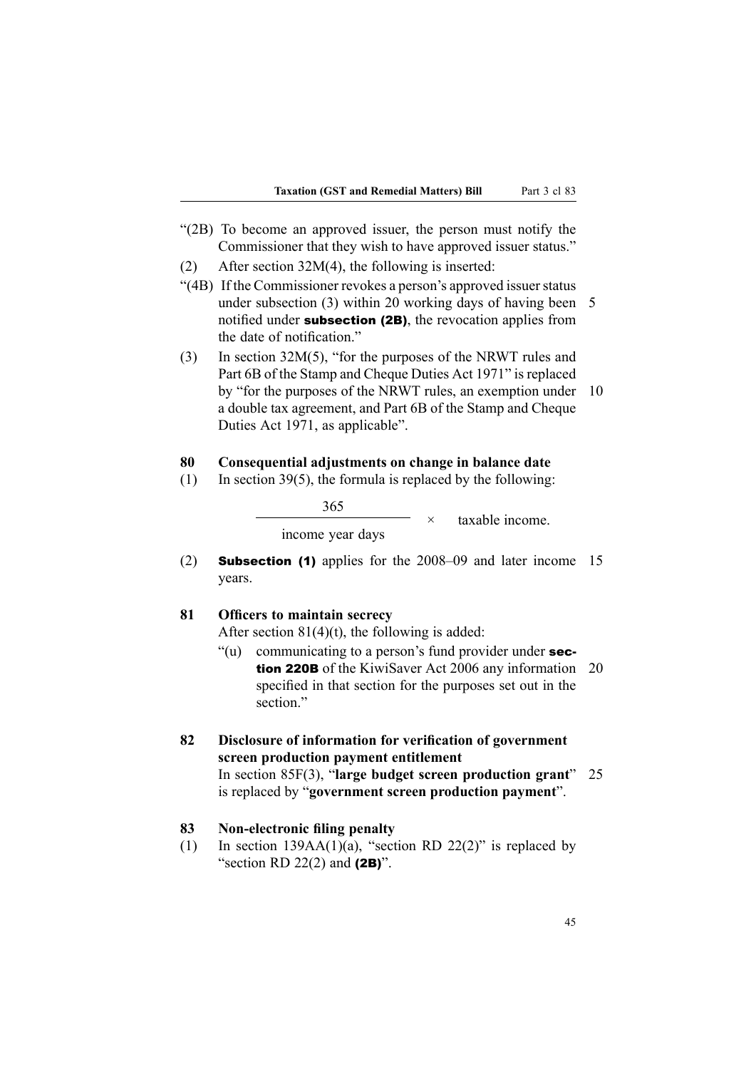"(2B) To become an approved issuer, the person must notify the Commissioner that they wish to have approved issuer status."

(2) After section 32M(4), the following is inserted:

"(4B) If the Commissioner revokes a person's approved issuer status under subsection (3) within 20 working days of having been notified under **subsection (2B)**, the revocation applies from the date of notification."

(3) In section 32M(5), "for the purposes of the NRWT rules and Part 6B of the Stamp and Cheque Duties Act 1971" is replaced by "for the purposes of the NRWT rules, an exemption under a double tax agreement, and Part 6B of the Stamp and Cheque Duties Act 1971, as applicable".

### 80 Consequential adjustments on change in balance date

(1) In section 39(5), the formula is replaced by the following:

$$\frac{365}{\text{income year days}} \times \text{taxable income.}$$

(2) **Subsection (1)** applies for the 2008–09 and later income years.

### 81 Officers to maintain secrecy

After section 81(4)(t), the following is added:

"(u) communicating to a person's fund provider under **section 220B** of the KiwiSaver Act 2006 any information specified in that section for the purposes set out in the section."

### 82 Disclosure of information for verification of government screen production payment entitlement

In section 85F(3), "**large budget screen production grant**" is replaced by "**government screen production payment**".

### 83 Non-electronic filing penalty

(1) In section 139AA(1)(a), "section RD 22(2)" is replaced by "section RD 22(2) and **(2B)**".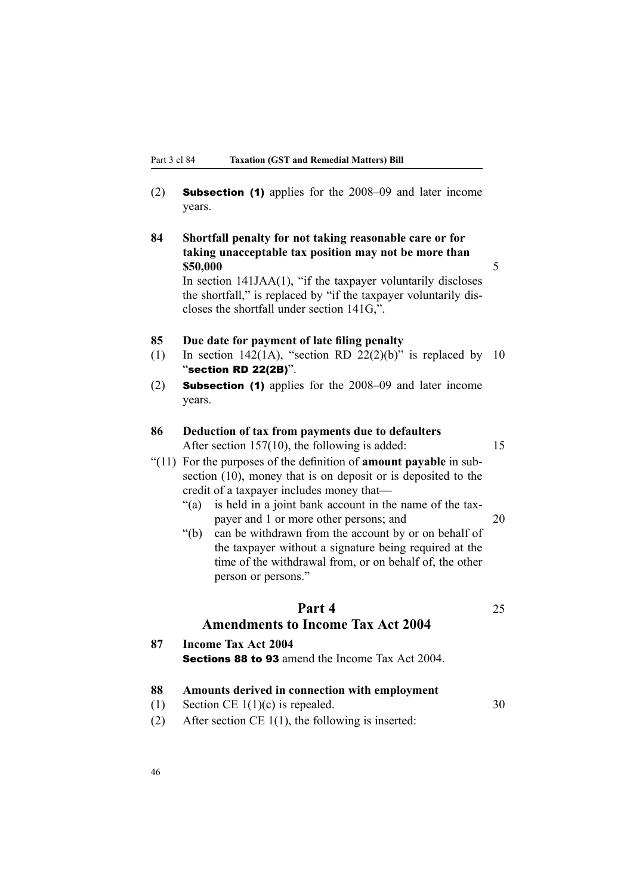(2) **Subsection (1)** applies for the 2008–09 and later income years.

**84 Shortfall penalty for not taking reasonable care or for taking unacceptable tax position may not be more than $50,000**

In section 141JAA(1), "if the taxpayer voluntarily discloses the shortfall," is replaced by "if the taxpayer voluntarily discloses the shortfall under section 141G,".

**85 Due date for payment of late filing penalty**

(1) In section 142(1A), "section RD 22(2)(b)" is replaced by "**section RD 22(2B)**".

(2) **Subsection (1)** applies for the 2008–09 and later income years.

**86 Deduction of tax from payments due to defaulters**

After section 157(10), the following is added:

"(11) For the purposes of the definition of **amount payable** in subsection (10), money that is on deposit or is deposited to the credit of a taxpayer includes money that—

"(a) is held in a joint bank account in the name of the taxpayer and 1 or more other persons; and

"(b) can be withdrawn from the account by or on behalf of the taxpayer without a signature being required at the time of the withdrawal from, or on behalf of, the other person or persons."

## Part 4
## Amendments to Income Tax Act 2004

**87 Income Tax Act 2004**

**Sections 88 to 93** amend the Income Tax Act 2004.

**88 Amounts derived in connection with employment**

(1) Section CE 1(1)(c) is repealed.

(2) After section CE 1(1), the following is inserted: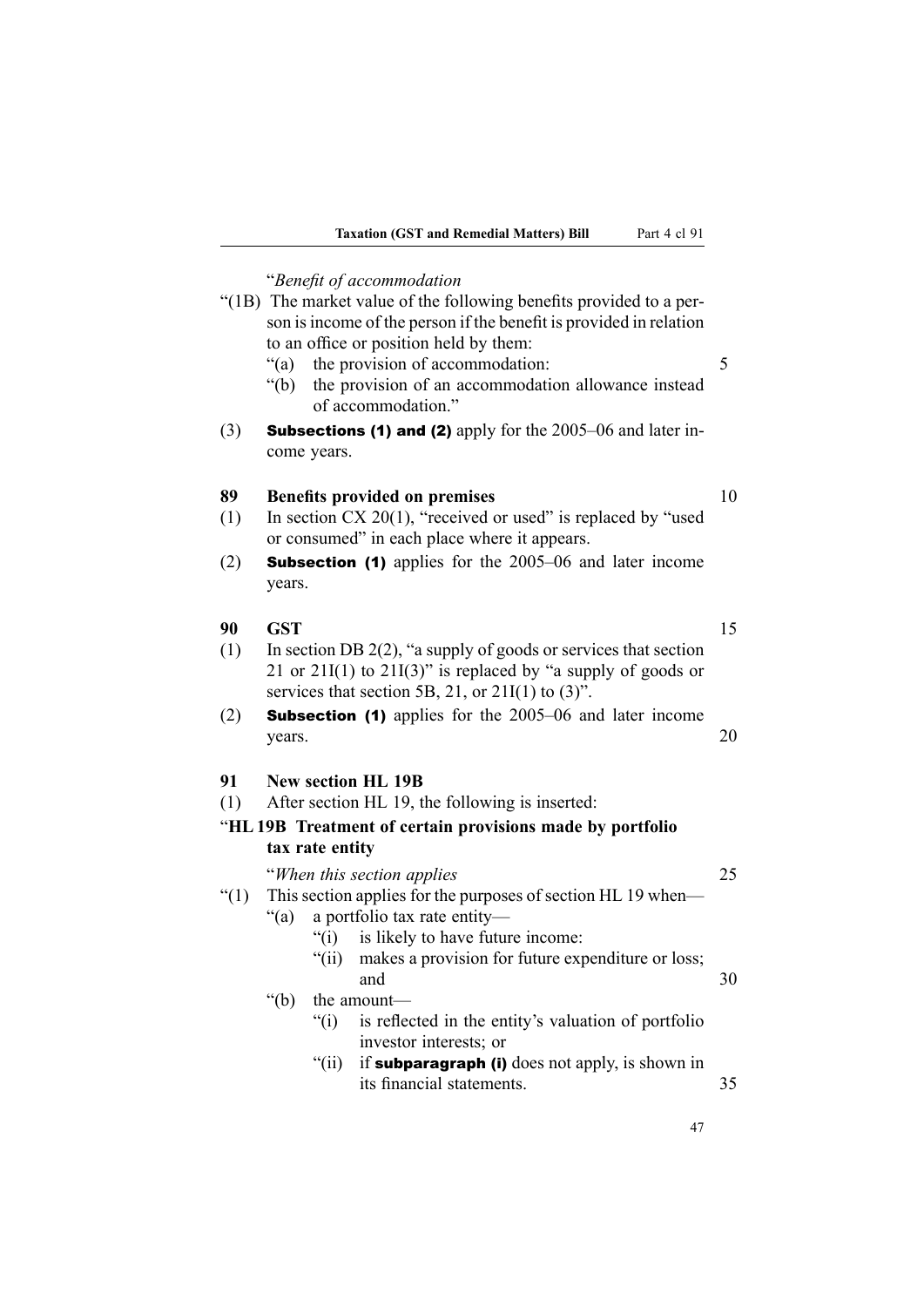"*Benefit of accommodation*

"(1B) The market value of the following benefits provided to a person is income of the person if the benefit is provided in relation to an office or position held by them:

"(a) the provision of accommodation:

"(b) the provision of an accommodation allowance instead of accommodation."

(3) **Subsections (1) and (2)** apply for the 2005–06 and later income years.

**89 Benefits provided on premises**

(1) In section CX 20(1), "received or used" is replaced by "used or consumed" in each place where it appears.

(2) **Subsection (1)** applies for the 2005–06 and later income years.

**90 GST**

(1) In section DB 2(2), "a supply of goods or services that section 21 or 21I(1) to 21I(3)" is replaced by "a supply of goods or services that section 5B, 21, or 21I(1) to (3)".

(2) **Subsection (1)** applies for the 2005–06 and later income years.

**91 New section HL 19B**

(1) After section HL 19, the following is inserted:

"**HL 19B Treatment of certain provisions made by portfolio tax rate entity**

"*When this section applies*

"(1) This section applies for the purposes of section HL 19 when—

"(a) a portfolio tax rate entity—

"(i) is likely to have future income:

"(ii) makes a provision for future expenditure or loss; and

"(b) the amount—

"(i) is reflected in the entity's valuation of portfolio investor interests; or

"(ii) if **subparagraph (i)** does not apply, is shown in its financial statements.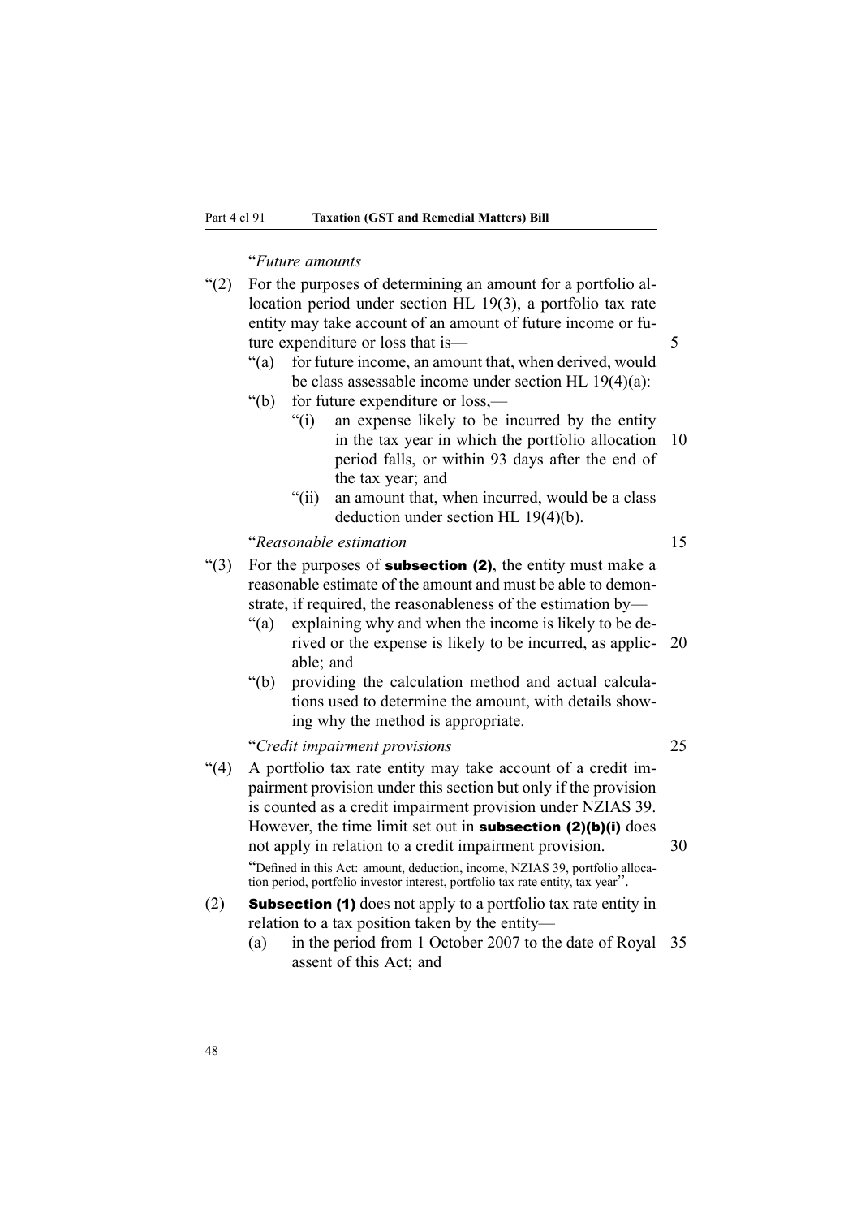"*Future amounts*

"(2) For the purposes of determining an amount for a portfolio allocation period under section HL 19(3), a portfolio tax rate entity may take account of an amount of future income or future expenditure or loss that is—

"(a) for future income, an amount that, when derived, would be class assessable income under section HL 19(4)(a):

"(b) for future expenditure or loss,—

"(i) an expense likely to be incurred by the entity in the tax year in which the portfolio allocation period falls, or within 93 days after the end of the tax year; and

"(ii) an amount that, when incurred, would be a class deduction under section HL 19(4)(b).

"*Reasonable estimation*

"(3) For the purposes of **subsection (2)**, the entity must make a reasonable estimate of the amount and must be able to demonstrate, if required, the reasonableness of the estimation by—

"(a) explaining why and when the income is likely to be derived or the expense is likely to be incurred, as applicable; and

"(b) providing the calculation method and actual calculations used to determine the amount, with details showing why the method is appropriate.

"*Credit impairment provisions*

"(4) A portfolio tax rate entity may take account of a credit impairment provision under this section but only if the provision is counted as a credit impairment provision under NZIAS 39. However, the time limit set out in **subsection (2)(b)(i)** does not apply in relation to a credit impairment provision.

"Defined in this Act: amount, deduction, income, NZIAS 39, portfolio allocation period, portfolio investor interest, portfolio tax rate entity, tax year".

(2) **Subsection (1)** does not apply to a portfolio tax rate entity in relation to a tax position taken by the entity—

(a) in the period from 1 October 2007 to the date of Royal assent of this Act; and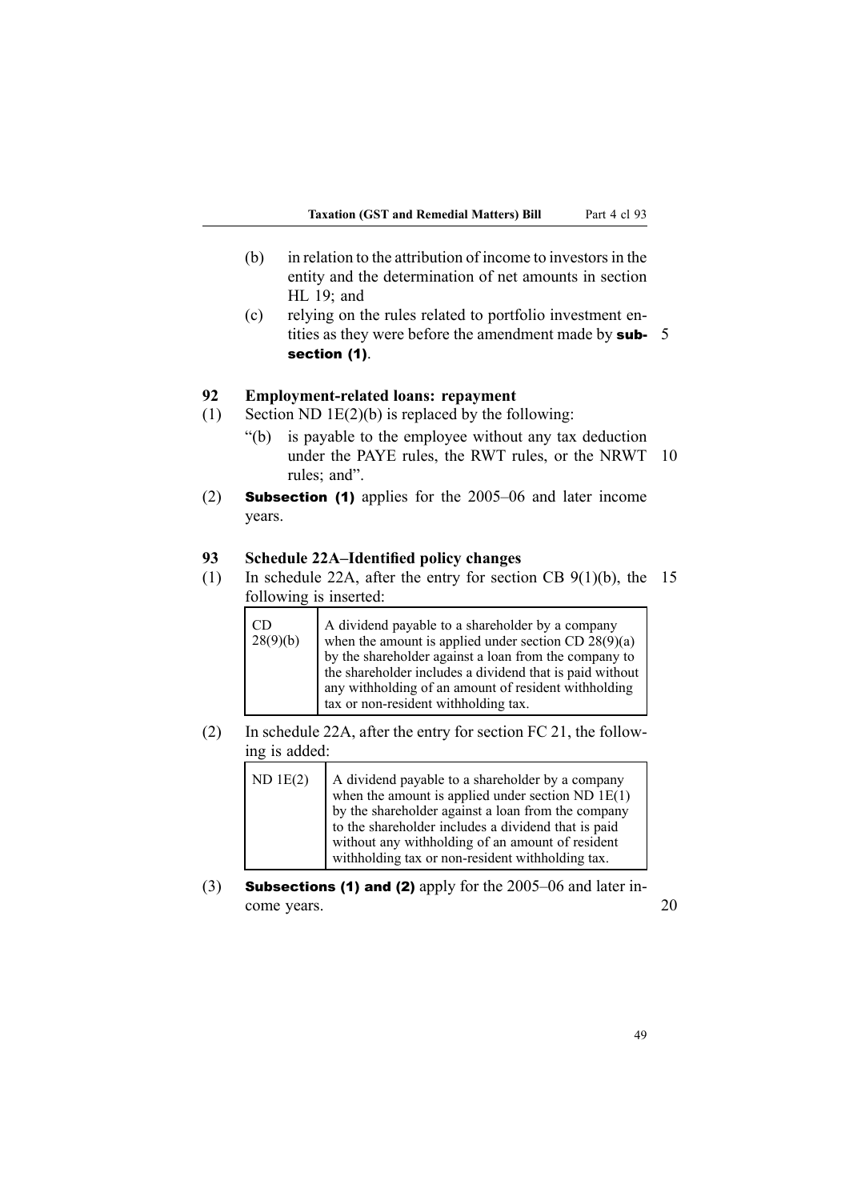(b) in relation to the attribution of income to investors in the entity and the determination of net amounts in section HL 19; and

(c) relying on the rules related to portfolio investment entities as they were before the amendment made by **subsection (1)**.

### 92 Employment-related loans: repayment

(1) Section ND 1E(2)(b) is replaced by the following:

"(b) is payable to the employee without any tax deduction under the PAYE rules, the RWT rules, or the NRWT rules; and".

(2) **Subsection (1)** applies for the 2005–06 and later income years.

### 93 Schedule 22A–Identified policy changes

(1) In schedule 22A, after the entry for section CB 9(1)(b), the following is inserted:

| CD 28(9)(b) | A dividend payable to a shareholder by a company when the amount is applied under section CD 28(9)(a) by the shareholder against a loan from the company to the shareholder includes a dividend that is paid without any withholding of an amount of resident withholding tax or non-resident withholding tax. |
|---|---|

(2) In schedule 22A, after the entry for section FC 21, the following is added:

| ND 1E(2) | A dividend payable to a shareholder by a company when the amount is applied under section ND 1E(1) by the shareholder against a loan from the company to the shareholder includes a dividend that is paid without any withholding of an amount of resident withholding tax or non-resident withholding tax. |
|---|---|

(3) **Subsections (1) and (2)** apply for the 2005–06 and later income years.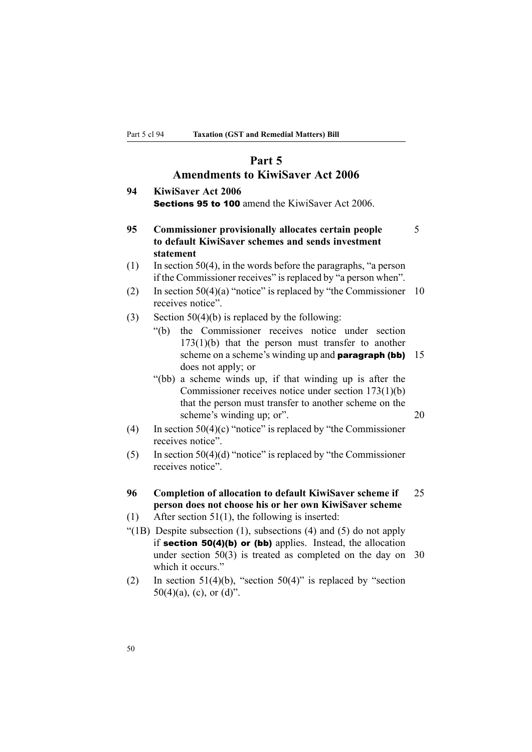# Part 5
## Amendments to KiwiSaver Act 2006

### 94 KiwiSaver Act 2006

**Sections 95 to 100** amend the KiwiSaver Act 2006.

### 95 Commissioner provisionally allocates certain people to default KiwiSaver schemes and sends investment statement

(1) In section 50(4), in the words before the paragraphs, "a person if the Commissioner receives" is replaced by "a person when".

(2) In section 50(4)(a) "notice" is replaced by "the Commissioner receives notice".

(3) Section 50(4)(b) is replaced by the following:

"(b) the Commissioner receives notice under section 173(1)(b) that the person must transfer to another scheme on a scheme's winding up and **paragraph (bb)** does not apply; or

"(bb) a scheme winds up, if that winding up is after the Commissioner receives notice under section 173(1)(b) that the person must transfer to another scheme on the scheme's winding up; or".

(4) In section 50(4)(c) "notice" is replaced by "the Commissioner receives notice".

(5) In section 50(4)(d) "notice" is replaced by "the Commissioner receives notice".

### 96 Completion of allocation to default KiwiSaver scheme if person does not choose his or her own KiwiSaver scheme

(1) After section 51(1), the following is inserted:

"(1B) Despite subsection (1), subsections (4) and (5) do not apply if **section 50(4)(b) or (bb)** applies. Instead, the allocation under section 50(3) is treated as completed on the day on which it occurs."

(2) In section 51(4)(b), "section 50(4)" is replaced by "section 50(4)(a), (c), or (d)".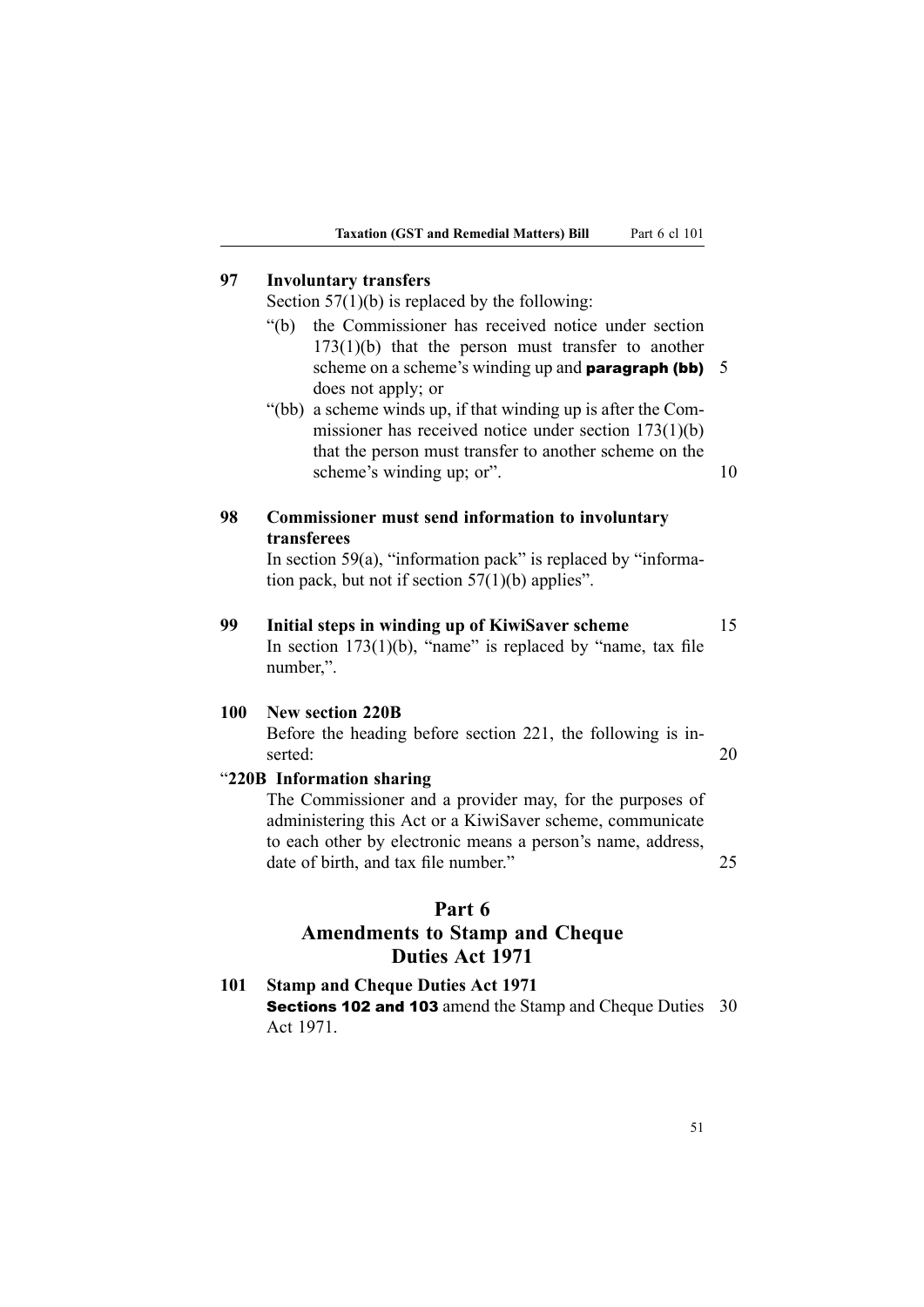**97 Involuntary transfers**

Section 57(1)(b) is replaced by the following:

"(b) the Commissioner has received notice under section 173(1)(b) that the person must transfer to another scheme on a scheme's winding up and **paragraph (bb)** does not apply; or

"(bb) a scheme winds up, if that winding up is after the Commissioner has received notice under section 173(1)(b) that the person must transfer to another scheme on the scheme's winding up; or".

**98 Commissioner must send information to involuntary transferees**

In section 59(a), "information pack" is replaced by "information pack, but not if section 57(1)(b) applies".

**99 Initial steps in winding up of KiwiSaver scheme**

In section 173(1)(b), "name" is replaced by "name, tax file number,".

**100 New section 220B**

Before the heading before section 221, the following is inserted:

"**220B Information sharing**

The Commissioner and a provider may, for the purposes of administering this Act or a KiwiSaver scheme, communicate to each other by electronic means a person's name, address, date of birth, and tax file number."

## Part 6
## Amendments to Stamp and Cheque Duties Act 1971

**101 Stamp and Cheque Duties Act 1971**

**Sections 102 and 103** amend the Stamp and Cheque Duties Act 1971.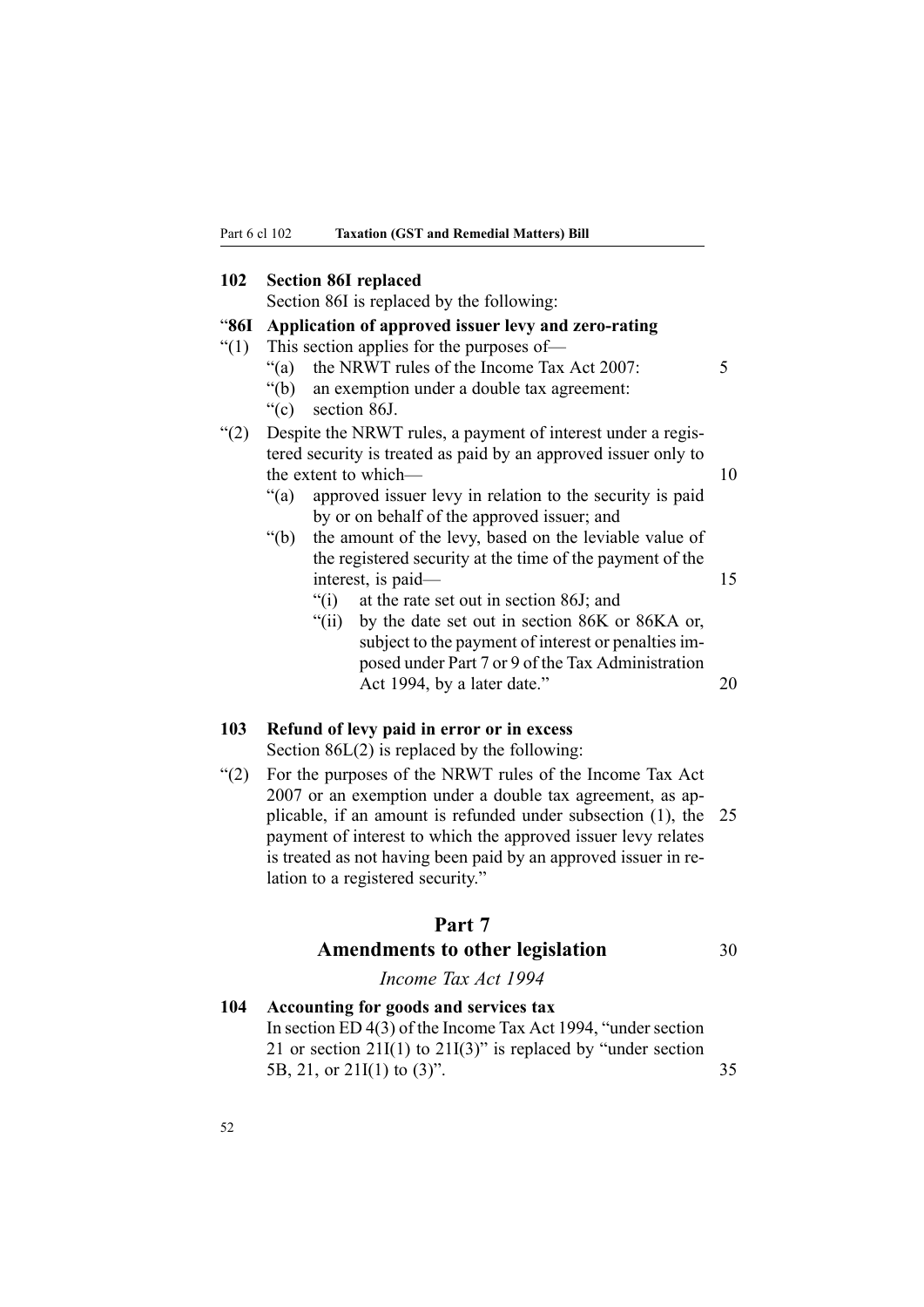## 102 Section 86I replaced

Section 86I is replaced by the following:

**"86I Application of approved issuer levy and zero-rating**

"(1) This section applies for the purposes of—

"(a) the NRWT rules of the Income Tax Act 2007:

"(b) an exemption under a double tax agreement:

"(c) section 86J.

"(2) Despite the NRWT rules, a payment of interest under a registered security is treated as paid by an approved issuer only to the extent to which—

"(a) approved issuer levy in relation to the security is paid by or on behalf of the approved issuer; and

"(b) the amount of the levy, based on the leviable value of the registered security at the time of the payment of the interest, is paid—

"(i) at the rate set out in section 86J; and

"(ii) by the date set out in section 86K or 86KA or, subject to the payment of interest or penalties imposed under Part 7 or 9 of the Tax Administration Act 1994, by a later date."

## 103 Refund of levy paid in error or in excess

Section 86L(2) is replaced by the following:

"(2) For the purposes of the NRWT rules of the Income Tax Act 2007 or an exemption under a double tax agreement, as applicable, if an amount is refunded under subsection (1), the payment of interest to which the approved issuer levy relates is treated as not having been paid by an approved issuer in relation to a registered security."

# Part 7
# Amendments to other legislation

*Income Tax Act 1994*

## 104 Accounting for goods and services tax

In section ED 4(3) of the Income Tax Act 1994, "under section 21 or section 21I(1) to 21I(3)" is replaced by "under section 5B, 21, or 21I(1) to (3)".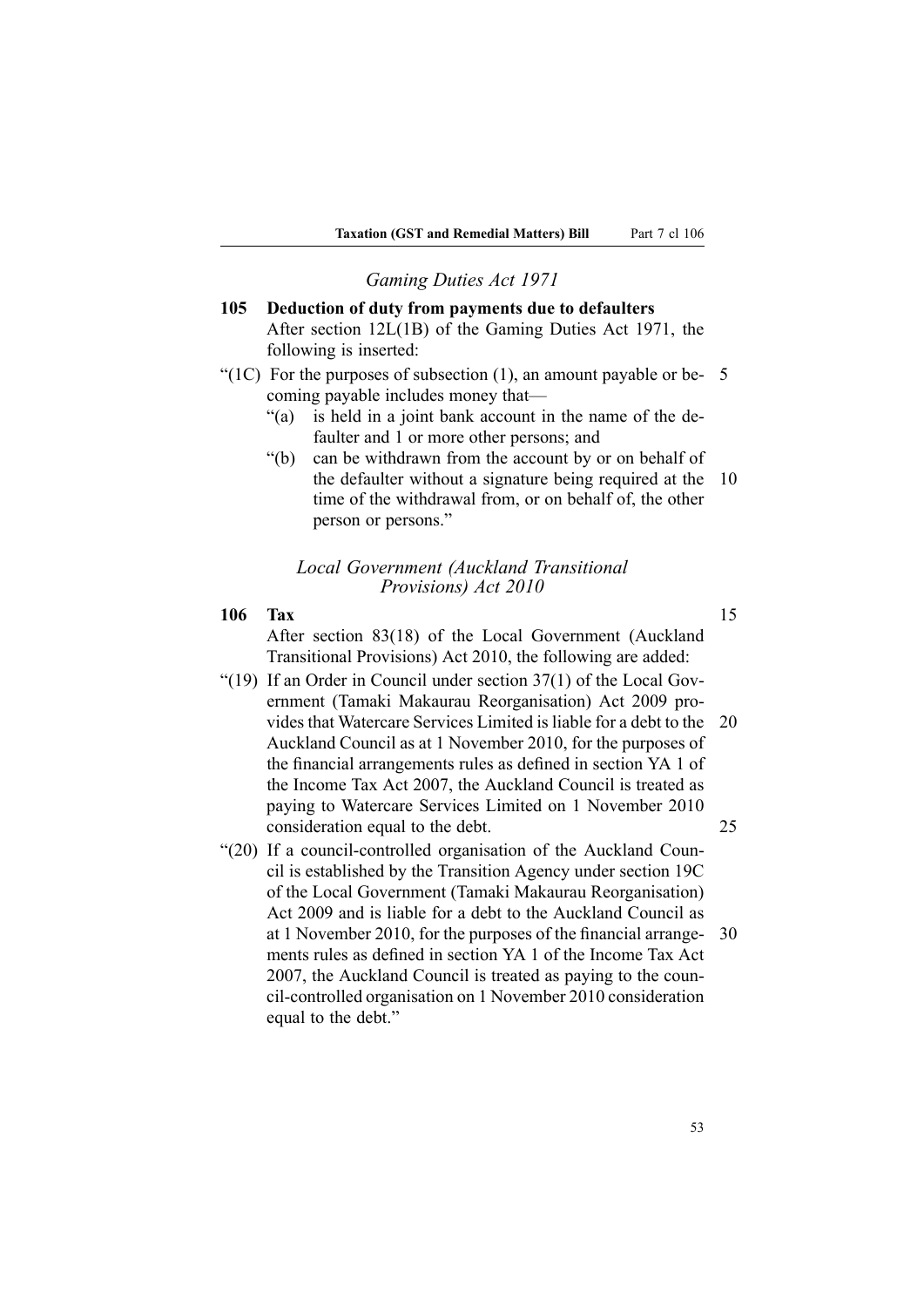### *Gaming Duties Act 1971*

**105 Deduction of duty from payments due to defaulters**

After section 12L(1B) of the Gaming Duties Act 1971, the following is inserted:

"(1C) For the purposes of subsection (1), an amount payable or becoming payable includes money that—

"(a) is held in a joint bank account in the name of the defaulter and 1 or more other persons; and

"(b) can be withdrawn from the account by or on behalf of the defaulter without a signature being required at the time of the withdrawal from, or on behalf of, the other person or persons."

### *Local Government (Auckland Transitional Provisions) Act 2010*

**106 Tax**

After section 83(18) of the Local Government (Auckland Transitional Provisions) Act 2010, the following are added:

"(19) If an Order in Council under section 37(1) of the Local Government (Tamaki Makaurau Reorganisation) Act 2009 provides that Watercare Services Limited is liable for a debt to the Auckland Council as at 1 November 2010, for the purposes of the financial arrangements rules as defined in section YA 1 of the Income Tax Act 2007, the Auckland Council is treated as paying to Watercare Services Limited on 1 November 2010 consideration equal to the debt.

"(20) If a council-controlled organisation of the Auckland Council is established by the Transition Agency under section 19C of the Local Government (Tamaki Makaurau Reorganisation) Act 2009 and is liable for a debt to the Auckland Council as at 1 November 2010, for the purposes of the financial arrangements rules as defined in section YA 1 of the Income Tax Act 2007, the Auckland Council is treated as paying to the council-controlled organisation on 1 November 2010 consideration equal to the debt."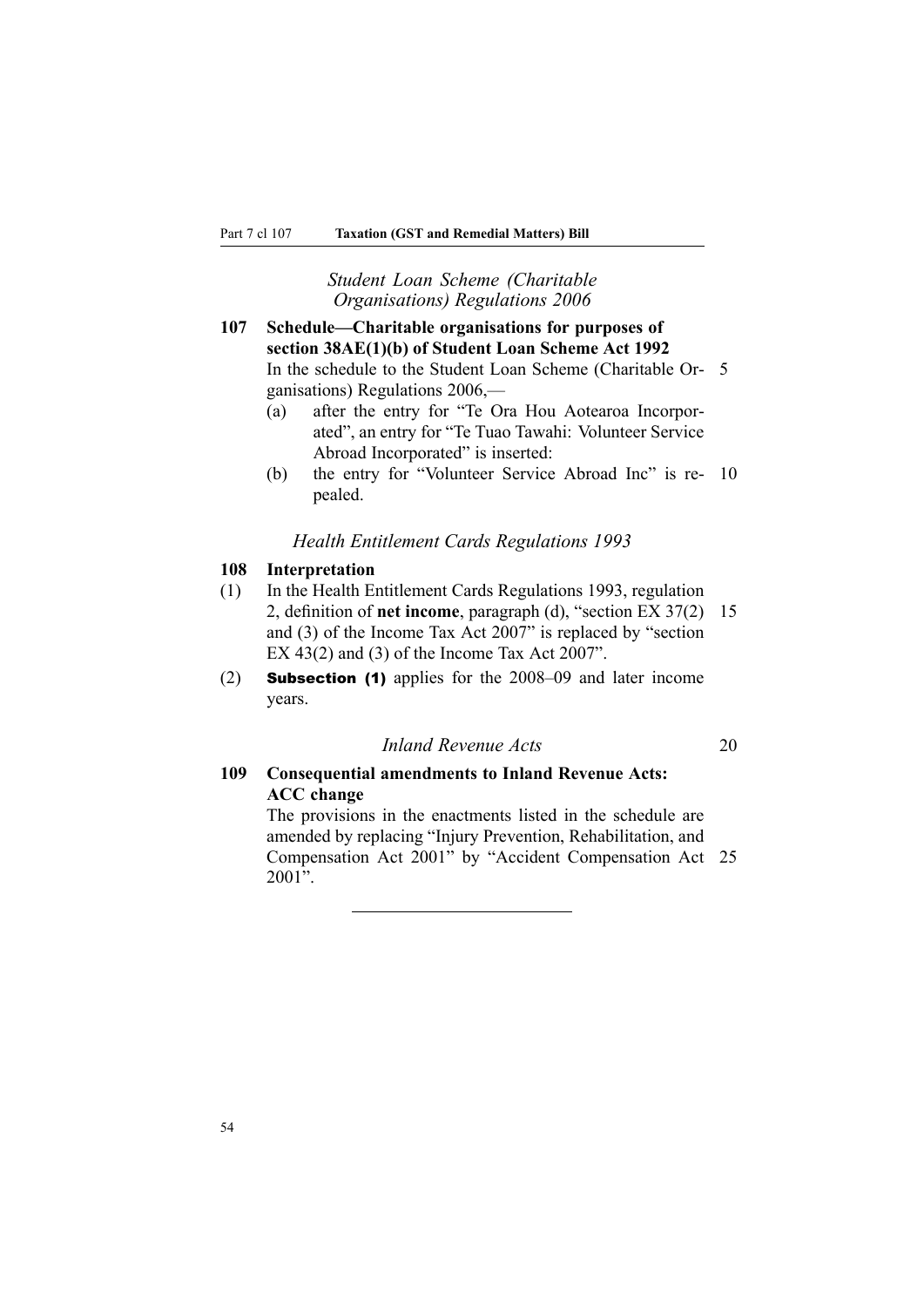*Student Loan Scheme (Charitable Organisations) Regulations 2006*

**107 Schedule—Charitable organisations for purposes of section 38AE(1)(b) of Student Loan Scheme Act 1992**

In the schedule to the Student Loan Scheme (Charitable Organisations) Regulations 2006,—

(a) after the entry for "Te Ora Hou Aotearoa Incorporated", an entry for "Te Tuao Tawahi: Volunteer Service Abroad Incorporated" is inserted:

(b) the entry for "Volunteer Service Abroad Inc" is repealed.

*Health Entitlement Cards Regulations 1993*

**108 Interpretation**

(1) In the Health Entitlement Cards Regulations 1993, regulation 2, definition of **net income**, paragraph (d), "section EX 37(2) and (3) of the Income Tax Act 2007" is replaced by "section EX 43(2) and (3) of the Income Tax Act 2007".

(2) **Subsection (1)** applies for the 2008–09 and later income years.

*Inland Revenue Acts*

**109 Consequential amendments to Inland Revenue Acts: ACC change**

The provisions in the enactments listed in the schedule are amended by replacing "Injury Prevention, Rehabilitation, and Compensation Act 2001" by "Accident Compensation Act 2001".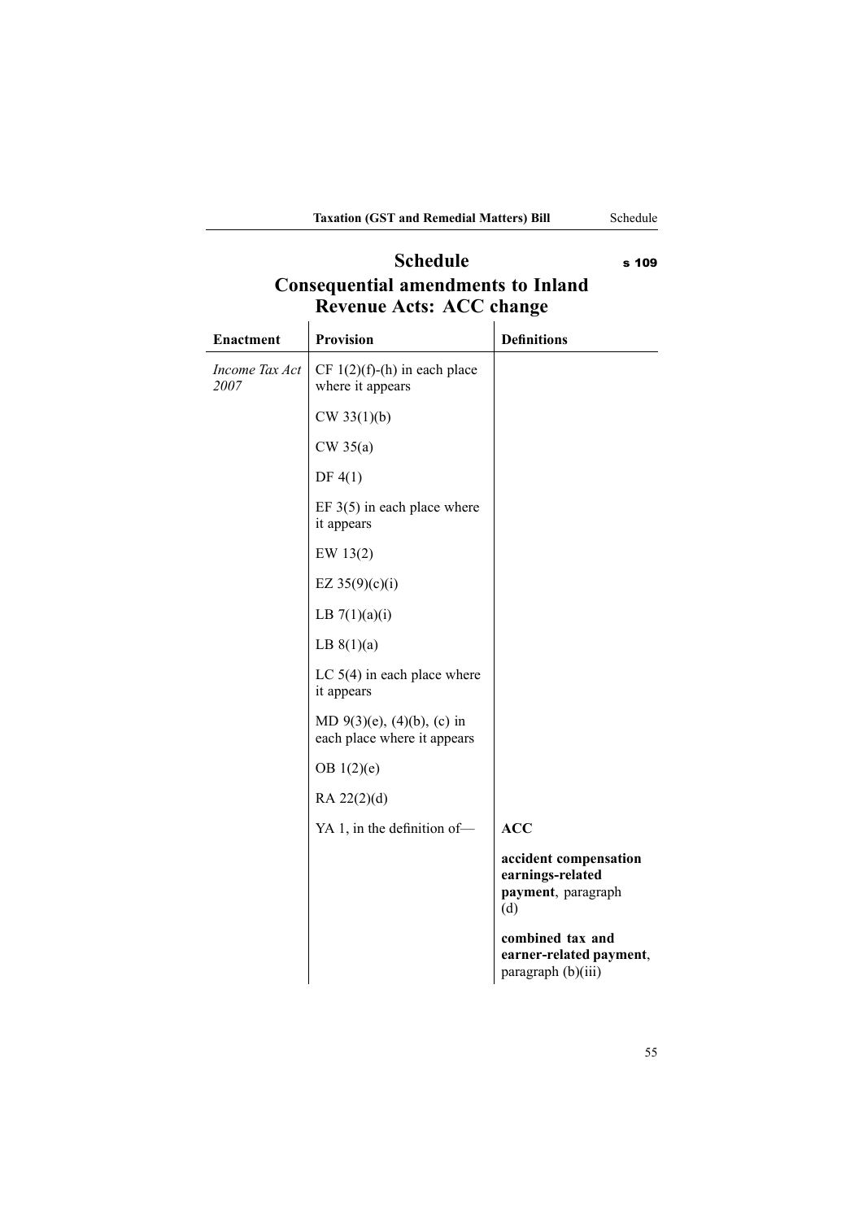# Schedule

s 109

## Consequential amendments to Inland Revenue Acts: ACC change

| Enactment | Provision | Definitions |
|---|---|---|
| *Income Tax Act 2007* | CF 1(2)(f)-(h) in each place where it appears | |
| | CW 33(1)(b) | |
| | CW 35(a) | |
| | DF 4(1) | |
| | EF 3(5) in each place where it appears | |
| | EW 13(2) | |
| | EZ 35(9)(c)(i) | |
| | LB 7(1)(a)(i) | |
| | LB 8(1)(a) | |
| | LC 5(4) in each place where it appears | |
| | MD 9(3)(e), (4)(b), (c) in each place where it appears | |
| | OB 1(2)(e) | |
| | RA 22(2)(d) | |
| | YA 1, in the definition of— | **ACC** |
| | | **accident compensation earnings-related payment**, paragraph (d) |
| | | **combined tax and earner-related payment**, paragraph (b)(iii) |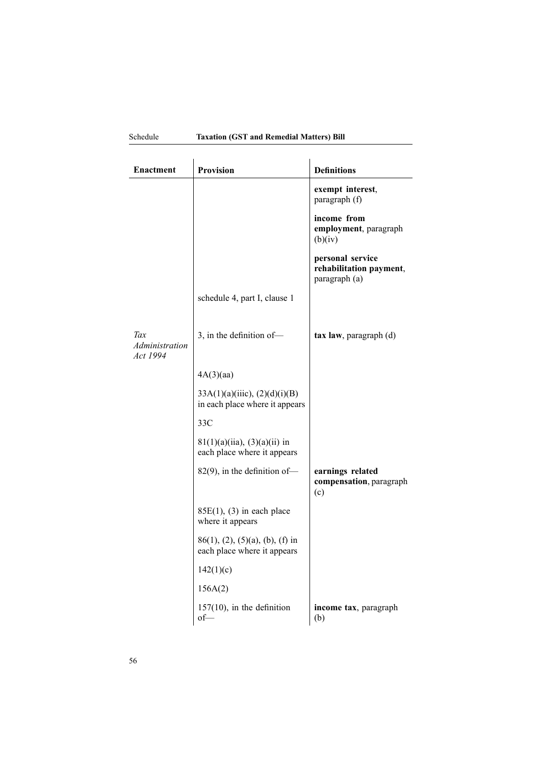| Enactment | Provision | Definitions |
|---|---|---|
| | | **exempt interest**, paragraph (f) |
| | | **income from employment**, paragraph (b)(iv) |
| | | **personal service rehabilitation payment**, paragraph (a) |
| | schedule 4, part I, clause 1 | |
| *Tax Administration Act 1994* | 3, in the definition of— | **tax law**, paragraph (d) |
| | 4A(3)(aa) | |
| | 33A(1)(a)(iiic), (2)(d)(i)(B) in each place where it appears | |
| | 33C | |
| | 81(1)(a)(iia), (3)(a)(ii) in each place where it appears | |
| | 82(9), in the definition of— | **earnings related compensation**, paragraph (c) |
| | 85E(1), (3) in each place where it appears | |
| | 86(1), (2), (5)(a), (b), (f) in each place where it appears | |
| | 142(1)(c) | |
| | 156A(2) | |
| | 157(10), in the definition of— | **income tax**, paragraph (b) |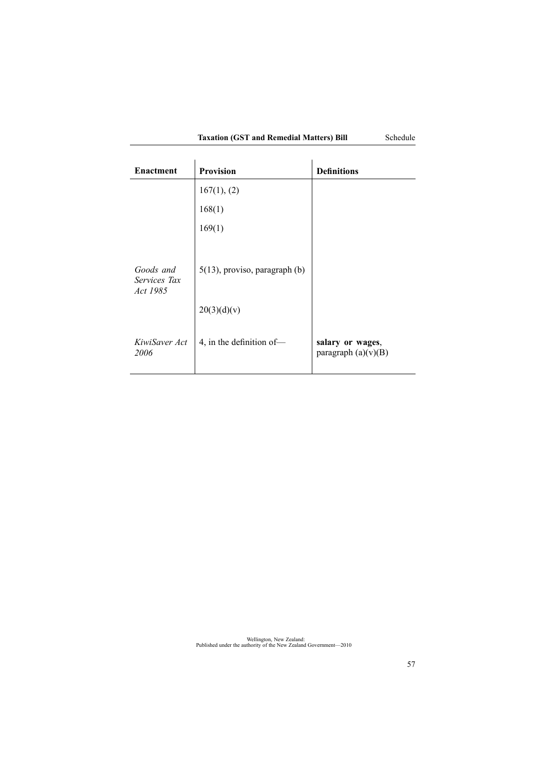| Enactment | Provision | Definitions |
|---|---|---|
| | 167(1), (2) | |
| | 168(1) | |
| | 169(1) | |
| *Goods and Services Tax Act 1985* | 5(13), proviso, paragraph (b) | |
| | 20(3)(d)(v) | |
| *KiwiSaver Act 2006* | 4, in the definition of— | **salary or wages**, paragraph (a)(v)(B) |

Wellington, New Zealand:
Published under the authority of the New Zealand Government—2010